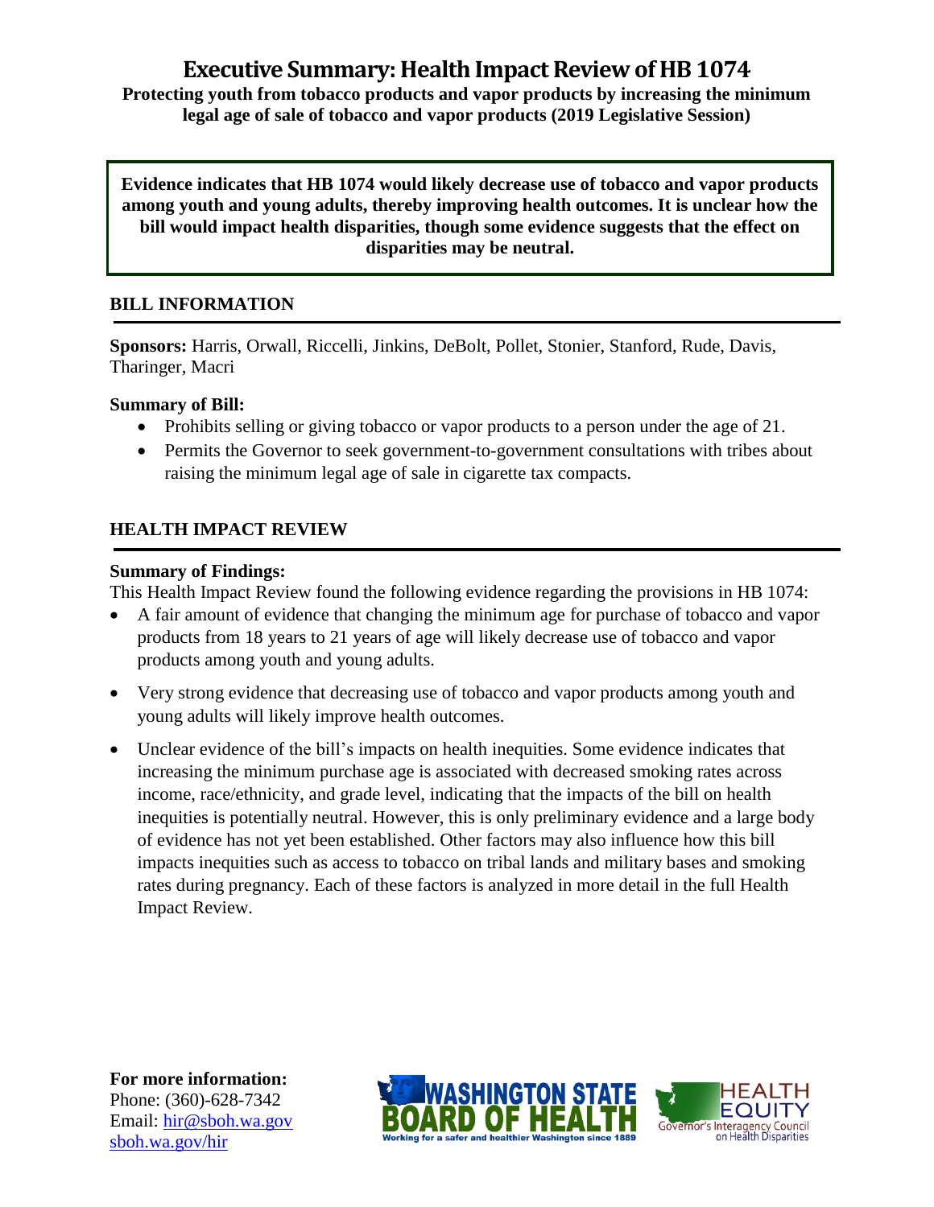# Executive Summary: Health Impact Review of HB 1074

**Protecting youth from tobacco products and vapor products by increasing the minimum legal age of sale of tobacco and vapor products (2019 Legislative Session)**

**Evidence indicates that HB 1074 would likely decrease use of tobacco and vapor products among youth and young adults, thereby improving health outcomes. It is unclear how the bill would impact health disparities, though some evidence suggests that the effect on disparities may be neutral.**

## BILL INFORMATION

**Sponsors:** Harris, Orwall, Riccelli, Jinkins, DeBolt, Pollet, Stonier, Stanford, Rude, Davis, Tharinger, Macri

**Summary of Bill:**

- Prohibits selling or giving tobacco or vapor products to a person under the age of 21.
- Permits the Governor to seek government-to-government consultations with tribes about raising the minimum legal age of sale in cigarette tax compacts.

## HEALTH IMPACT REVIEW

**Summary of Findings:**

This Health Impact Review found the following evidence regarding the provisions in HB 1074:

- A fair amount of evidence that changing the minimum age for purchase of tobacco and vapor products from 18 years to 21 years of age will likely decrease use of tobacco and vapor products among youth and young adults.
- Very strong evidence that decreasing use of tobacco and vapor products among youth and young adults will likely improve health outcomes.
- Unclear evidence of the bill's impacts on health inequities. Some evidence indicates that increasing the minimum purchase age is associated with decreased smoking rates across income, race/ethnicity, and grade level, indicating that the impacts of the bill on health inequities is potentially neutral. However, this is only preliminary evidence and a large body of evidence has not yet been established. Other factors may also influence how this bill impacts inequities such as access to tobacco on tribal lands and military bases and smoking rates during pregnancy. Each of these factors is analyzed in more detail in the full Health Impact Review.

**For more information:**
Phone: (360)-628-7342
Email: hir@sboh.wa.gov
sboh.wa.gov/hir

WASHINGTON STATE BOARD OF HEALTH
Working for a safer and healthier Washington since 1889

HEALTH EQUITY
Governor's Interagency Council on Health Disparities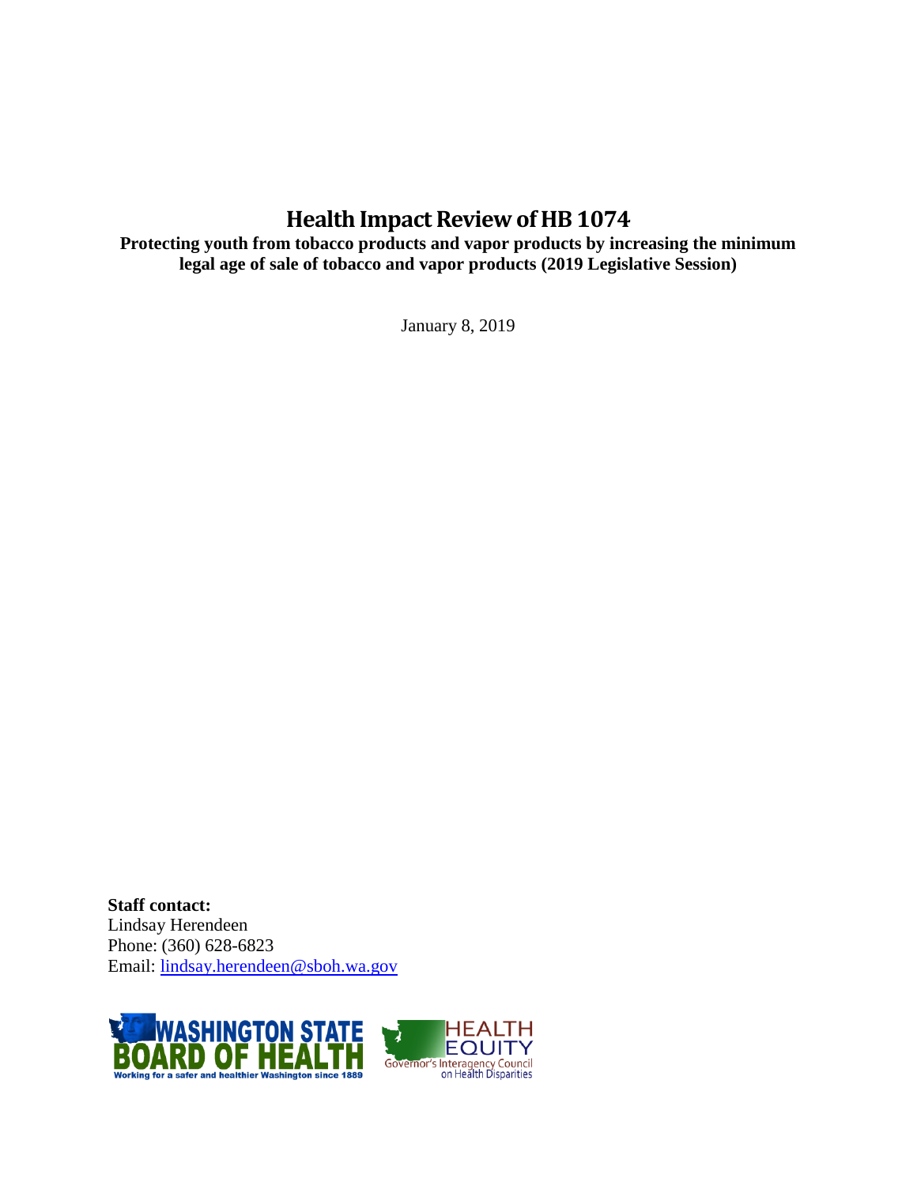# Health Impact Review of HB 1074

**Protecting youth from tobacco products and vapor products by increasing the minimum legal age of sale of tobacco and vapor products (2019 Legislative Session)**

January 8, 2019

**Staff contact:**
Lindsay Herendeen
Phone: (360) 628-6823
Email: lindsay.herendeen@sboh.wa.gov

WASHINGTON STATE BOARD OF HEALTH
Working for a safer and healthier Washington since 1889

HEALTH EQUITY
Governor's Interagency Council on Health Disparities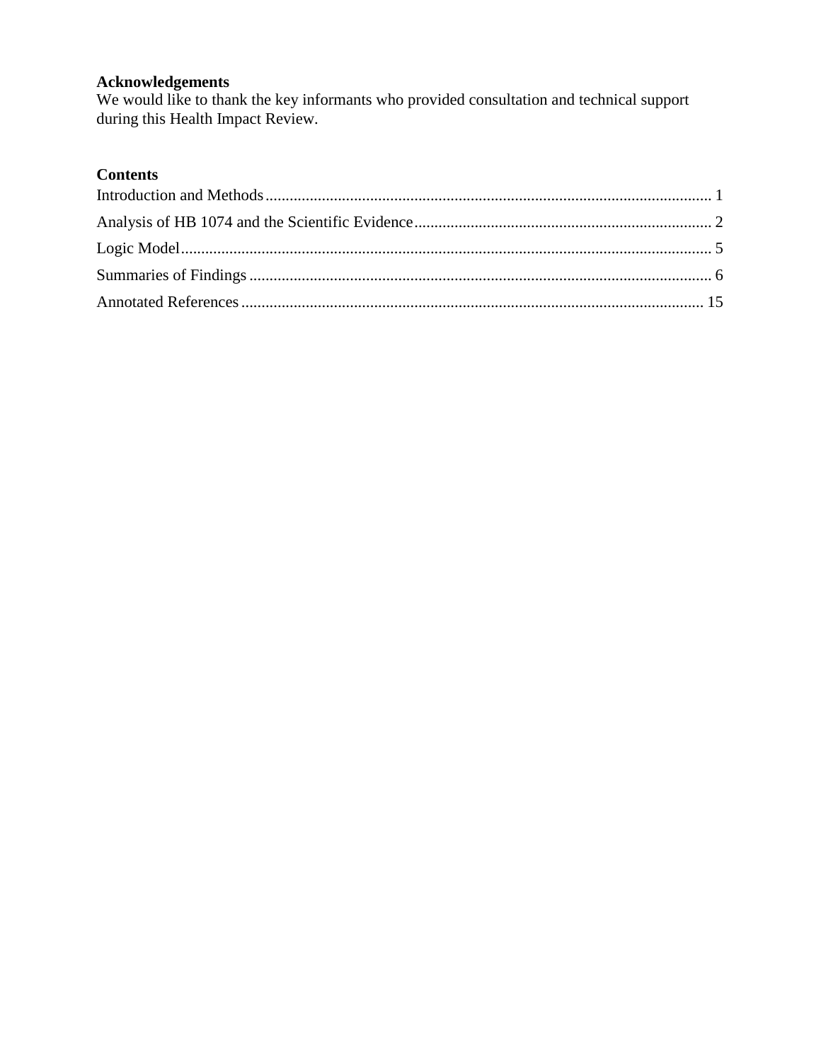**Acknowledgements**

We would like to thank the key informants who provided consultation and technical support during this Health Impact Review.

**Contents**

Introduction and Methods .......... 1
Analysis of HB 1074 and the Scientific Evidence .......... 2
Logic Model .......... 5
Summaries of Findings .......... 6
Annotated References .......... 15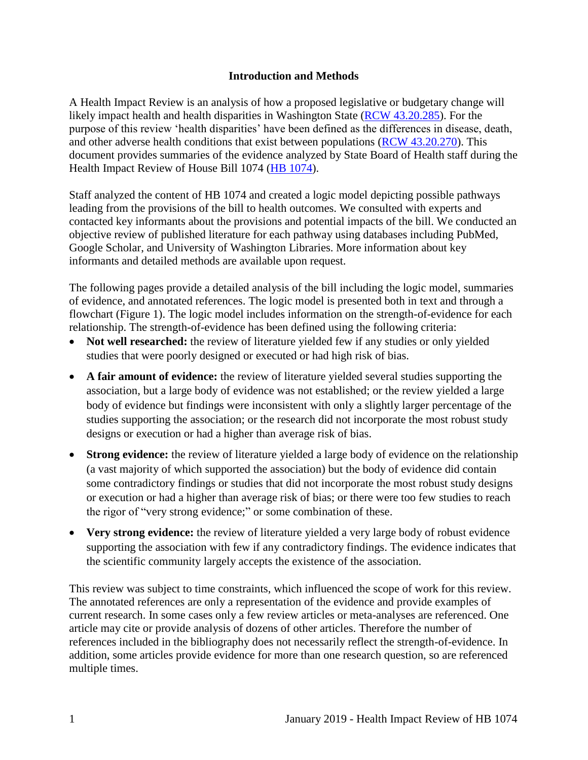## Introduction and Methods

A Health Impact Review is an analysis of how a proposed legislative or budgetary change will likely impact health and health disparities in Washington State (RCW 43.20.285). For the purpose of this review 'health disparities' have been defined as the differences in disease, death, and other adverse health conditions that exist between populations (RCW 43.20.270). This document provides summaries of the evidence analyzed by State Board of Health staff during the Health Impact Review of House Bill 1074 (HB 1074).

Staff analyzed the content of HB 1074 and created a logic model depicting possible pathways leading from the provisions of the bill to health outcomes. We consulted with experts and contacted key informants about the provisions and potential impacts of the bill. We conducted an objective review of published literature for each pathway using databases including PubMed, Google Scholar, and University of Washington Libraries. More information about key informants and detailed methods are available upon request.

The following pages provide a detailed analysis of the bill including the logic model, summaries of evidence, and annotated references. The logic model is presented both in text and through a flowchart (Figure 1). The logic model includes information on the strength-of-evidence for each relationship. The strength-of-evidence has been defined using the following criteria:

- **Not well researched:** the review of literature yielded few if any studies or only yielded studies that were poorly designed or executed or had high risk of bias.
- **A fair amount of evidence:** the review of literature yielded several studies supporting the association, but a large body of evidence was not established; or the review yielded a large body of evidence but findings were inconsistent with only a slightly larger percentage of the studies supporting the association; or the research did not incorporate the most robust study designs or execution or had a higher than average risk of bias.
- **Strong evidence:** the review of literature yielded a large body of evidence on the relationship (a vast majority of which supported the association) but the body of evidence did contain some contradictory findings or studies that did not incorporate the most robust study designs or execution or had a higher than average risk of bias; or there were too few studies to reach the rigor of "very strong evidence;" or some combination of these.
- **Very strong evidence:** the review of literature yielded a very large body of robust evidence supporting the association with few if any contradictory findings. The evidence indicates that the scientific community largely accepts the existence of the association.

This review was subject to time constraints, which influenced the scope of work for this review. The annotated references are only a representation of the evidence and provide examples of current research. In some cases only a few review articles or meta-analyses are referenced. One article may cite or provide analysis of dozens of other articles. Therefore the number of references included in the bibliography does not necessarily reflect the strength-of-evidence. In addition, some articles provide evidence for more than one research question, so are referenced multiple times.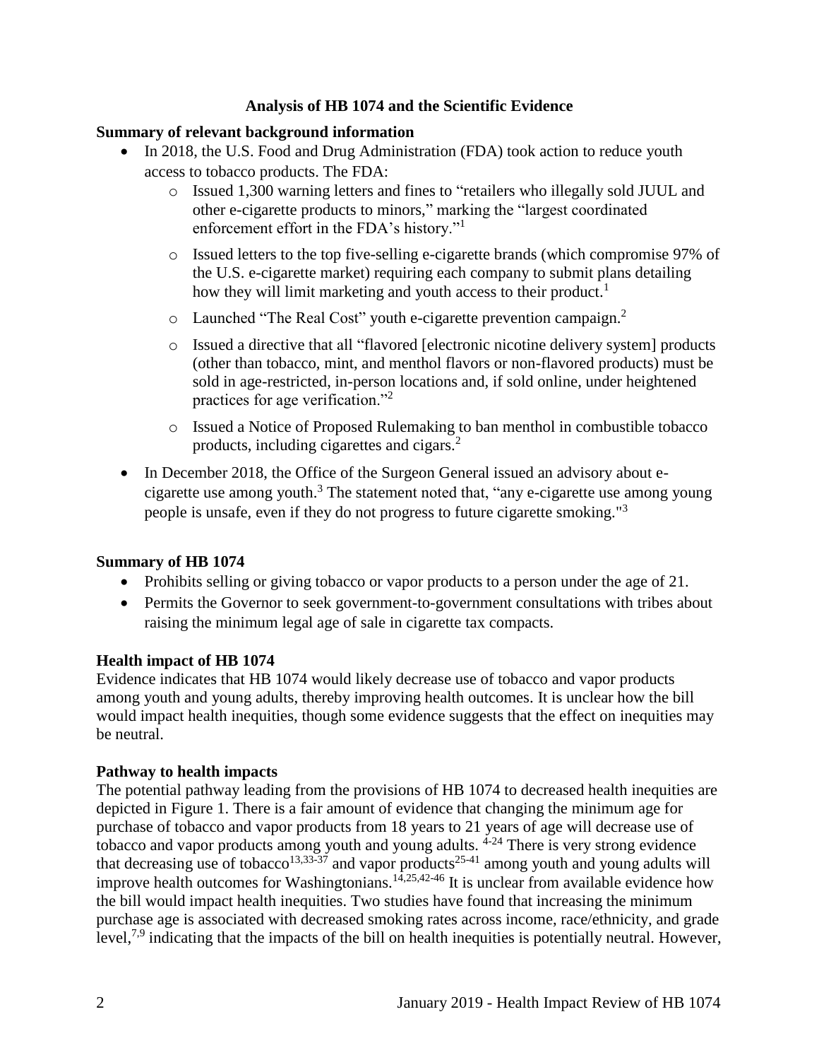## Analysis of HB 1074 and the Scientific Evidence

### Summary of relevant background information

- In 2018, the U.S. Food and Drug Administration (FDA) took action to reduce youth access to tobacco products. The FDA:
  - Issued 1,300 warning letters and fines to "retailers who illegally sold JUUL and other e-cigarette products to minors," marking the "largest coordinated enforcement effort in the FDA's history."[1]
  - Issued letters to the top five-selling e-cigarette brands (which compromise 97% of the U.S. e-cigarette market) requiring each company to submit plans detailing how they will limit marketing and youth access to their product.[1]
  - Launched "The Real Cost" youth e-cigarette prevention campaign.[2]
  - Issued a directive that all "flavored [electronic nicotine delivery system] products (other than tobacco, mint, and menthol flavors or non-flavored products) must be sold in age-restricted, in-person locations and, if sold online, under heightened practices for age verification."[2]
  - Issued a Notice of Proposed Rulemaking to ban menthol in combustible tobacco products, including cigarettes and cigars.[2]
- In December 2018, the Office of the Surgeon General issued an advisory about e-cigarette use among youth.[3] The statement noted that, "any e-cigarette use among young people is unsafe, even if they do not progress to future cigarette smoking."[3]

### Summary of HB 1074

- Prohibits selling or giving tobacco or vapor products to a person under the age of 21.
- Permits the Governor to seek government-to-government consultations with tribes about raising the minimum legal age of sale in cigarette tax compacts.

### Health impact of HB 1074

Evidence indicates that HB 1074 would likely decrease use of tobacco and vapor products among youth and young adults, thereby improving health outcomes. It is unclear how the bill would impact health inequities, though some evidence suggests that the effect on inequities may be neutral.

### Pathway to health impacts

The potential pathway leading from the provisions of HB 1074 to decreased health inequities are depicted in Figure 1. There is a fair amount of evidence that changing the minimum age for purchase of tobacco and vapor products from 18 years to 21 years of age will decrease use of tobacco and vapor products among youth and young adults. [4-24] There is very strong evidence that decreasing use of tobacco[13,33-37] and vapor products[25-41] among youth and young adults will improve health outcomes for Washingtonians.[14,25,42-46] It is unclear from available evidence how the bill would impact health inequities. Two studies have found that increasing the minimum purchase age is associated with decreased smoking rates across income, race/ethnicity, and grade level,[7,9] indicating that the impacts of the bill on health inequities is potentially neutral. However,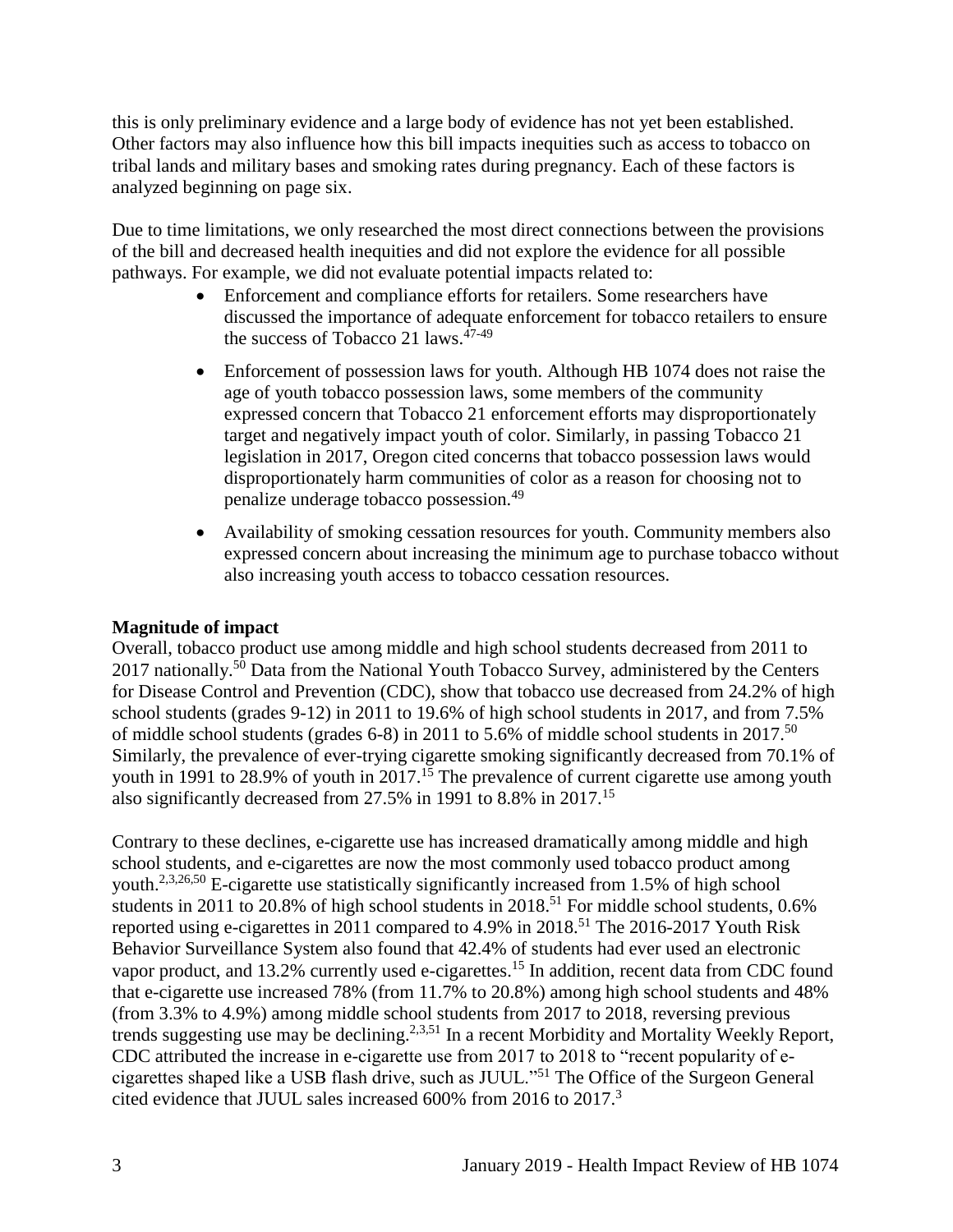this is only preliminary evidence and a large body of evidence has not yet been established. Other factors may also influence how this bill impacts inequities such as access to tobacco on tribal lands and military bases and smoking rates during pregnancy. Each of these factors is analyzed beginning on page six.

Due to time limitations, we only researched the most direct connections between the provisions of the bill and decreased health inequities and did not explore the evidence for all possible pathways. For example, we did not evaluate potential impacts related to:

- Enforcement and compliance efforts for retailers. Some researchers have discussed the importance of adequate enforcement for tobacco retailers to ensure the success of Tobacco 21 laws.[47-49]
- Enforcement of possession laws for youth. Although HB 1074 does not raise the age of youth tobacco possession laws, some members of the community expressed concern that Tobacco 21 enforcement efforts may disproportionately target and negatively impact youth of color. Similarly, in passing Tobacco 21 legislation in 2017, Oregon cited concerns that tobacco possession laws would disproportionately harm communities of color as a reason for choosing not to penalize underage tobacco possession.[49]
- Availability of smoking cessation resources for youth. Community members also expressed concern about increasing the minimum age to purchase tobacco without also increasing youth access to tobacco cessation resources.

**Magnitude of impact**

Overall, tobacco product use among middle and high school students decreased from 2011 to 2017 nationally.[50] Data from the National Youth Tobacco Survey, administered by the Centers for Disease Control and Prevention (CDC), show that tobacco use decreased from 24.2% of high school students (grades 9-12) in 2011 to 19.6% of high school students in 2017, and from 7.5% of middle school students (grades 6-8) in 2011 to 5.6% of middle school students in 2017.[50] Similarly, the prevalence of ever-trying cigarette smoking significantly decreased from 70.1% of youth in 1991 to 28.9% of youth in 2017.[15] The prevalence of current cigarette use among youth also significantly decreased from 27.5% in 1991 to 8.8% in 2017.[15]

Contrary to these declines, e-cigarette use has increased dramatically among middle and high school students, and e-cigarettes are now the most commonly used tobacco product among youth.[2,3,26,50] E-cigarette use statistically significantly increased from 1.5% of high school students in 2011 to 20.8% of high school students in 2018.[51] For middle school students, 0.6% reported using e-cigarettes in 2011 compared to 4.9% in 2018.[51] The 2016-2017 Youth Risk Behavior Surveillance System also found that 42.4% of students had ever used an electronic vapor product, and 13.2% currently used e-cigarettes.[15] In addition, recent data from CDC found that e-cigarette use increased 78% (from 11.7% to 20.8%) among high school students and 48% (from 3.3% to 4.9%) among middle school students from 2017 to 2018, reversing previous trends suggesting use may be declining.[2,3,51] In a recent Morbidity and Mortality Weekly Report, CDC attributed the increase in e-cigarette use from 2017 to 2018 to "recent popularity of e-cigarettes shaped like a USB flash drive, such as JUUL."[51] The Office of the Surgeon General cited evidence that JUUL sales increased 600% from 2016 to 2017.[3]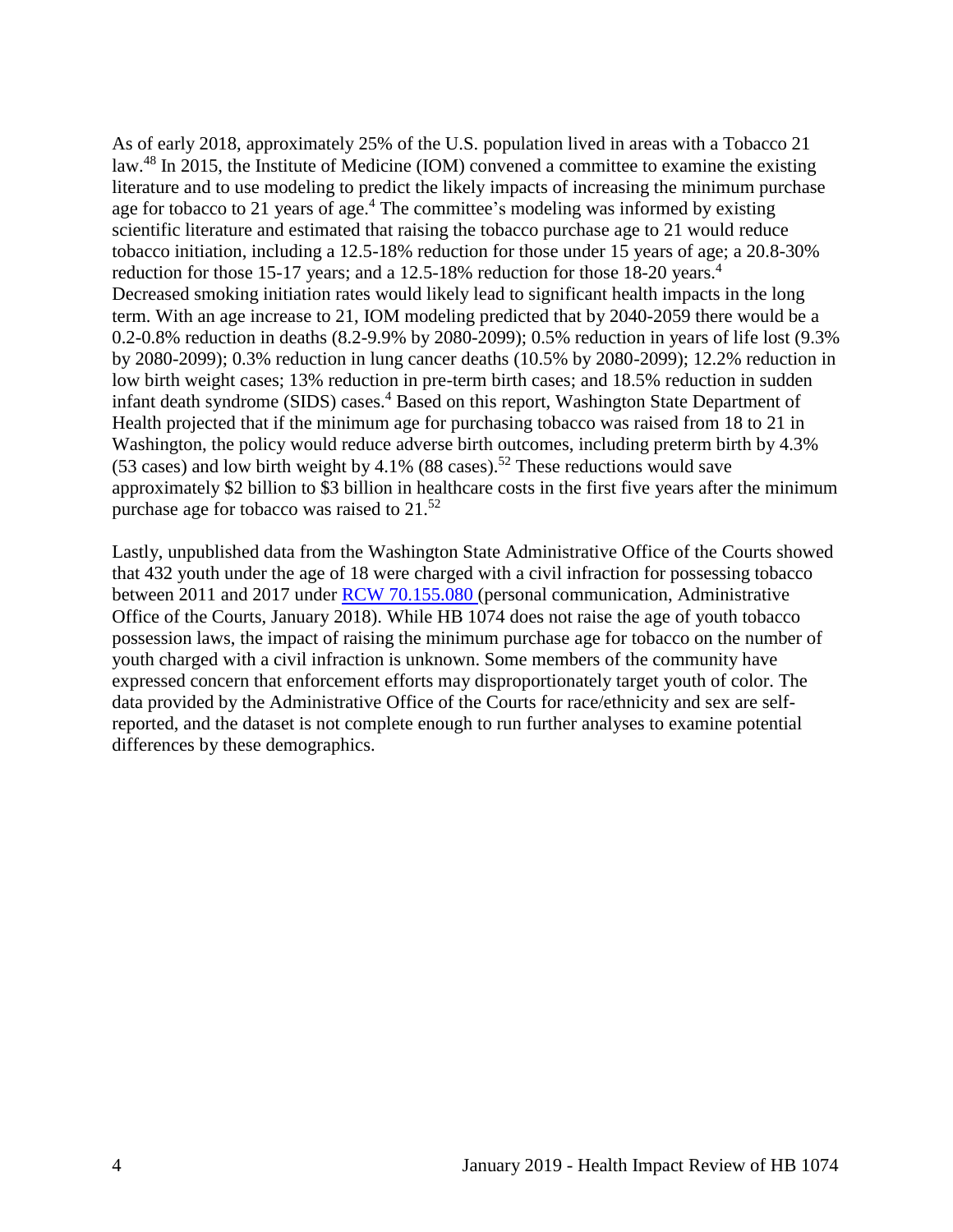As of early 2018, approximately 25% of the U.S. population lived in areas with a Tobacco 21 law.[48] In 2015, the Institute of Medicine (IOM) convened a committee to examine the existing literature and to use modeling to predict the likely impacts of increasing the minimum purchase age for tobacco to 21 years of age.[4] The committee's modeling was informed by existing scientific literature and estimated that raising the tobacco purchase age to 21 would reduce tobacco initiation, including a 12.5-18% reduction for those under 15 years of age; a 20.8-30% reduction for those 15-17 years; and a 12.5-18% reduction for those 18-20 years.[4] Decreased smoking initiation rates would likely lead to significant health impacts in the long term. With an age increase to 21, IOM modeling predicted that by 2040-2059 there would be a 0.2-0.8% reduction in deaths (8.2-9.9% by 2080-2099); 0.5% reduction in years of life lost (9.3% by 2080-2099); 0.3% reduction in lung cancer deaths (10.5% by 2080-2099); 12.2% reduction in low birth weight cases; 13% reduction in pre-term birth cases; and 18.5% reduction in sudden infant death syndrome (SIDS) cases.[4] Based on this report, Washington State Department of Health projected that if the minimum age for purchasing tobacco was raised from 18 to 21 in Washington, the policy would reduce adverse birth outcomes, including preterm birth by 4.3% (53 cases) and low birth weight by 4.1% (88 cases).[52] These reductions would save approximately $2 billion to $3 billion in healthcare costs in the first five years after the minimum purchase age for tobacco was raised to 21.[52]

Lastly, unpublished data from the Washington State Administrative Office of the Courts showed that 432 youth under the age of 18 were charged with a civil infraction for possessing tobacco between 2011 and 2017 under RCW 70.155.080 (personal communication, Administrative Office of the Courts, January 2018). While HB 1074 does not raise the age of youth tobacco possession laws, the impact of raising the minimum purchase age for tobacco on the number of youth charged with a civil infraction is unknown. Some members of the community have expressed concern that enforcement efforts may disproportionately target youth of color. The data provided by the Administrative Office of the Courts for race/ethnicity and sex are self-reported, and the dataset is not complete enough to run further analyses to examine potential differences by these demographics.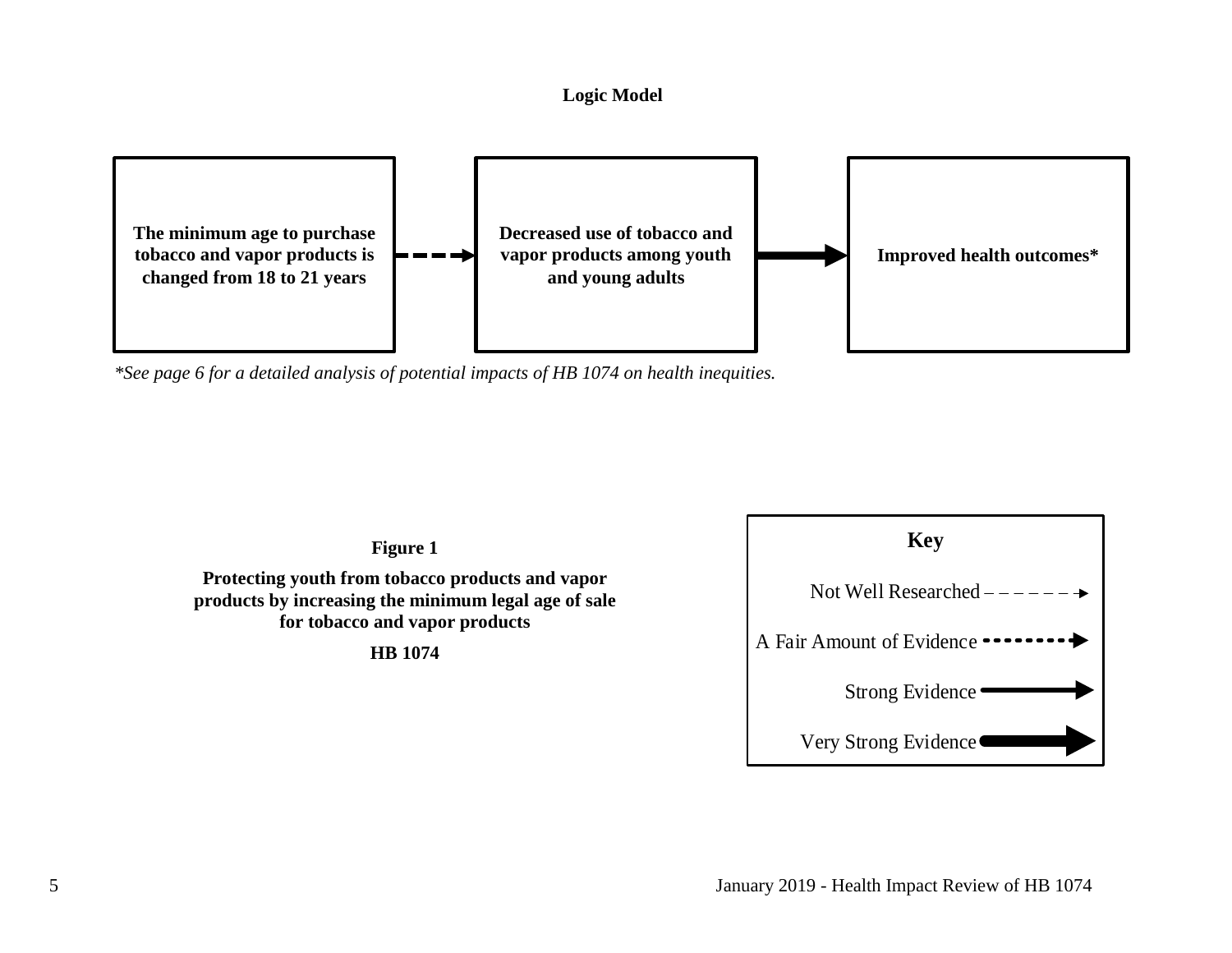**Logic Model**

**The minimum age to purchase tobacco and vapor products is changed from 18 to 21 years** → (A Fair Amount of Evidence) → **Decreased use of tobacco and vapor products among youth and young adults** → (Very Strong Evidence) → **Improved health outcomes***

*\*See page 6 for a detailed analysis of potential impacts of HB 1074 on health inequities.*

**Figure 1**

**Protecting youth from tobacco products and vapor products by increasing the minimum legal age of sale for tobacco and vapor products**

**HB 1074**

**Key**

- Not Well Researched
- A Fair Amount of Evidence
- Strong Evidence
- Very Strong Evidence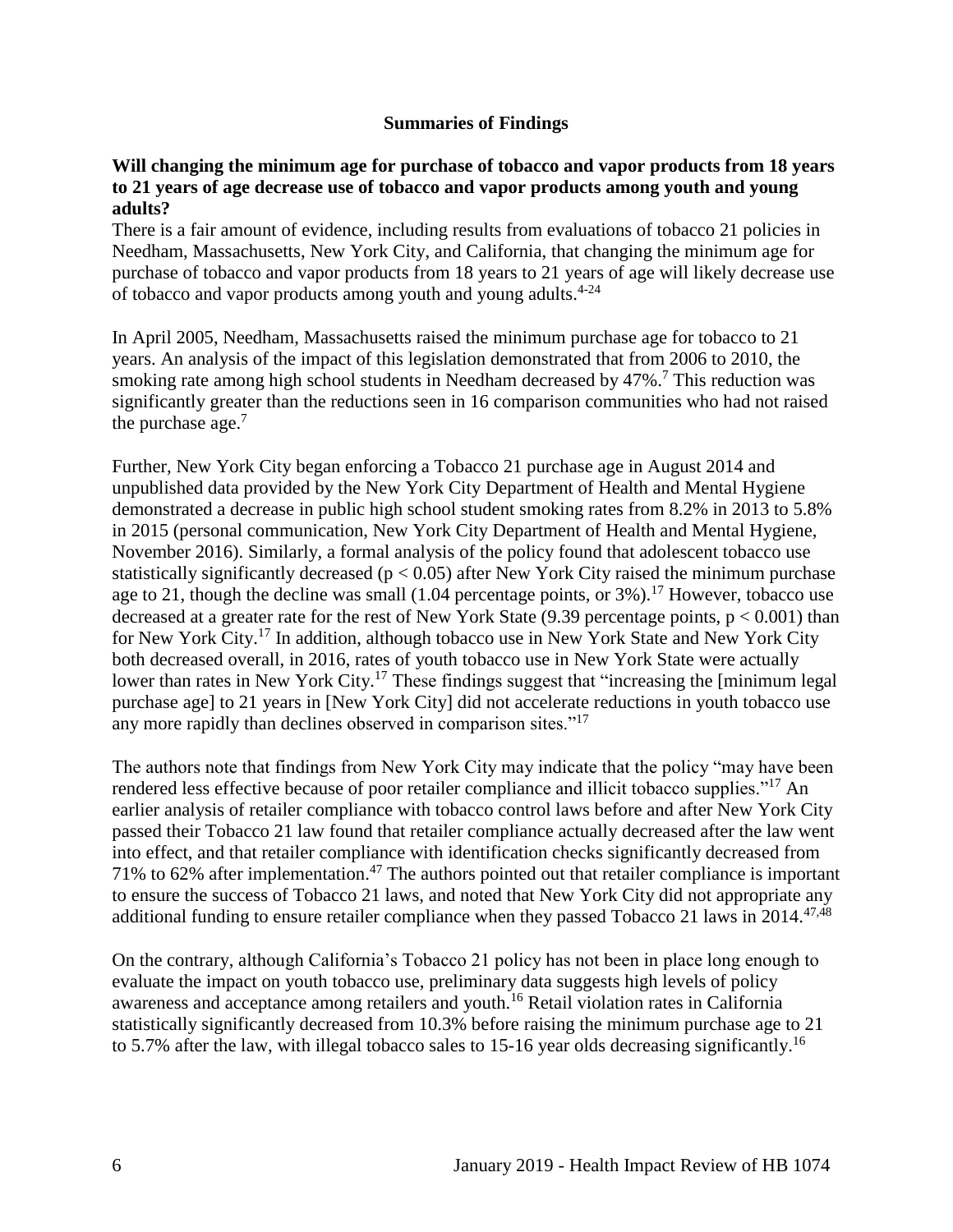## Summaries of Findings

### Will changing the minimum age for purchase of tobacco and vapor products from 18 years to 21 years of age decrease use of tobacco and vapor products among youth and young adults?

There is a fair amount of evidence, including results from evaluations of tobacco 21 policies in Needham, Massachusetts, New York City, and California, that changing the minimum age for purchase of tobacco and vapor products from 18 years to 21 years of age will likely decrease use of tobacco and vapor products among youth and young adults.[4-24]

In April 2005, Needham, Massachusetts raised the minimum purchase age for tobacco to 21 years. An analysis of the impact of this legislation demonstrated that from 2006 to 2010, the smoking rate among high school students in Needham decreased by 47%.[7] This reduction was significantly greater than the reductions seen in 16 comparison communities who had not raised the purchase age.[7]

Further, New York City began enforcing a Tobacco 21 purchase age in August 2014 and unpublished data provided by the New York City Department of Health and Mental Hygiene demonstrated a decrease in public high school student smoking rates from 8.2% in 2013 to 5.8% in 2015 (personal communication, New York City Department of Health and Mental Hygiene, November 2016). Similarly, a formal analysis of the policy found that adolescent tobacco use statistically significantly decreased ($p < 0.05$) after New York City raised the minimum purchase age to 21, though the decline was small (1.04 percentage points, or 3%).[17] However, tobacco use decreased at a greater rate for the rest of New York State (9.39 percentage points, $p < 0.001$) than for New York City.[17] In addition, although tobacco use in New York State and New York City both decreased overall, in 2016, rates of youth tobacco use in New York State were actually lower than rates in New York City.[17] These findings suggest that "increasing the [minimum legal purchase age] to 21 years in [New York City] did not accelerate reductions in youth tobacco use any more rapidly than declines observed in comparison sites."[17]

The authors note that findings from New York City may indicate that the policy "may have been rendered less effective because of poor retailer compliance and illicit tobacco supplies."[17] An earlier analysis of retailer compliance with tobacco control laws before and after New York City passed their Tobacco 21 law found that retailer compliance actually decreased after the law went into effect, and that retailer compliance with identification checks significantly decreased from 71% to 62% after implementation.[47] The authors pointed out that retailer compliance is important to ensure the success of Tobacco 21 laws, and noted that New York City did not appropriate any additional funding to ensure retailer compliance when they passed Tobacco 21 laws in 2014.[47,48]

On the contrary, although California's Tobacco 21 policy has not been in place long enough to evaluate the impact on youth tobacco use, preliminary data suggests high levels of policy awareness and acceptance among retailers and youth.[16] Retail violation rates in California statistically significantly decreased from 10.3% before raising the minimum purchase age to 21 to 5.7% after the law, with illegal tobacco sales to 15-16 year olds decreasing significantly.[16]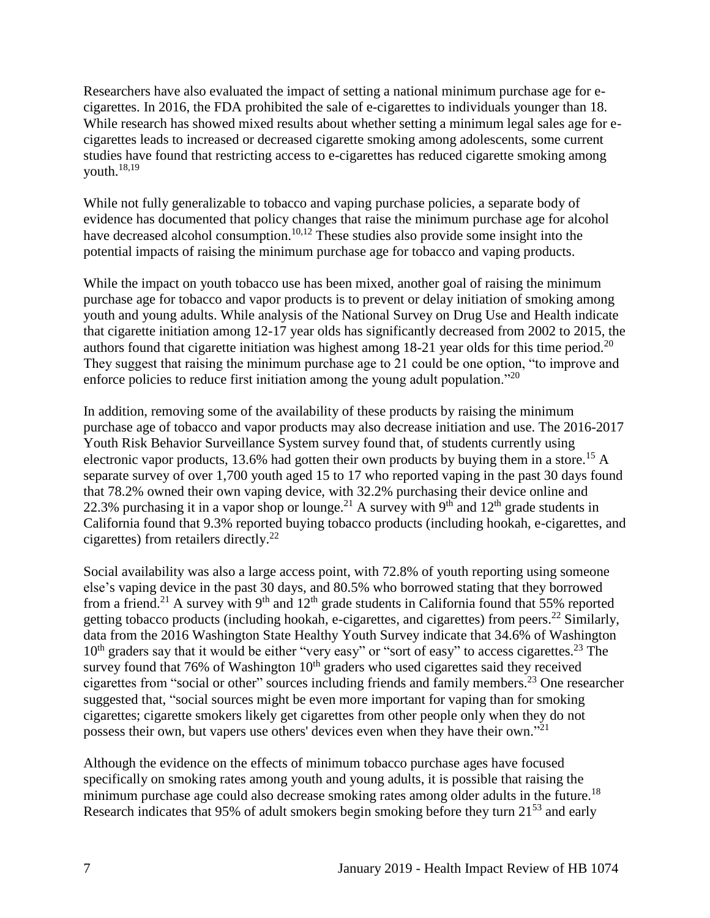Researchers have also evaluated the impact of setting a national minimum purchase age for e-cigarettes. In 2016, the FDA prohibited the sale of e-cigarettes to individuals younger than 18. While research has showed mixed results about whether setting a minimum legal sales age for e-cigarettes leads to increased or decreased cigarette smoking among adolescents, some current studies have found that restricting access to e-cigarettes has reduced cigarette smoking among youth.[18,19]

While not fully generalizable to tobacco and vaping purchase policies, a separate body of evidence has documented that policy changes that raise the minimum purchase age for alcohol have decreased alcohol consumption.[10,12] These studies also provide some insight into the potential impacts of raising the minimum purchase age for tobacco and vaping products.

While the impact on youth tobacco use has been mixed, another goal of raising the minimum purchase age for tobacco and vapor products is to prevent or delay initiation of smoking among youth and young adults. While analysis of the National Survey on Drug Use and Health indicate that cigarette initiation among 12-17 year olds has significantly decreased from 2002 to 2015, the authors found that cigarette initiation was highest among 18-21 year olds for this time period.[20] They suggest that raising the minimum purchase age to 21 could be one option, "to improve and enforce policies to reduce first initiation among the young adult population."[20]

In addition, removing some of the availability of these products by raising the minimum purchase age of tobacco and vapor products may also decrease initiation and use. The 2016-2017 Youth Risk Behavior Surveillance System survey found that, of students currently using electronic vapor products, 13.6% had gotten their own products by buying them in a store.[15] A separate survey of over 1,700 youth aged 15 to 17 who reported vaping in the past 30 days found that 78.2% owned their own vaping device, with 32.2% purchasing their device online and 22.3% purchasing it in a vapor shop or lounge.[21] A survey with 9th and 12th grade students in California found that 9.3% reported buying tobacco products (including hookah, e-cigarettes, and cigarettes) from retailers directly.[22]

Social availability was also a large access point, with 72.8% of youth reporting using someone else's vaping device in the past 30 days, and 80.5% who borrowed stating that they borrowed from a friend.[21] A survey with 9th and 12th grade students in California found that 55% reported getting tobacco products (including hookah, e-cigarettes, and cigarettes) from peers.[22] Similarly, data from the 2016 Washington State Healthy Youth Survey indicate that 34.6% of Washington 10th graders say that it would be either "very easy" or "sort of easy" to access cigarettes.[23] The survey found that 76% of Washington 10th graders who used cigarettes said they received cigarettes from "social or other" sources including friends and family members.[23] One researcher suggested that, "social sources might be even more important for vaping than for smoking cigarettes; cigarette smokers likely get cigarettes from other people only when they do not possess their own, but vapers use others' devices even when they have their own."[21]

Although the evidence on the effects of minimum tobacco purchase ages have focused specifically on smoking rates among youth and young adults, it is possible that raising the minimum purchase age could also decrease smoking rates among older adults in the future.[18] Research indicates that 95% of adult smokers begin smoking before they turn 21[53] and early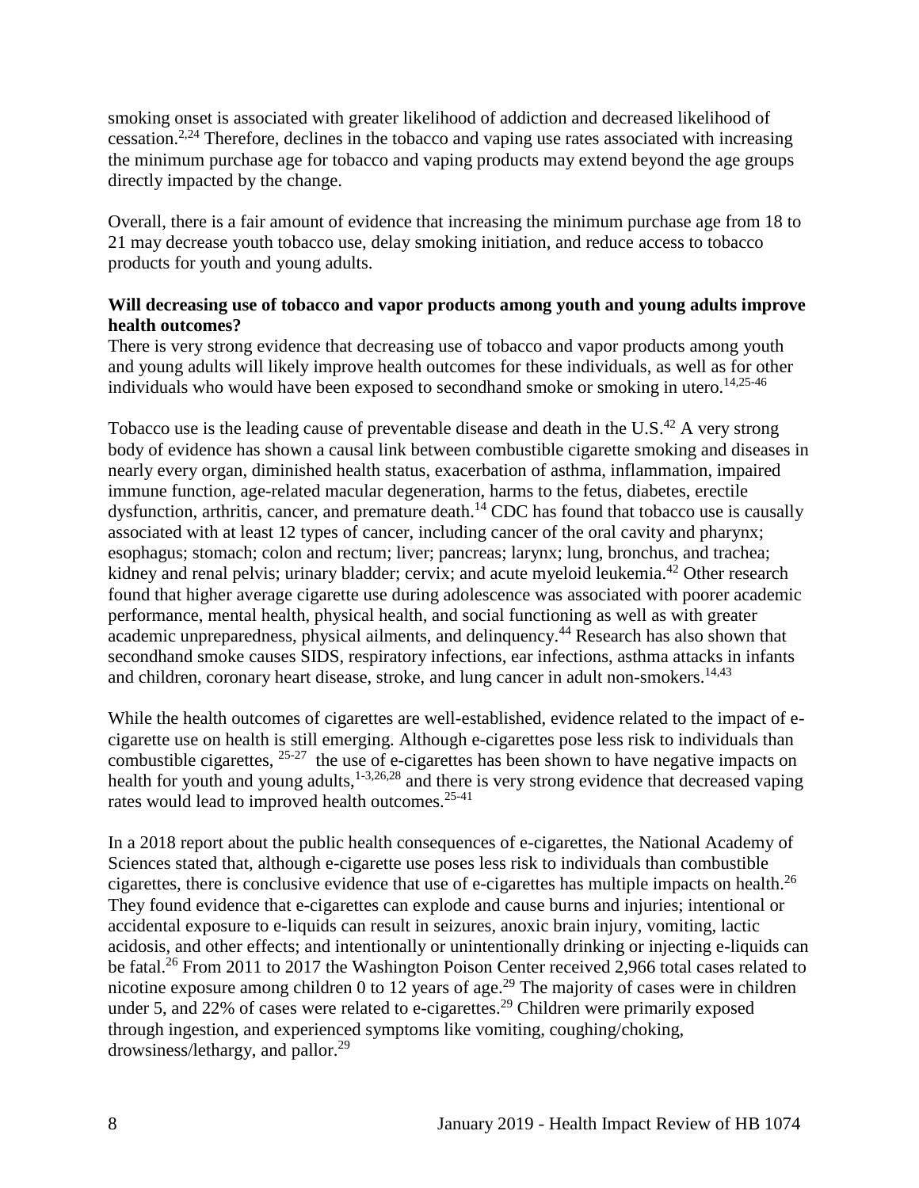smoking onset is associated with greater likelihood of addiction and decreased likelihood of cessation.[2,24] Therefore, declines in the tobacco and vaping use rates associated with increasing the minimum purchase age for tobacco and vaping products may extend beyond the age groups directly impacted by the change.

Overall, there is a fair amount of evidence that increasing the minimum purchase age from 18 to 21 may decrease youth tobacco use, delay smoking initiation, and reduce access to tobacco products for youth and young adults.

**Will decreasing use of tobacco and vapor products among youth and young adults improve health outcomes?**

There is very strong evidence that decreasing use of tobacco and vapor products among youth and young adults will likely improve health outcomes for these individuals, as well as for other individuals who would have been exposed to secondhand smoke or smoking in utero.[14,25-46]

Tobacco use is the leading cause of preventable disease and death in the U.S.[42] A very strong body of evidence has shown a causal link between combustible cigarette smoking and diseases in nearly every organ, diminished health status, exacerbation of asthma, inflammation, impaired immune function, age-related macular degeneration, harms to the fetus, diabetes, erectile dysfunction, arthritis, cancer, and premature death.[14] CDC has found that tobacco use is causally associated with at least 12 types of cancer, including cancer of the oral cavity and pharynx; esophagus; stomach; colon and rectum; liver; pancreas; larynx; lung, bronchus, and trachea; kidney and renal pelvis; urinary bladder; cervix; and acute myeloid leukemia.[42] Other research found that higher average cigarette use during adolescence was associated with poorer academic performance, mental health, physical health, and social functioning as well as with greater academic unpreparedness, physical ailments, and delinquency.[44] Research has also shown that secondhand smoke causes SIDS, respiratory infections, ear infections, asthma attacks in infants and children, coronary heart disease, stroke, and lung cancer in adult non-smokers.[14,43]

While the health outcomes of cigarettes are well-established, evidence related to the impact of e-cigarette use on health is still emerging. Although e-cigarettes pose less risk to individuals than combustible cigarettes, [25-27] the use of e-cigarettes has been shown to have negative impacts on health for youth and young adults,[1-3,26,28] and there is very strong evidence that decreased vaping rates would lead to improved health outcomes.[25-41]

In a 2018 report about the public health consequences of e-cigarettes, the National Academy of Sciences stated that, although e-cigarette use poses less risk to individuals than combustible cigarettes, there is conclusive evidence that use of e-cigarettes has multiple impacts on health.[26] They found evidence that e-cigarettes can explode and cause burns and injuries; intentional or accidental exposure to e-liquids can result in seizures, anoxic brain injury, vomiting, lactic acidosis, and other effects; and intentionally or unintentionally drinking or injecting e-liquids can be fatal.[26] From 2011 to 2017 the Washington Poison Center received 2,966 total cases related to nicotine exposure among children 0 to 12 years of age.[29] The majority of cases were in children under 5, and 22% of cases were related to e-cigarettes.[29] Children were primarily exposed through ingestion, and experienced symptoms like vomiting, coughing/choking, drowsiness/lethargy, and pallor.[29]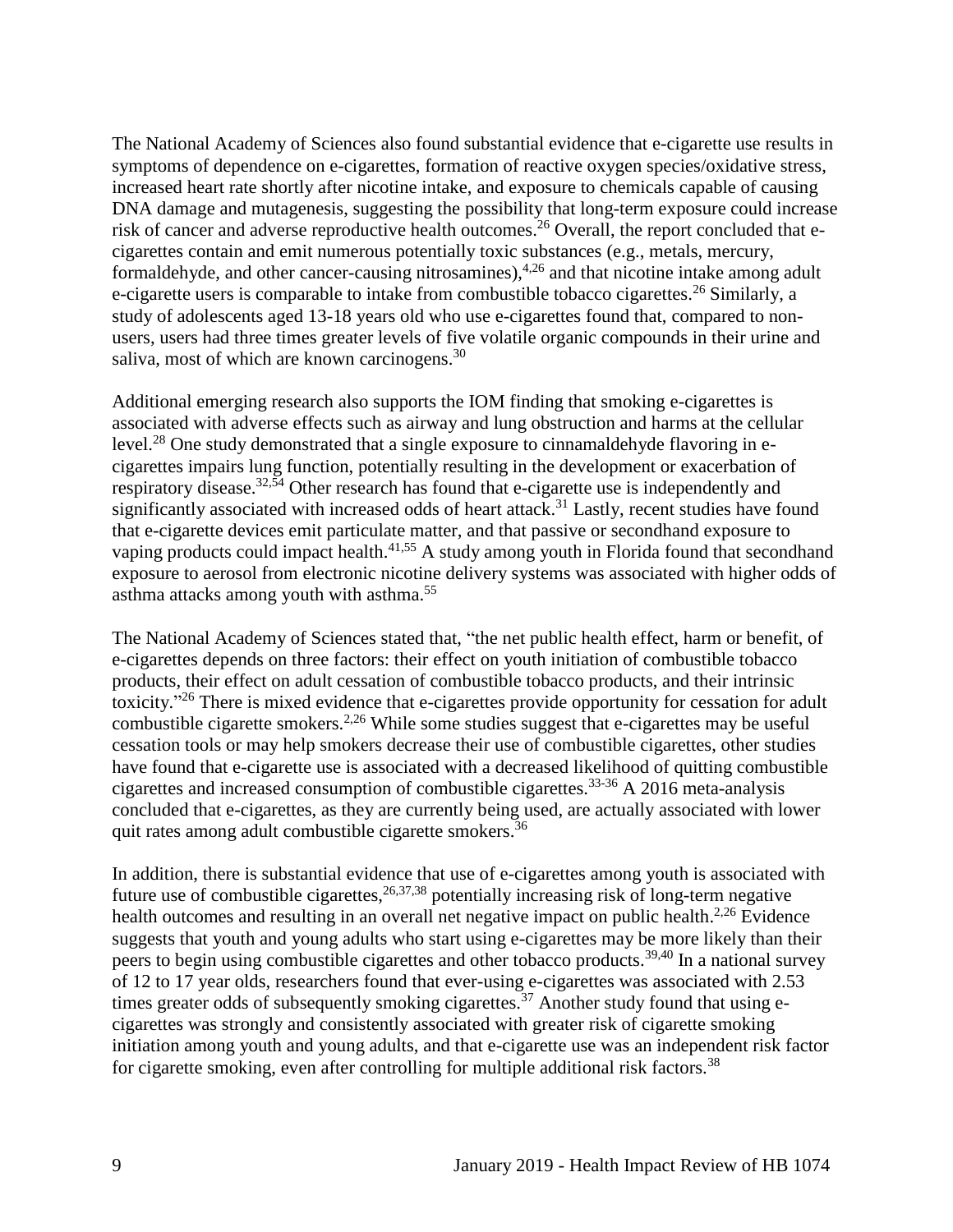The National Academy of Sciences also found substantial evidence that e-cigarette use results in symptoms of dependence on e-cigarettes, formation of reactive oxygen species/oxidative stress, increased heart rate shortly after nicotine intake, and exposure to chemicals capable of causing DNA damage and mutagenesis, suggesting the possibility that long-term exposure could increase risk of cancer and adverse reproductive health outcomes.[26] Overall, the report concluded that e-cigarettes contain and emit numerous potentially toxic substances (e.g., metals, mercury, formaldehyde, and other cancer-causing nitrosamines),[4,26] and that nicotine intake among adult e-cigarette users is comparable to intake from combustible tobacco cigarettes.[26] Similarly, a study of adolescents aged 13-18 years old who use e-cigarettes found that, compared to non-users, users had three times greater levels of five volatile organic compounds in their urine and saliva, most of which are known carcinogens.[30]

Additional emerging research also supports the IOM finding that smoking e-cigarettes is associated with adverse effects such as airway and lung obstruction and harms at the cellular level.[28] One study demonstrated that a single exposure to cinnamaldehyde flavoring in e-cigarettes impairs lung function, potentially resulting in the development or exacerbation of respiratory disease.[32,54] Other research has found that e-cigarette use is independently and significantly associated with increased odds of heart attack.[31] Lastly, recent studies have found that e-cigarette devices emit particulate matter, and that passive or secondhand exposure to vaping products could impact health.[41,55] A study among youth in Florida found that secondhand exposure to aerosol from electronic nicotine delivery systems was associated with higher odds of asthma attacks among youth with asthma.[55]

The National Academy of Sciences stated that, "the net public health effect, harm or benefit, of e-cigarettes depends on three factors: their effect on youth initiation of combustible tobacco products, their effect on adult cessation of combustible tobacco products, and their intrinsic toxicity."[26] There is mixed evidence that e-cigarettes provide opportunity for cessation for adult combustible cigarette smokers.[2,26] While some studies suggest that e-cigarettes may be useful cessation tools or may help smokers decrease their use of combustible cigarettes, other studies have found that e-cigarette use is associated with a decreased likelihood of quitting combustible cigarettes and increased consumption of combustible cigarettes.[33-36] A 2016 meta-analysis concluded that e-cigarettes, as they are currently being used, are actually associated with lower quit rates among adult combustible cigarette smokers.[36]

In addition, there is substantial evidence that use of e-cigarettes among youth is associated with future use of combustible cigarettes,[26,37,38] potentially increasing risk of long-term negative health outcomes and resulting in an overall net negative impact on public health.[2,26] Evidence suggests that youth and young adults who start using e-cigarettes may be more likely than their peers to begin using combustible cigarettes and other tobacco products.[39,40] In a national survey of 12 to 17 year olds, researchers found that ever-using e-cigarettes was associated with 2.53 times greater odds of subsequently smoking cigarettes.[37] Another study found that using e-cigarettes was strongly and consistently associated with greater risk of cigarette smoking initiation among youth and young adults, and that e-cigarette use was an independent risk factor for cigarette smoking, even after controlling for multiple additional risk factors.[38]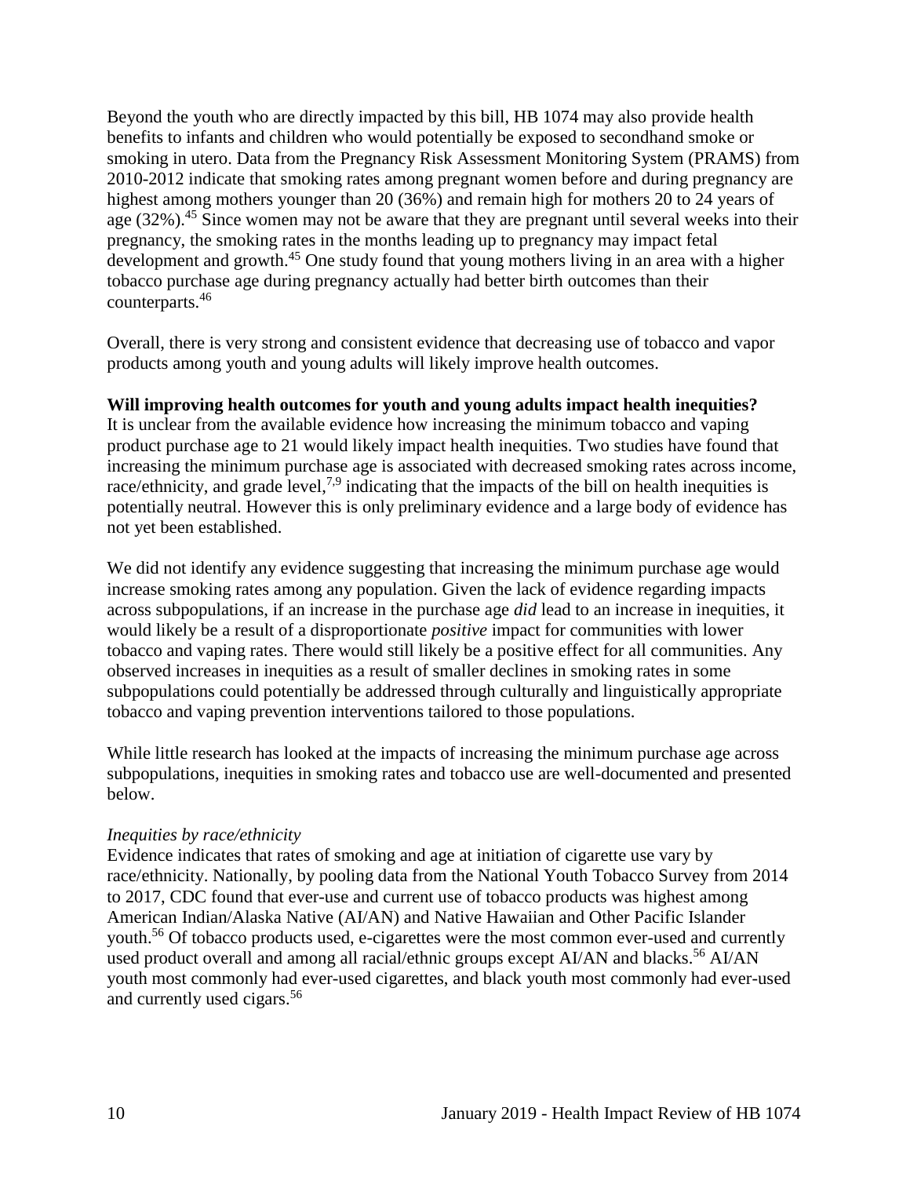Beyond the youth who are directly impacted by this bill, HB 1074 may also provide health benefits to infants and children who would potentially be exposed to secondhand smoke or smoking in utero. Data from the Pregnancy Risk Assessment Monitoring System (PRAMS) from 2010-2012 indicate that smoking rates among pregnant women before and during pregnancy are highest among mothers younger than 20 (36%) and remain high for mothers 20 to 24 years of age (32%).[45] Since women may not be aware that they are pregnant until several weeks into their pregnancy, the smoking rates in the months leading up to pregnancy may impact fetal development and growth.[45] One study found that young mothers living in an area with a higher tobacco purchase age during pregnancy actually had better birth outcomes than their counterparts.[46]

Overall, there is very strong and consistent evidence that decreasing use of tobacco and vapor products among youth and young adults will likely improve health outcomes.

**Will improving health outcomes for youth and young adults impact health inequities?**

It is unclear from the available evidence how increasing the minimum tobacco and vaping product purchase age to 21 would likely impact health inequities. Two studies have found that increasing the minimum purchase age is associated with decreased smoking rates across income, race/ethnicity, and grade level,[7,9] indicating that the impacts of the bill on health inequities is potentially neutral. However this is only preliminary evidence and a large body of evidence has not yet been established.

We did not identify any evidence suggesting that increasing the minimum purchase age would increase smoking rates among any population. Given the lack of evidence regarding impacts across subpopulations, if an increase in the purchase age *did* lead to an increase in inequities, it would likely be a result of a disproportionate *positive* impact for communities with lower tobacco and vaping rates. There would still likely be a positive effect for all communities. Any observed increases in inequities as a result of smaller declines in smoking rates in some subpopulations could potentially be addressed through culturally and linguistically appropriate tobacco and vaping prevention interventions tailored to those populations.

While little research has looked at the impacts of increasing the minimum purchase age across subpopulations, inequities in smoking rates and tobacco use are well-documented and presented below.

*Inequities by race/ethnicity*

Evidence indicates that rates of smoking and age at initiation of cigarette use vary by race/ethnicity. Nationally, by pooling data from the National Youth Tobacco Survey from 2014 to 2017, CDC found that ever-use and current use of tobacco products was highest among American Indian/Alaska Native (AI/AN) and Native Hawaiian and Other Pacific Islander youth.[56] Of tobacco products used, e-cigarettes were the most common ever-used and currently used product overall and among all racial/ethnic groups except AI/AN and blacks.[56] AI/AN youth most commonly had ever-used cigarettes, and black youth most commonly had ever-used and currently used cigars.[56]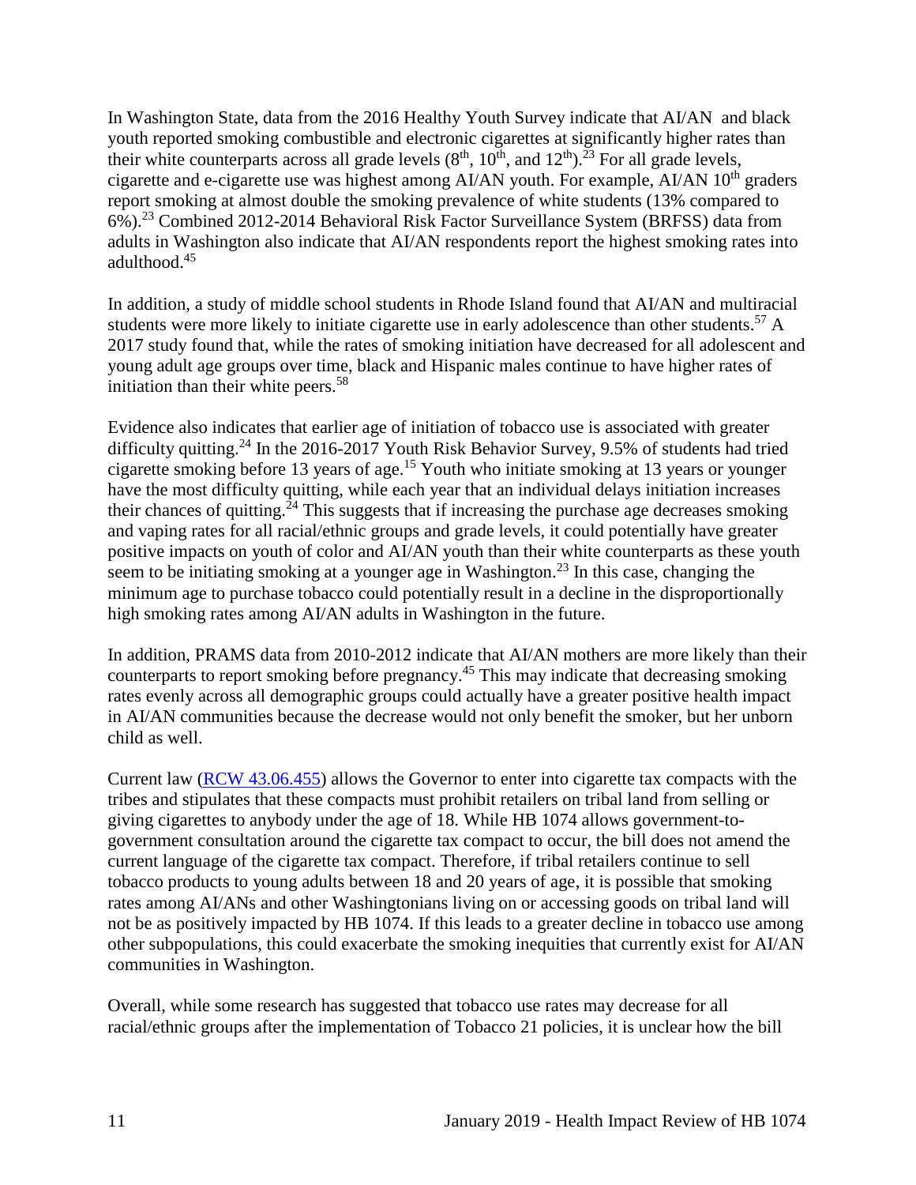In Washington State, data from the 2016 Healthy Youth Survey indicate that AI/AN and black youth reported smoking combustible and electronic cigarettes at significantly higher rates than their white counterparts across all grade levels ($8^{th}$, $10^{th}$, and $12^{th}$).[23] For all grade levels, cigarette and e-cigarette use was highest among AI/AN youth. For example, AI/AN $10^{th}$ graders report smoking at almost double the smoking prevalence of white students (13% compared to 6%).[23] Combined 2012-2014 Behavioral Risk Factor Surveillance System (BRFSS) data from adults in Washington also indicate that AI/AN respondents report the highest smoking rates into adulthood.[45]

In addition, a study of middle school students in Rhode Island found that AI/AN and multiracial students were more likely to initiate cigarette use in early adolescence than other students.[57] A 2017 study found that, while the rates of smoking initiation have decreased for all adolescent and young adult age groups over time, black and Hispanic males continue to have higher rates of initiation than their white peers.[58]

Evidence also indicates that earlier age of initiation of tobacco use is associated with greater difficulty quitting.[24] In the 2016-2017 Youth Risk Behavior Survey, 9.5% of students had tried cigarette smoking before 13 years of age.[15] Youth who initiate smoking at 13 years or younger have the most difficulty quitting, while each year that an individual delays initiation increases their chances of quitting.[24] This suggests that if increasing the purchase age decreases smoking and vaping rates for all racial/ethnic groups and grade levels, it could potentially have greater positive impacts on youth of color and AI/AN youth than their white counterparts as these youth seem to be initiating smoking at a younger age in Washington.[23] In this case, changing the minimum age to purchase tobacco could potentially result in a decline in the disproportionally high smoking rates among AI/AN adults in Washington in the future.

In addition, PRAMS data from 2010-2012 indicate that AI/AN mothers are more likely than their counterparts to report smoking before pregnancy.[45] This may indicate that decreasing smoking rates evenly across all demographic groups could actually have a greater positive health impact in AI/AN communities because the decrease would not only benefit the smoker, but her unborn child as well.

Current law ([RCW 43.06.455](RCW 43.06.455)) allows the Governor to enter into cigarette tax compacts with the tribes and stipulates that these compacts must prohibit retailers on tribal land from selling or giving cigarettes to anybody under the age of 18. While HB 1074 allows government-to-government consultation around the cigarette tax compact to occur, the bill does not amend the current language of the cigarette tax compact. Therefore, if tribal retailers continue to sell tobacco products to young adults between 18 and 20 years of age, it is possible that smoking rates among AI/ANs and other Washingtonians living on or accessing goods on tribal land will not be as positively impacted by HB 1074. If this leads to a greater decline in tobacco use among other subpopulations, this could exacerbate the smoking inequities that currently exist for AI/AN communities in Washington.

Overall, while some research has suggested that tobacco use rates may decrease for all racial/ethnic groups after the implementation of Tobacco 21 policies, it is unclear how the bill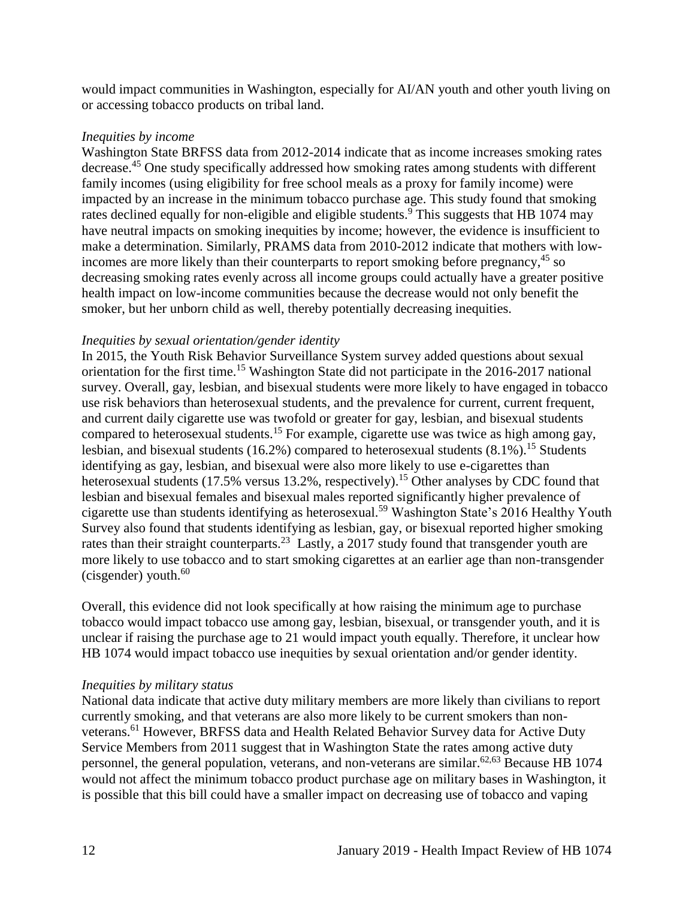would impact communities in Washington, especially for AI/AN youth and other youth living on or accessing tobacco products on tribal land.

*Inequities by income*

Washington State BRFSS data from 2012-2014 indicate that as income increases smoking rates decrease.[45] One study specifically addressed how smoking rates among students with different family incomes (using eligibility for free school meals as a proxy for family income) were impacted by an increase in the minimum tobacco purchase age. This study found that smoking rates declined equally for non-eligible and eligible students.[9] This suggests that HB 1074 may have neutral impacts on smoking inequities by income; however, the evidence is insufficient to make a determination. Similarly, PRAMS data from 2010-2012 indicate that mothers with low-incomes are more likely than their counterparts to report smoking before pregnancy,[45] so decreasing smoking rates evenly across all income groups could actually have a greater positive health impact on low-income communities because the decrease would not only benefit the smoker, but her unborn child as well, thereby potentially decreasing inequities.

*Inequities by sexual orientation/gender identity*

In 2015, the Youth Risk Behavior Surveillance System survey added questions about sexual orientation for the first time.[15] Washington State did not participate in the 2016-2017 national survey. Overall, gay, lesbian, and bisexual students were more likely to have engaged in tobacco use risk behaviors than heterosexual students, and the prevalence for current, current frequent, and current daily cigarette use was twofold or greater for gay, lesbian, and bisexual students compared to heterosexual students.[15] For example, cigarette use was twice as high among gay, lesbian, and bisexual students (16.2%) compared to heterosexual students (8.1%).[15] Students identifying as gay, lesbian, and bisexual were also more likely to use e-cigarettes than heterosexual students (17.5% versus 13.2%, respectively).[15] Other analyses by CDC found that lesbian and bisexual females and bisexual males reported significantly higher prevalence of cigarette use than students identifying as heterosexual.[59] Washington State's 2016 Healthy Youth Survey also found that students identifying as lesbian, gay, or bisexual reported higher smoking rates than their straight counterparts.[23] Lastly, a 2017 study found that transgender youth are more likely to use tobacco and to start smoking cigarettes at an earlier age than non-transgender (cisgender) youth.[60]

Overall, this evidence did not look specifically at how raising the minimum age to purchase tobacco would impact tobacco use among gay, lesbian, bisexual, or transgender youth, and it is unclear if raising the purchase age to 21 would impact youth equally. Therefore, it unclear how HB 1074 would impact tobacco use inequities by sexual orientation and/or gender identity.

*Inequities by military status*

National data indicate that active duty military members are more likely than civilians to report currently smoking, and that veterans are also more likely to be current smokers than non-veterans.[61] However, BRFSS data and Health Related Behavior Survey data for Active Duty Service Members from 2011 suggest that in Washington State the rates among active duty personnel, the general population, veterans, and non-veterans are similar.[62,63] Because HB 1074 would not affect the minimum tobacco product purchase age on military bases in Washington, it is possible that this bill could have a smaller impact on decreasing use of tobacco and vaping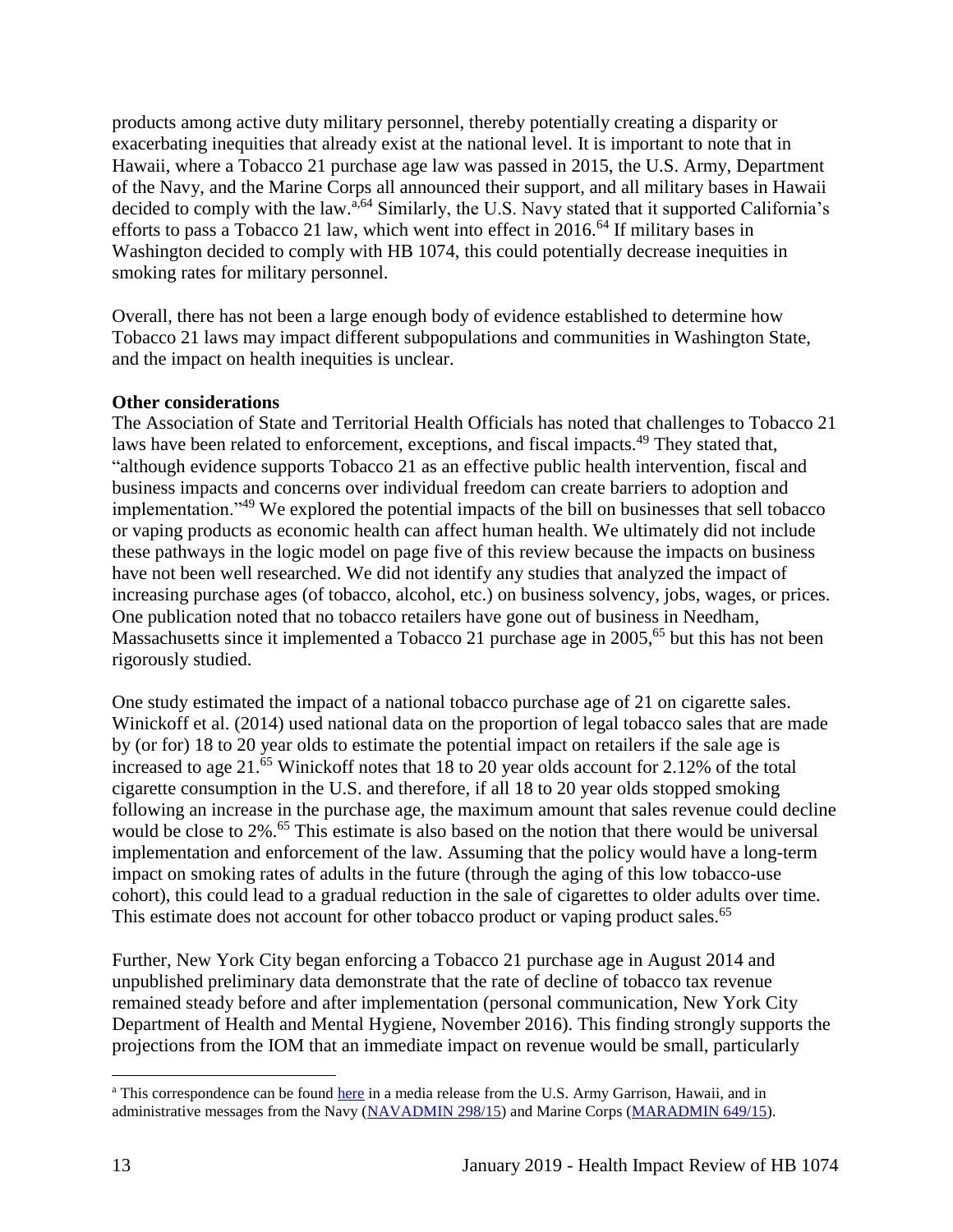products among active duty military personnel, thereby potentially creating a disparity or exacerbating inequities that already exist at the national level. It is important to note that in Hawaii, where a Tobacco 21 purchase age law was passed in 2015, the U.S. Army, Department of the Navy, and the Marine Corps all announced their support, and all military bases in Hawaii decided to comply with the law.[a,64] Similarly, the U.S. Navy stated that it supported California's efforts to pass a Tobacco 21 law, which went into effect in 2016.[64] If military bases in Washington decided to comply with HB 1074, this could potentially decrease inequities in smoking rates for military personnel.

Overall, there has not been a large enough body of evidence established to determine how Tobacco 21 laws may impact different subpopulations and communities in Washington State, and the impact on health inequities is unclear.

**Other considerations**

The Association of State and Territorial Health Officials has noted that challenges to Tobacco 21 laws have been related to enforcement, exceptions, and fiscal impacts.[49] They stated that, "although evidence supports Tobacco 21 as an effective public health intervention, fiscal and business impacts and concerns over individual freedom can create barriers to adoption and implementation."[49] We explored the potential impacts of the bill on businesses that sell tobacco or vaping products as economic health can affect human health. We ultimately did not include these pathways in the logic model on page five of this review because the impacts on business have not been well researched. We did not identify any studies that analyzed the impact of increasing purchase ages (of tobacco, alcohol, etc.) on business solvency, jobs, wages, or prices. One publication noted that no tobacco retailers have gone out of business in Needham, Massachusetts since it implemented a Tobacco 21 purchase age in 2005,[65] but this has not been rigorously studied.

One study estimated the impact of a national tobacco purchase age of 21 on cigarette sales. Winickoff et al. (2014) used national data on the proportion of legal tobacco sales that are made by (or for) 18 to 20 year olds to estimate the potential impact on retailers if the sale age is increased to age 21.[65] Winickoff notes that 18 to 20 year olds account for 2.12% of the total cigarette consumption in the U.S. and therefore, if all 18 to 20 year olds stopped smoking following an increase in the purchase age, the maximum amount that sales revenue could decline would be close to 2%.[65] This estimate is also based on the notion that there would be universal implementation and enforcement of the law. Assuming that the policy would have a long-term impact on smoking rates of adults in the future (through the aging of this low tobacco-use cohort), this could lead to a gradual reduction in the sale of cigarettes to older adults over time. This estimate does not account for other tobacco product or vaping product sales.[65]

Further, New York City began enforcing a Tobacco 21 purchase age in August 2014 and unpublished preliminary data demonstrate that the rate of decline of tobacco tax revenue remained steady before and after implementation (personal communication, New York City Department of Health and Mental Hygiene, November 2016). This finding strongly supports the projections from the IOM that an immediate impact on revenue would be small, particularly

---

[a] This correspondence can be found here in a media release from the U.S. Army Garrison, Hawaii, and in administrative messages from the Navy (NAVADMIN 298/15) and Marine Corps (MARADMIN 649/15).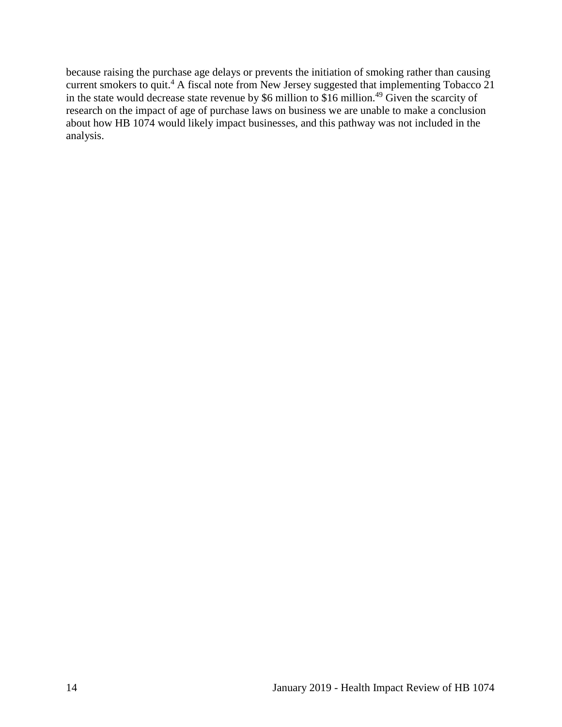because raising the purchase age delays or prevents the initiation of smoking rather than causing current smokers to quit.[4] A fiscal note from New Jersey suggested that implementing Tobacco 21 in the state would decrease state revenue by $6 million to $16 million.[49] Given the scarcity of research on the impact of age of purchase laws on business we are unable to make a conclusion about how HB 1074 would likely impact businesses, and this pathway was not included in the analysis.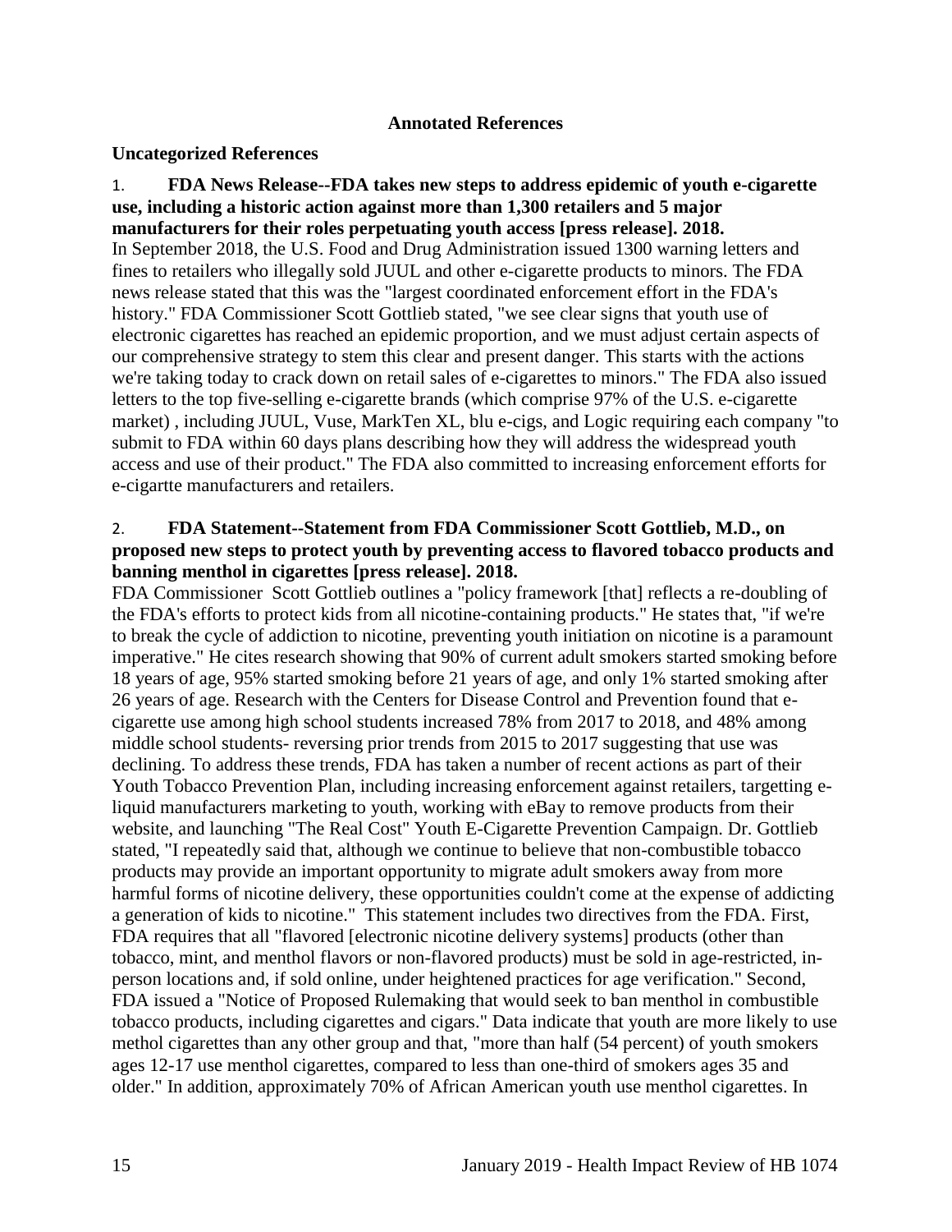# Annotated References

## Uncategorized References

1. **FDA News Release--FDA takes new steps to address epidemic of youth e-cigarette use, including a historic action against more than 1,300 retailers and 5 major manufacturers for their roles perpetuating youth access [press release]. 2018.**

In September 2018, the U.S. Food and Drug Administration issued 1300 warning letters and fines to retailers who illegally sold JUUL and other e-cigarette products to minors. The FDA news release stated that this was the "largest coordinated enforcement effort in the FDA's history." FDA Commissioner Scott Gottlieb stated, "we see clear signs that youth use of electronic cigarettes has reached an epidemic proportion, and we must adjust certain aspects of our comprehensive strategy to stem this clear and present danger. This starts with the actions we're taking today to crack down on retail sales of e-cigarettes to minors." The FDA also issued letters to the top five-selling e-cigarette brands (which comprise 97% of the U.S. e-cigarette market) , including JUUL, Vuse, MarkTen XL, blu e-cigs, and Logic requiring each company "to submit to FDA within 60 days plans describing how they will address the widespread youth access and use of their product." The FDA also committed to increasing enforcement efforts for e-cigartte manufacturers and retailers.

2. **FDA Statement--Statement from FDA Commissioner Scott Gottlieb, M.D., on proposed new steps to protect youth by preventing access to flavored tobacco products and banning menthol in cigarettes [press release]. 2018.**

FDA Commissioner Scott Gottlieb outlines a "policy framework [that] reflects a re-doubling of the FDA's efforts to protect kids from all nicotine-containing products." He states that, "if we're to break the cycle of addiction to nicotine, preventing youth initiation on nicotine is a paramount imperative." He cites research showing that 90% of current adult smokers started smoking before 18 years of age, 95% started smoking before 21 years of age, and only 1% started smoking after 26 years of age. Research with the Centers for Disease Control and Prevention found that e-cigarette use among high school students increased 78% from 2017 to 2018, and 48% among middle school students- reversing prior trends from 2015 to 2017 suggesting that use was declining. To address these trends, FDA has taken a number of recent actions as part of their Youth Tobacco Prevention Plan, including increasing enforcement against retailers, targetting e-liquid manufacturers marketing to youth, working with eBay to remove products from their website, and launching "The Real Cost" Youth E-Cigarette Prevention Campaign. Dr. Gottlieb stated, "I repeatedly said that, although we continue to believe that non-combustible tobacco products may provide an important opportunity to migrate adult smokers away from more harmful forms of nicotine delivery, these opportunities couldn't come at the expense of addicting a generation of kids to nicotine." This statement includes two directives from the FDA. First, FDA requires that all "flavored [electronic nicotine delivery systems] products (other than tobacco, mint, and menthol flavors or non-flavored products) must be sold in age-restricted, in-person locations and, if sold online, under heightened practices for age verification." Second, FDA issued a "Notice of Proposed Rulemaking that would seek to ban menthol in combustible tobacco products, including cigarettes and cigars." Data indicate that youth are more likely to use methol cigarettes than any other group and that, "more than half (54 percent) of youth smokers ages 12-17 use menthol cigarettes, compared to less than one-third of smokers ages 35 and older." In addition, approximately 70% of African American youth use menthol cigarettes. In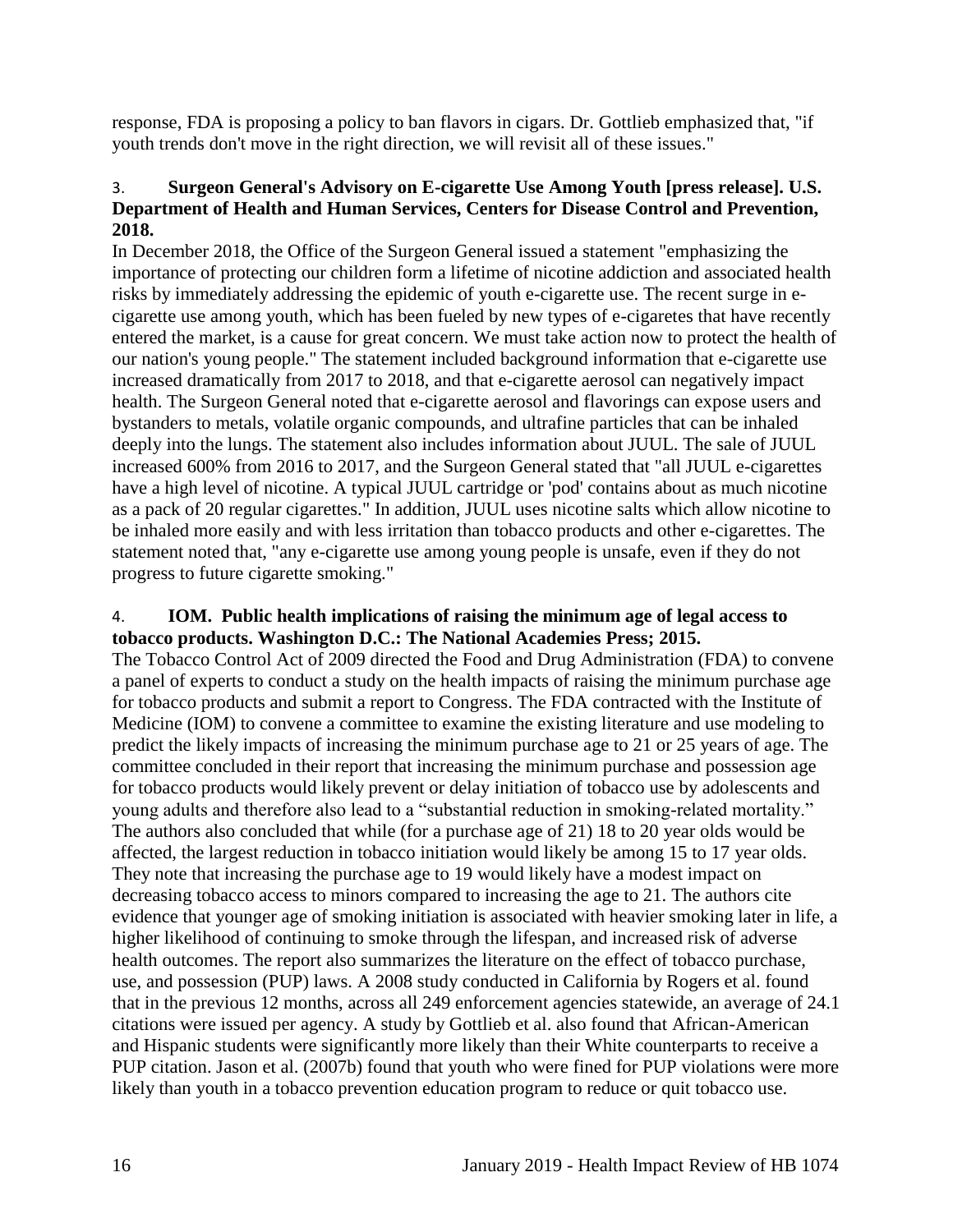response, FDA is proposing a policy to ban flavors in cigars. Dr. Gottlieb emphasized that, "if youth trends don't move in the right direction, we will revisit all of these issues."

3. **Surgeon General's Advisory on E-cigarette Use Among Youth [press release]. U.S. Department of Health and Human Services, Centers for Disease Control and Prevention, 2018.**

In December 2018, the Office of the Surgeon General issued a statement "emphasizing the importance of protecting our children form a lifetime of nicotine addiction and associated health risks by immediately addressing the epidemic of youth e-cigarette use. The recent surge in e-cigarette use among youth, which has been fueled by new types of e-cigaretes that have recently entered the market, is a cause for great concern. We must take action now to protect the health of our nation's young people." The statement included background information that e-cigarette use increased dramatically from 2017 to 2018, and that e-cigarette aerosol can negatively impact health. The Surgeon General noted that e-cigarette aerosol and flavorings can expose users and bystanders to metals, volatile organic compounds, and ultrafine particles that can be inhaled deeply into the lungs. The statement also includes information about JUUL. The sale of JUUL increased 600% from 2016 to 2017, and the Surgeon General stated that "all JUUL e-cigarettes have a high level of nicotine. A typical JUUL cartridge or 'pod' contains about as much nicotine as a pack of 20 regular cigarettes." In addition, JUUL uses nicotine salts which allow nicotine to be inhaled more easily and with less irritation than tobacco products and other e-cigarettes. The statement noted that, "any e-cigarette use among young people is unsafe, even if they do not progress to future cigarette smoking."

4. **IOM. Public health implications of raising the minimum age of legal access to tobacco products. Washington D.C.: The National Academies Press; 2015.**

The Tobacco Control Act of 2009 directed the Food and Drug Administration (FDA) to convene a panel of experts to conduct a study on the health impacts of raising the minimum purchase age for tobacco products and submit a report to Congress. The FDA contracted with the Institute of Medicine (IOM) to convene a committee to examine the existing literature and use modeling to predict the likely impacts of increasing the minimum purchase age to 21 or 25 years of age. The committee concluded in their report that increasing the minimum purchase and possession age for tobacco products would likely prevent or delay initiation of tobacco use by adolescents and young adults and therefore also lead to a "substantial reduction in smoking-related mortality." The authors also concluded that while (for a purchase age of 21) 18 to 20 year olds would be affected, the largest reduction in tobacco initiation would likely be among 15 to 17 year olds. They note that increasing the purchase age to 19 would likely have a modest impact on decreasing tobacco access to minors compared to increasing the age to 21. The authors cite evidence that younger age of smoking initiation is associated with heavier smoking later in life, a higher likelihood of continuing to smoke through the lifespan, and increased risk of adverse health outcomes. The report also summarizes the literature on the effect of tobacco purchase, use, and possession (PUP) laws. A 2008 study conducted in California by Rogers et al. found that in the previous 12 months, across all 249 enforcement agencies statewide, an average of 24.1 citations were issued per agency. A study by Gottlieb et al. also found that African-American and Hispanic students were significantly more likely than their White counterparts to receive a PUP citation. Jason et al. (2007b) found that youth who were fined for PUP violations were more likely than youth in a tobacco prevention education program to reduce or quit tobacco use.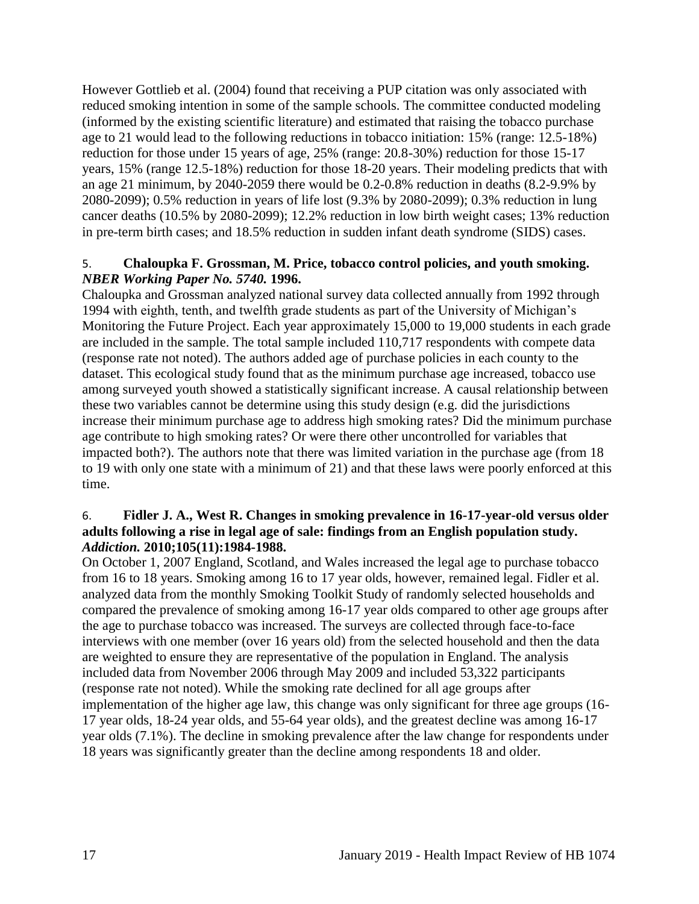However Gottlieb et al. (2004) found that receiving a PUP citation was only associated with reduced smoking intention in some of the sample schools. The committee conducted modeling (informed by the existing scientific literature) and estimated that raising the tobacco purchase age to 21 would lead to the following reductions in tobacco initiation: 15% (range: 12.5-18%) reduction for those under 15 years of age, 25% (range: 20.8-30%) reduction for those 15-17 years, 15% (range 12.5-18%) reduction for those 18-20 years. Their modeling predicts that with an age 21 minimum, by 2040-2059 there would be 0.2-0.8% reduction in deaths (8.2-9.9% by 2080-2099); 0.5% reduction in years of life lost (9.3% by 2080-2099); 0.3% reduction in lung cancer deaths (10.5% by 2080-2099); 12.2% reduction in low birth weight cases; 13% reduction in pre-term birth cases; and 18.5% reduction in sudden infant death syndrome (SIDS) cases.

5. **Chaloupka F. Grossman, M. Price, tobacco control policies, and youth smoking. *NBER Working Paper No. 5740.* 1996.**

Chaloupka and Grossman analyzed national survey data collected annually from 1992 through 1994 with eighth, tenth, and twelfth grade students as part of the University of Michigan's Monitoring the Future Project. Each year approximately 15,000 to 19,000 students in each grade are included in the sample. The total sample included 110,717 respondents with compete data (response rate not noted). The authors added age of purchase policies in each county to the dataset. This ecological study found that as the minimum purchase age increased, tobacco use among surveyed youth showed a statistically significant increase. A causal relationship between these two variables cannot be determine using this study design (e.g. did the jurisdictions increase their minimum purchase age to address high smoking rates? Did the minimum purchase age contribute to high smoking rates? Or were there other uncontrolled for variables that impacted both?). The authors note that there was limited variation in the purchase age (from 18 to 19 with only one state with a minimum of 21) and that these laws were poorly enforced at this time.

6. **Fidler J. A., West R. Changes in smoking prevalence in 16-17-year-old versus older adults following a rise in legal age of sale: findings from an English population study. *Addiction.* 2010;105(11):1984-1988.**

On October 1, 2007 England, Scotland, and Wales increased the legal age to purchase tobacco from 16 to 18 years. Smoking among 16 to 17 year olds, however, remained legal. Fidler et al. analyzed data from the monthly Smoking Toolkit Study of randomly selected households and compared the prevalence of smoking among 16-17 year olds compared to other age groups after the age to purchase tobacco was increased. The surveys are collected through face-to-face interviews with one member (over 16 years old) from the selected household and then the data are weighted to ensure they are representative of the population in England. The analysis included data from November 2006 through May 2009 and included 53,322 participants (response rate not noted). While the smoking rate declined for all age groups after implementation of the higher age law, this change was only significant for three age groups (16-17 year olds, 18-24 year olds, and 55-64 year olds), and the greatest decline was among 16-17 year olds (7.1%). The decline in smoking prevalence after the law change for respondents under 18 years was significantly greater than the decline among respondents 18 and older.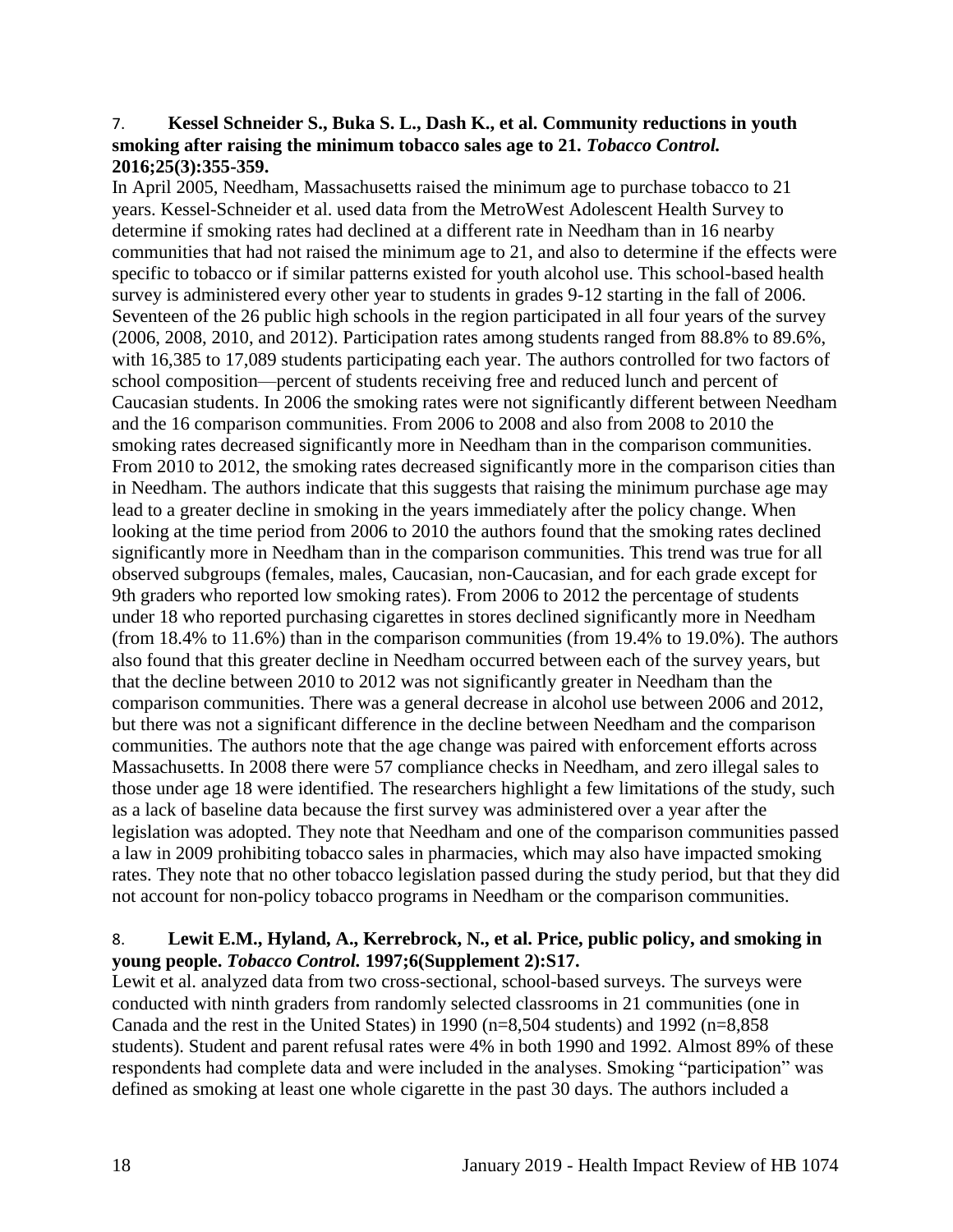7. **Kessel Schneider S., Buka S. L., Dash K., et al. Community reductions in youth smoking after raising the minimum tobacco sales age to 21.** ***Tobacco Control.*** **2016;25(3):355-359.**

In April 2005, Needham, Massachusetts raised the minimum age to purchase tobacco to 21 years. Kessel-Schneider et al. used data from the MetroWest Adolescent Health Survey to determine if smoking rates had declined at a different rate in Needham than in 16 nearby communities that had not raised the minimum age to 21, and also to determine if the effects were specific to tobacco or if similar patterns existed for youth alcohol use. This school-based health survey is administered every other year to students in grades 9-12 starting in the fall of 2006. Seventeen of the 26 public high schools in the region participated in all four years of the survey (2006, 2008, 2010, and 2012). Participation rates among students ranged from 88.8% to 89.6%, with 16,385 to 17,089 students participating each year. The authors controlled for two factors of school composition—percent of students receiving free and reduced lunch and percent of Caucasian students. In 2006 the smoking rates were not significantly different between Needham and the 16 comparison communities. From 2006 to 2008 and also from 2008 to 2010 the smoking rates decreased significantly more in Needham than in the comparison communities. From 2010 to 2012, the smoking rates decreased significantly more in the comparison cities than in Needham. The authors indicate that this suggests that raising the minimum purchase age may lead to a greater decline in smoking in the years immediately after the policy change. When looking at the time period from 2006 to 2010 the authors found that the smoking rates declined significantly more in Needham than in the comparison communities. This trend was true for all observed subgroups (females, males, Caucasian, non-Caucasian, and for each grade except for 9th graders who reported low smoking rates). From 2006 to 2012 the percentage of students under 18 who reported purchasing cigarettes in stores declined significantly more in Needham (from 18.4% to 11.6%) than in the comparison communities (from 19.4% to 19.0%). The authors also found that this greater decline in Needham occurred between each of the survey years, but that the decline between 2010 to 2012 was not significantly greater in Needham than the comparison communities. There was a general decrease in alcohol use between 2006 and 2012, but there was not a significant difference in the decline between Needham and the comparison communities. The authors note that the age change was paired with enforcement efforts across Massachusetts. In 2008 there were 57 compliance checks in Needham, and zero illegal sales to those under age 18 were identified. The researchers highlight a few limitations of the study, such as a lack of baseline data because the first survey was administered over a year after the legislation was adopted. They note that Needham and one of the comparison communities passed a law in 2009 prohibiting tobacco sales in pharmacies, which may also have impacted smoking rates. They note that no other tobacco legislation passed during the study period, but that they did not account for non-policy tobacco programs in Needham or the comparison communities.

8. **Lewit E.M., Hyland, A., Kerrebrock, N., et al. Price, public policy, and smoking in young people.** ***Tobacco Control.*** **1997;6(Supplement 2):S17.**

Lewit et al. analyzed data from two cross-sectional, school-based surveys. The surveys were conducted with ninth graders from randomly selected classrooms in 21 communities (one in Canada and the rest in the United States) in 1990 (n=8,504 students) and 1992 (n=8,858 students). Student and parent refusal rates were 4% in both 1990 and 1992. Almost 89% of these respondents had complete data and were included in the analyses. Smoking "participation" was defined as smoking at least one whole cigarette in the past 30 days. The authors included a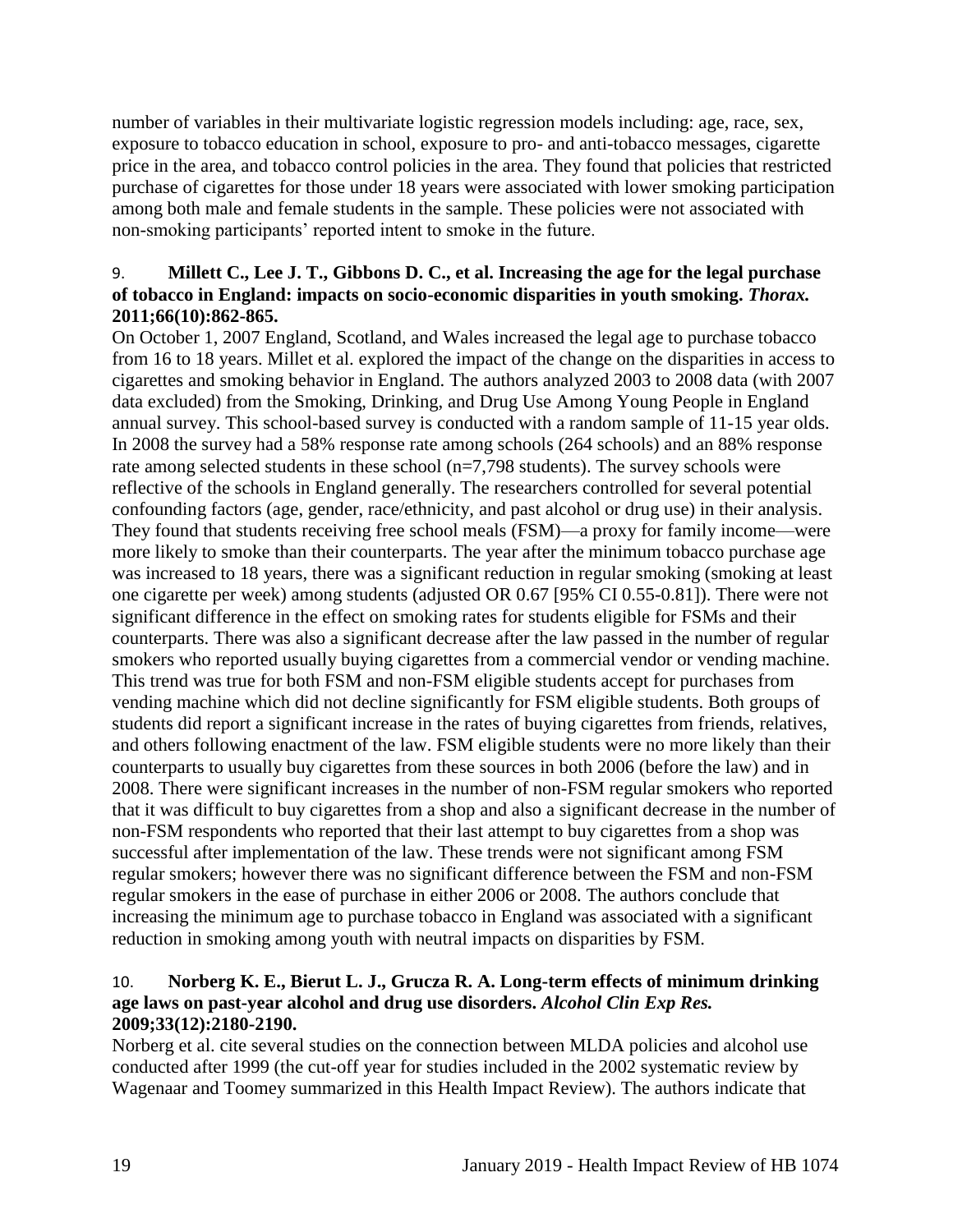number of variables in their multivariate logistic regression models including: age, race, sex, exposure to tobacco education in school, exposure to pro- and anti-tobacco messages, cigarette price in the area, and tobacco control policies in the area. They found that policies that restricted purchase of cigarettes for those under 18 years were associated with lower smoking participation among both male and female students in the sample. These policies were not associated with non-smoking participants' reported intent to smoke in the future.

9. **Millett C., Lee J. T., Gibbons D. C., et al. Increasing the age for the legal purchase of tobacco in England: impacts on socio-economic disparities in youth smoking. *Thorax.* 2011;66(10):862-865.**

On October 1, 2007 England, Scotland, and Wales increased the legal age to purchase tobacco from 16 to 18 years. Millet et al. explored the impact of the change on the disparities in access to cigarettes and smoking behavior in England. The authors analyzed 2003 to 2008 data (with 2007 data excluded) from the Smoking, Drinking, and Drug Use Among Young People in England annual survey. This school-based survey is conducted with a random sample of 11-15 year olds. In 2008 the survey had a 58% response rate among schools (264 schools) and an 88% response rate among selected students in these school (n=7,798 students). The survey schools were reflective of the schools in England generally. The researchers controlled for several potential confounding factors (age, gender, race/ethnicity, and past alcohol or drug use) in their analysis. They found that students receiving free school meals (FSM)—a proxy for family income—were more likely to smoke than their counterparts. The year after the minimum tobacco purchase age was increased to 18 years, there was a significant reduction in regular smoking (smoking at least one cigarette per week) among students (adjusted OR 0.67 [95% CI 0.55-0.81]). There were not significant difference in the effect on smoking rates for students eligible for FSMs and their counterparts. There was also a significant decrease after the law passed in the number of regular smokers who reported usually buying cigarettes from a commercial vendor or vending machine. This trend was true for both FSM and non-FSM eligible students accept for purchases from vending machine which did not decline significantly for FSM eligible students. Both groups of students did report a significant increase in the rates of buying cigarettes from friends, relatives, and others following enactment of the law. FSM eligible students were no more likely than their counterparts to usually buy cigarettes from these sources in both 2006 (before the law) and in 2008. There were significant increases in the number of non-FSM regular smokers who reported that it was difficult to buy cigarettes from a shop and also a significant decrease in the number of non-FSM respondents who reported that their last attempt to buy cigarettes from a shop was successful after implementation of the law. These trends were not significant among FSM regular smokers; however there was no significant difference between the FSM and non-FSM regular smokers in the ease of purchase in either 2006 or 2008. The authors conclude that increasing the minimum age to purchase tobacco in England was associated with a significant reduction in smoking among youth with neutral impacts on disparities by FSM.

10. **Norberg K. E., Bierut L. J., Grucza R. A. Long-term effects of minimum drinking age laws on past-year alcohol and drug use disorders. *Alcohol Clin Exp Res.* 2009;33(12):2180-2190.**

Norberg et al. cite several studies on the connection between MLDA policies and alcohol use conducted after 1999 (the cut-off year for studies included in the 2002 systematic review by Wagenaar and Toomey summarized in this Health Impact Review). The authors indicate that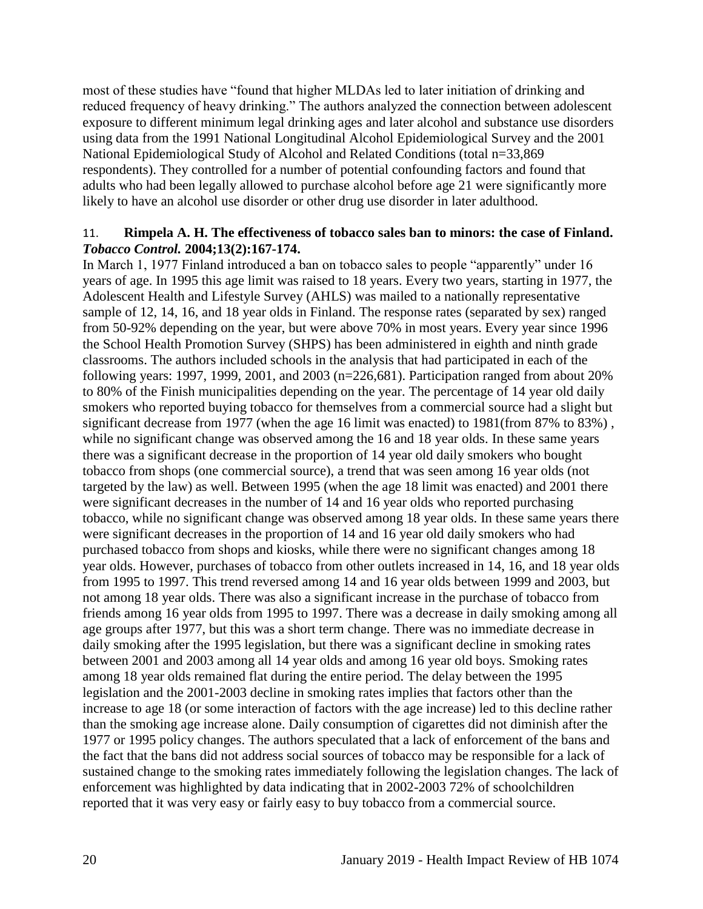most of these studies have "found that higher MLDAs led to later initiation of drinking and reduced frequency of heavy drinking." The authors analyzed the connection between adolescent exposure to different minimum legal drinking ages and later alcohol and substance use disorders using data from the 1991 National Longitudinal Alcohol Epidemiological Survey and the 2001 National Epidemiological Study of Alcohol and Related Conditions (total n=33,869 respondents). They controlled for a number of potential confounding factors and found that adults who had been legally allowed to purchase alcohol before age 21 were significantly more likely to have an alcohol use disorder or other drug use disorder in later adulthood.

11. **Rimpela A. H. The effectiveness of tobacco sales ban to minors: the case of Finland.** ***Tobacco Control.*** **2004;13(2):167-174.**

In March 1, 1977 Finland introduced a ban on tobacco sales to people "apparently" under 16 years of age. In 1995 this age limit was raised to 18 years. Every two years, starting in 1977, the Adolescent Health and Lifestyle Survey (AHLS) was mailed to a nationally representative sample of 12, 14, 16, and 18 year olds in Finland. The response rates (separated by sex) ranged from 50-92% depending on the year, but were above 70% in most years. Every year since 1996 the School Health Promotion Survey (SHPS) has been administered in eighth and ninth grade classrooms. The authors included schools in the analysis that had participated in each of the following years: 1997, 1999, 2001, and 2003 (n=226,681). Participation ranged from about 20% to 80% of the Finish municipalities depending on the year. The percentage of 14 year old daily smokers who reported buying tobacco for themselves from a commercial source had a slight but significant decrease from 1977 (when the age 16 limit was enacted) to 1981(from 87% to 83%) , while no significant change was observed among the 16 and 18 year olds. In these same years there was a significant decrease in the proportion of 14 year old daily smokers who bought tobacco from shops (one commercial source), a trend that was seen among 16 year olds (not targeted by the law) as well. Between 1995 (when the age 18 limit was enacted) and 2001 there were significant decreases in the number of 14 and 16 year olds who reported purchasing tobacco, while no significant change was observed among 18 year olds. In these same years there were significant decreases in the proportion of 14 and 16 year old daily smokers who had purchased tobacco from shops and kiosks, while there were no significant changes among 18 year olds. However, purchases of tobacco from other outlets increased in 14, 16, and 18 year olds from 1995 to 1997. This trend reversed among 14 and 16 year olds between 1999 and 2003, but not among 18 year olds. There was also a significant increase in the purchase of tobacco from friends among 16 year olds from 1995 to 1997. There was a decrease in daily smoking among all age groups after 1977, but this was a short term change. There was no immediate decrease in daily smoking after the 1995 legislation, but there was a significant decline in smoking rates between 2001 and 2003 among all 14 year olds and among 16 year old boys. Smoking rates among 18 year olds remained flat during the entire period. The delay between the 1995 legislation and the 2001-2003 decline in smoking rates implies that factors other than the increase to age 18 (or some interaction of factors with the age increase) led to this decline rather than the smoking age increase alone. Daily consumption of cigarettes did not diminish after the 1977 or 1995 policy changes. The authors speculated that a lack of enforcement of the bans and the fact that the bans did not address social sources of tobacco may be responsible for a lack of sustained change to the smoking rates immediately following the legislation changes. The lack of enforcement was highlighted by data indicating that in 2002-2003 72% of schoolchildren reported that it was very easy or fairly easy to buy tobacco from a commercial source.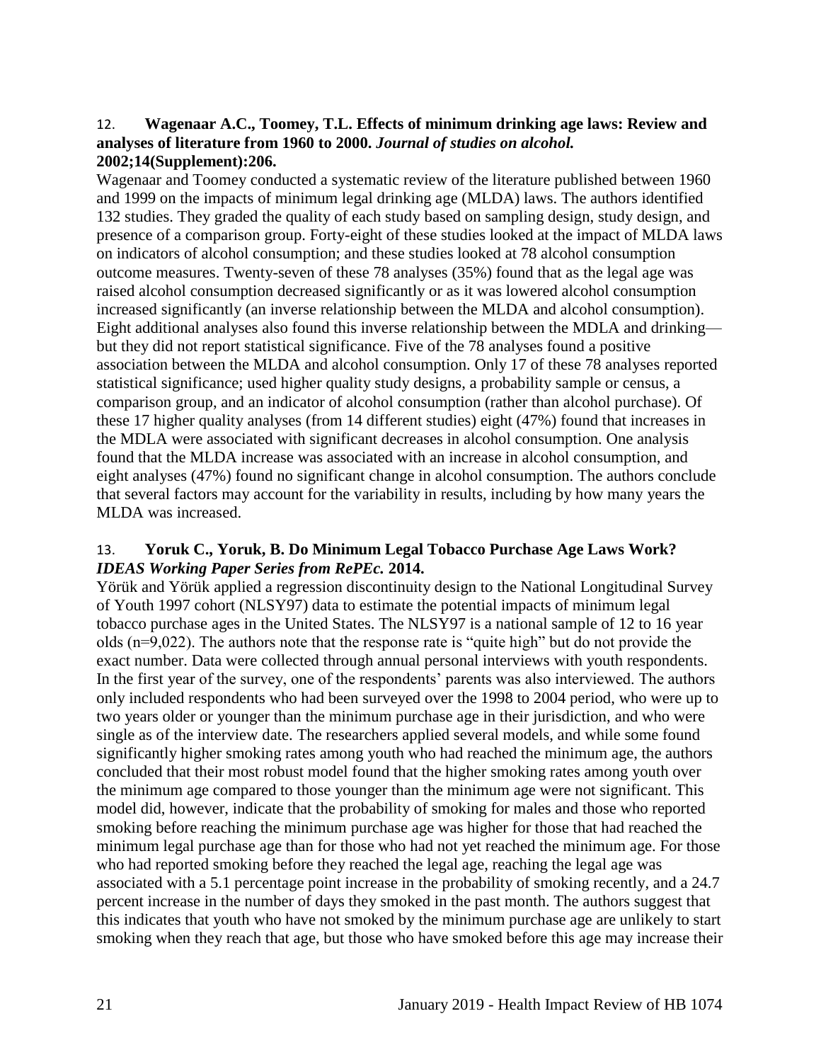12. **Wagenaar A.C., Toomey, T.L. Effects of minimum drinking age laws: Review and analyses of literature from 1960 to 2000.** ***Journal of studies on alcohol.*** **2002;14(Supplement):206.**

Wagenaar and Toomey conducted a systematic review of the literature published between 1960 and 1999 on the impacts of minimum legal drinking age (MLDA) laws. The authors identified 132 studies. They graded the quality of each study based on sampling design, study design, and presence of a comparison group. Forty-eight of these studies looked at the impact of MLDA laws on indicators of alcohol consumption; and these studies looked at 78 alcohol consumption outcome measures. Twenty-seven of these 78 analyses (35%) found that as the legal age was raised alcohol consumption decreased significantly or as it was lowered alcohol consumption increased significantly (an inverse relationship between the MLDA and alcohol consumption). Eight additional analyses also found this inverse relationship between the MDLA and drinking—but they did not report statistical significance. Five of the 78 analyses found a positive association between the MLDA and alcohol consumption. Only 17 of these 78 analyses reported statistical significance; used higher quality study designs, a probability sample or census, a comparison group, and an indicator of alcohol consumption (rather than alcohol purchase). Of these 17 higher quality analyses (from 14 different studies) eight (47%) found that increases in the MDLA were associated with significant decreases in alcohol consumption. One analysis found that the MLDA increase was associated with an increase in alcohol consumption, and eight analyses (47%) found no significant change in alcohol consumption. The authors conclude that several factors may account for the variability in results, including by how many years the MLDA was increased.

13. **Yoruk C., Yoruk, B. Do Minimum Legal Tobacco Purchase Age Laws Work?** ***IDEAS Working Paper Series from RePEc.*** **2014.**

Yörük and Yörük applied a regression discontinuity design to the National Longitudinal Survey of Youth 1997 cohort (NLSY97) data to estimate the potential impacts of minimum legal tobacco purchase ages in the United States. The NLSY97 is a national sample of 12 to 16 year olds (n=9,022). The authors note that the response rate is "quite high" but do not provide the exact number. Data were collected through annual personal interviews with youth respondents. In the first year of the survey, one of the respondents' parents was also interviewed. The authors only included respondents who had been surveyed over the 1998 to 2004 period, who were up to two years older or younger than the minimum purchase age in their jurisdiction, and who were single as of the interview date. The researchers applied several models, and while some found significantly higher smoking rates among youth who had reached the minimum age, the authors concluded that their most robust model found that the higher smoking rates among youth over the minimum age compared to those younger than the minimum age were not significant. This model did, however, indicate that the probability of smoking for males and those who reported smoking before reaching the minimum purchase age was higher for those that had reached the minimum legal purchase age than for those who had not yet reached the minimum age. For those who had reported smoking before they reached the legal age, reaching the legal age was associated with a 5.1 percentage point increase in the probability of smoking recently, and a 24.7 percent increase in the number of days they smoked in the past month. The authors suggest that this indicates that youth who have not smoked by the minimum purchase age are unlikely to start smoking when they reach that age, but those who have smoked before this age may increase their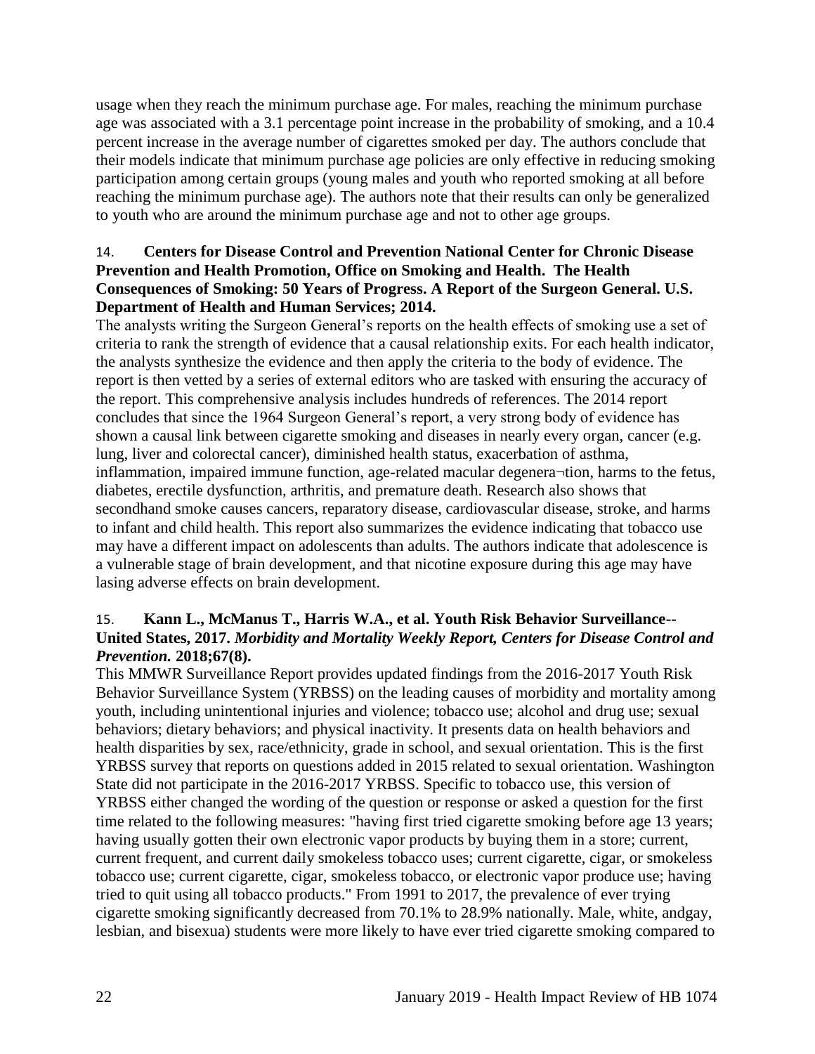usage when they reach the minimum purchase age. For males, reaching the minimum purchase age was associated with a 3.1 percentage point increase in the probability of smoking, and a 10.4 percent increase in the average number of cigarettes smoked per day. The authors conclude that their models indicate that minimum purchase age policies are only effective in reducing smoking participation among certain groups (young males and youth who reported smoking at all before reaching the minimum purchase age). The authors note that their results can only be generalized to youth who are around the minimum purchase age and not to other age groups.

14. **Centers for Disease Control and Prevention National Center for Chronic Disease Prevention and Health Promotion, Office on Smoking and Health. The Health Consequences of Smoking: 50 Years of Progress. A Report of the Surgeon General. U.S. Department of Health and Human Services; 2014.**

The analysts writing the Surgeon General's reports on the health effects of smoking use a set of criteria to rank the strength of evidence that a causal relationship exits. For each health indicator, the analysts synthesize the evidence and then apply the criteria to the body of evidence. The report is then vetted by a series of external editors who are tasked with ensuring the accuracy of the report. This comprehensive analysis includes hundreds of references. The 2014 report concludes that since the 1964 Surgeon General's report, a very strong body of evidence has shown a causal link between cigarette smoking and diseases in nearly every organ, cancer (e.g. lung, liver and colorectal cancer), diminished health status, exacerbation of asthma, inflammation, impaired immune function, age-related macular degenera¬tion, harms to the fetus, diabetes, erectile dysfunction, arthritis, and premature death. Research also shows that secondhand smoke causes cancers, reparatory disease, cardiovascular disease, stroke, and harms to infant and child health. This report also summarizes the evidence indicating that tobacco use may have a different impact on adolescents than adults. The authors indicate that adolescence is a vulnerable stage of brain development, and that nicotine exposure during this age may have lasing adverse effects on brain development.

15. **Kann L., McManus T., Harris W.A., et al. Youth Risk Behavior Surveillance--United States, 2017.** ***Morbidity and Mortality Weekly Report, Centers for Disease Control and Prevention.*** **2018;67(8).**

This MMWR Surveillance Report provides updated findings from the 2016-2017 Youth Risk Behavior Surveillance System (YRBSS) on the leading causes of morbidity and mortality among youth, including unintentional injuries and violence; tobacco use; alcohol and drug use; sexual behaviors; dietary behaviors; and physical inactivity. It presents data on health behaviors and health disparities by sex, race/ethnicity, grade in school, and sexual orientation. This is the first YRBSS survey that reports on questions added in 2015 related to sexual orientation. Washington State did not participate in the 2016-2017 YRBSS. Specific to tobacco use, this version of YRBSS either changed the wording of the question or response or asked a question for the first time related to the following measures: "having first tried cigarette smoking before age 13 years; having usually gotten their own electronic vapor products by buying them in a store; current, current frequent, and current daily smokeless tobacco uses; current cigarette, cigar, or smokeless tobacco use; current cigarette, cigar, smokeless tobacco, or electronic vapor produce use; having tried to quit using all tobacco products." From 1991 to 2017, the prevalence of ever trying cigarette smoking significantly decreased from 70.1% to 28.9% nationally. Male, white, andgay, lesbian, and bisexua) students were more likely to have ever tried cigarette smoking compared to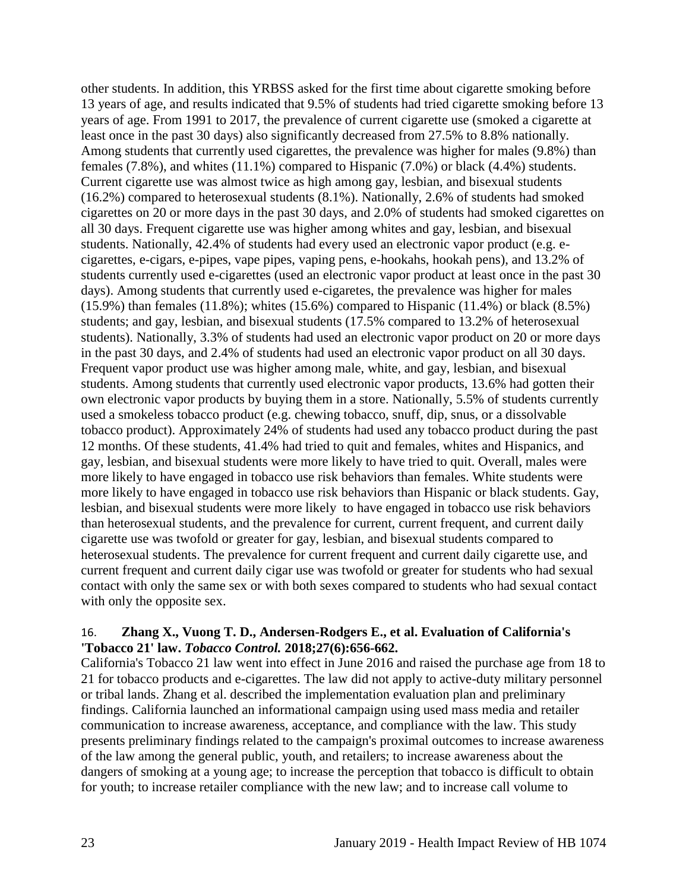other students. In addition, this YRBSS asked for the first time about cigarette smoking before 13 years of age, and results indicated that 9.5% of students had tried cigarette smoking before 13 years of age. From 1991 to 2017, the prevalence of current cigarette use (smoked a cigarette at least once in the past 30 days) also significantly decreased from 27.5% to 8.8% nationally. Among students that currently used cigarettes, the prevalence was higher for males (9.8%) than females (7.8%), and whites (11.1%) compared to Hispanic (7.0%) or black (4.4%) students. Current cigarette use was almost twice as high among gay, lesbian, and bisexual students (16.2%) compared to heterosexual students (8.1%). Nationally, 2.6% of students had smoked cigarettes on 20 or more days in the past 30 days, and 2.0% of students had smoked cigarettes on all 30 days. Frequent cigarette use was higher among whites and gay, lesbian, and bisexual students. Nationally, 42.4% of students had every used an electronic vapor product (e.g. e-cigarettes, e-cigars, e-pipes, vape pipes, vaping pens, e-hookahs, hookah pens), and 13.2% of students currently used e-cigarettes (used an electronic vapor product at least once in the past 30 days). Among students that currently used e-cigaretes, the prevalence was higher for males (15.9%) than females (11.8%); whites (15.6%) compared to Hispanic (11.4%) or black (8.5%) students; and gay, lesbian, and bisexual students (17.5% compared to 13.2% of heterosexual students). Nationally, 3.3% of students had used an electronic vapor product on 20 or more days in the past 30 days, and 2.4% of students had used an electronic vapor product on all 30 days. Frequent vapor product use was higher among male, white, and gay, lesbian, and bisexual students. Among students that currently used electronic vapor products, 13.6% had gotten their own electronic vapor products by buying them in a store. Nationally, 5.5% of students currently used a smokeless tobacco product (e.g. chewing tobacco, snuff, dip, snus, or a dissolvable tobacco product). Approximately 24% of students had used any tobacco product during the past 12 months. Of these students, 41.4% had tried to quit and females, whites and Hispanics, and gay, lesbian, and bisexual students were more likely to have tried to quit. Overall, males were more likely to have engaged in tobacco use risk behaviors than females. White students were more likely to have engaged in tobacco use risk behaviors than Hispanic or black students. Gay, lesbian, and bisexual students were more likely to have engaged in tobacco use risk behaviors than heterosexual students, and the prevalence for current, current frequent, and current daily cigarette use was twofold or greater for gay, lesbian, and bisexual students compared to heterosexual students. The prevalence for current frequent and current daily cigarette use, and current frequent and current daily cigar use was twofold or greater for students who had sexual contact with only the same sex or with both sexes compared to students who had sexual contact with only the opposite sex.

16. **Zhang X., Vuong T. D., Andersen-Rodgers E., et al. Evaluation of California's 'Tobacco 21' law. *Tobacco Control.* 2018;27(6):656-662.**

California's Tobacco 21 law went into effect in June 2016 and raised the purchase age from 18 to 21 for tobacco products and e-cigarettes. The law did not apply to active-duty military personnel or tribal lands. Zhang et al. described the implementation evaluation plan and preliminary findings. California launched an informational campaign using used mass media and retailer communication to increase awareness, acceptance, and compliance with the law. This study presents preliminary findings related to the campaign's proximal outcomes to increase awareness of the law among the general public, youth, and retailers; to increase awareness about the dangers of smoking at a young age; to increase the perception that tobacco is difficult to obtain for youth; to increase retailer compliance with the new law; and to increase call volume to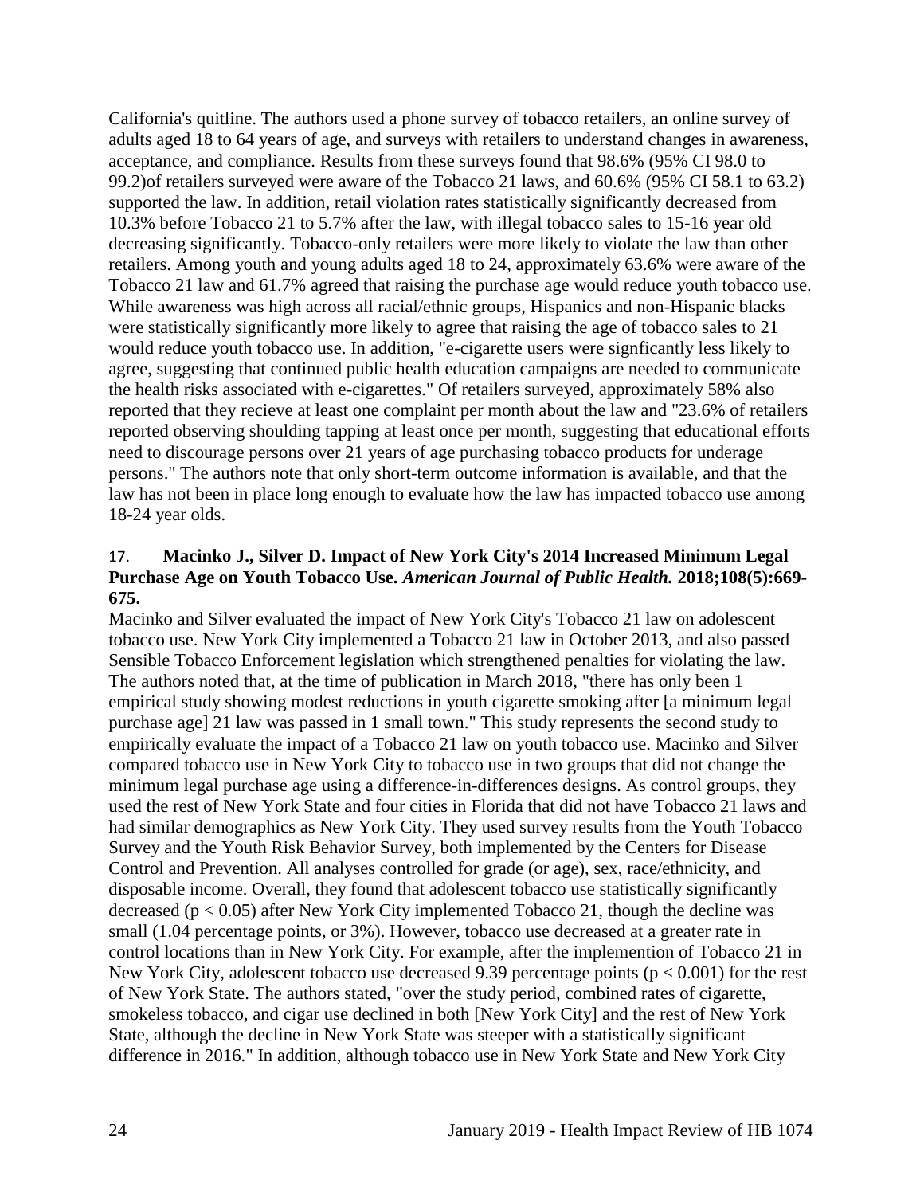California's quitline. The authors used a phone survey of tobacco retailers, an online survey of adults aged 18 to 64 years of age, and surveys with retailers to understand changes in awareness, acceptance, and compliance. Results from these surveys found that 98.6% (95% CI 98.0 to 99.2)of retailers surveyed were aware of the Tobacco 21 laws, and 60.6% (95% CI 58.1 to 63.2) supported the law. In addition, retail violation rates statistically significantly decreased from 10.3% before Tobacco 21 to 5.7% after the law, with illegal tobacco sales to 15-16 year old decreasing significantly. Tobacco-only retailers were more likely to violate the law than other retailers. Among youth and young adults aged 18 to 24, approximately 63.6% were aware of the Tobacco 21 law and 61.7% agreed that raising the purchase age would reduce youth tobacco use. While awareness was high across all racial/ethnic groups, Hispanics and non-Hispanic blacks were statistically significantly more likely to agree that raising the age of tobacco sales to 21 would reduce youth tobacco use. In addition, "e-cigarette users were signficantly less likely to agree, suggesting that continued public health education campaigns are needed to communicate the health risks associated with e-cigarettes." Of retailers surveyed, approximately 58% also reported that they recieve at least one complaint per month about the law and "23.6% of retailers reported observing shoulding tapping at least once per month, suggesting that educational efforts need to discourage persons over 21 years of age purchasing tobacco products for underage persons." The authors note that only short-term outcome information is available, and that the law has not been in place long enough to evaluate how the law has impacted tobacco use among 18-24 year olds.

17. **Macinko J., Silver D. Impact of New York City's 2014 Increased Minimum Legal Purchase Age on Youth Tobacco Use. *American Journal of Public Health.* 2018;108(5):669-675.**

Macinko and Silver evaluated the impact of New York City's Tobacco 21 law on adolescent tobacco use. New York City implemented a Tobacco 21 law in October 2013, and also passed Sensible Tobacco Enforcement legislation which strengthened penalties for violating the law. The authors noted that, at the time of publication in March 2018, "there has only been 1 empirical study showing modest reductions in youth cigarette smoking after [a minimum legal purchase age] 21 law was passed in 1 small town." This study represents the second study to empirically evaluate the impact of a Tobacco 21 law on youth tobacco use. Macinko and Silver compared tobacco use in New York City to tobacco use in two groups that did not change the minimum legal purchase age using a difference-in-differences designs. As control groups, they used the rest of New York State and four cities in Florida that did not have Tobacco 21 laws and had similar demographics as New York City. They used survey results from the Youth Tobacco Survey and the Youth Risk Behavior Survey, both implemented by the Centers for Disease Control and Prevention. All analyses controlled for grade (or age), sex, race/ethnicity, and disposable income. Overall, they found that adolescent tobacco use statistically significantly decreased ($p < 0.05$) after New York City implemented Tobacco 21, though the decline was small (1.04 percentage points, or 3%). However, tobacco use decreased at a greater rate in control locations than in New York City. For example, after the implemention of Tobacco 21 in New York City, adolescent tobacco use decreased 9.39 percentage points ($p < 0.001$) for the rest of New York State. The authors stated, "over the study period, combined rates of cigarette, smokeless tobacco, and cigar use declined in both [New York City] and the rest of New York State, although the decline in New York State was steeper with a statistically significant difference in 2016." In addition, although tobacco use in New York State and New York City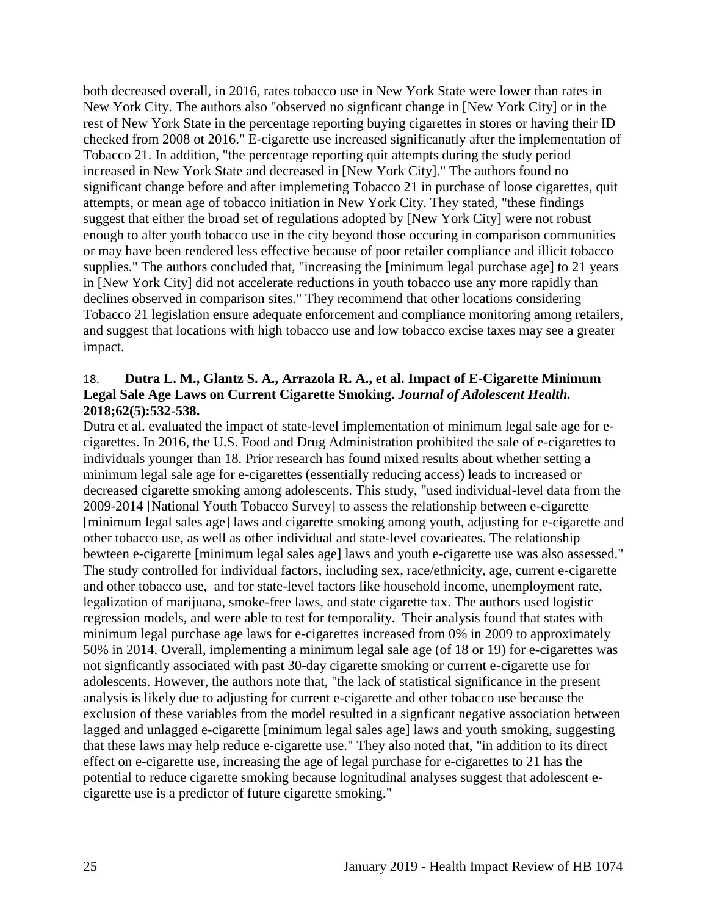both decreased overall, in 2016, rates tobacco use in New York State were lower than rates in New York City. The authors also "observed no signficant change in [New York City] or in the rest of New York State in the percentage reporting buying cigarettes in stores or having their ID checked from 2008 ot 2016." E-cigarette use increased significanatly after the implementation of Tobacco 21. In addition, "the percentage reporting quit attempts during the study period increased in New York State and decreased in [New York City]." The authors found no significant change before and after implemeting Tobacco 21 in purchase of loose cigarettes, quit attempts, or mean age of tobacco initiation in New York City. They stated, "these findings suggest that either the broad set of regulations adopted by [New York City] were not robust enough to alter youth tobacco use in the city beyond those occuring in comparison communities or may have been rendered less effective because of poor retailer compliance and illicit tobacco supplies." The authors concluded that, "increasing the [minimum legal purchase age] to 21 years in [New York City] did not accelerate reductions in youth tobacco use any more rapidly than declines observed in comparison sites." They recommend that other locations considering Tobacco 21 legislation ensure adequate enforcement and compliance monitoring among retailers, and suggest that locations with high tobacco use and low tobacco excise taxes may see a greater impact.

18. **Dutra L. M., Glantz S. A., Arrazola R. A., et al. Impact of E-Cigarette Minimum Legal Sale Age Laws on Current Cigarette Smoking.** ***Journal of Adolescent Health.*** **2018;62(5):532-538.**

Dutra et al. evaluated the impact of state-level implementation of minimum legal sale age for e-cigarettes. In 2016, the U.S. Food and Drug Administration prohibited the sale of e-cigarettes to individuals younger than 18. Prior research has found mixed results about whether setting a minimum legal sale age for e-cigarettes (essentially reducing access) leads to increased or decreased cigarette smoking among adolescents. This study, "used individual-level data from the 2009-2014 [National Youth Tobacco Survey] to assess the relationship between e-cigarette [minimum legal sales age] laws and cigarette smoking among youth, adjusting for e-cigarette and other tobacco use, as well as other individual and state-level covarieates. The relationship bewteen e-cigarette [minimum legal sales age] laws and youth e-cigarette use was also assessed." The study controlled for individual factors, including sex, race/ethnicity, age, current e-cigarette and other tobacco use, and for state-level factors like household income, unemployment rate, legalization of marijuana, smoke-free laws, and state cigarette tax. The authors used logistic regression models, and were able to test for temporality. Their analysis found that states with minimum legal purchase age laws for e-cigarettes increased from 0% in 2009 to approximately 50% in 2014. Overall, implementing a minimum legal sale age (of 18 or 19) for e-cigarettes was not signficantly associated with past 30-day cigarette smoking or current e-cigarette use for adolescents. However, the authors note that, "the lack of statistical significance in the present analysis is likely due to adjusting for current e-cigarette and other tobacco use because the exclusion of these variables from the model resulted in a signficant negative association between lagged and unlagged e-cigarette [minimum legal sales age] laws and youth smoking, suggesting that these laws may help reduce e-cigarette use." They also noted that, "in addition to its direct effect on e-cigarette use, increasing the age of legal purchase for e-cigarettes to 21 has the potential to reduce cigarette smoking because lognitudinal analyses suggest that adolescent e-cigarette use is a predictor of future cigarette smoking."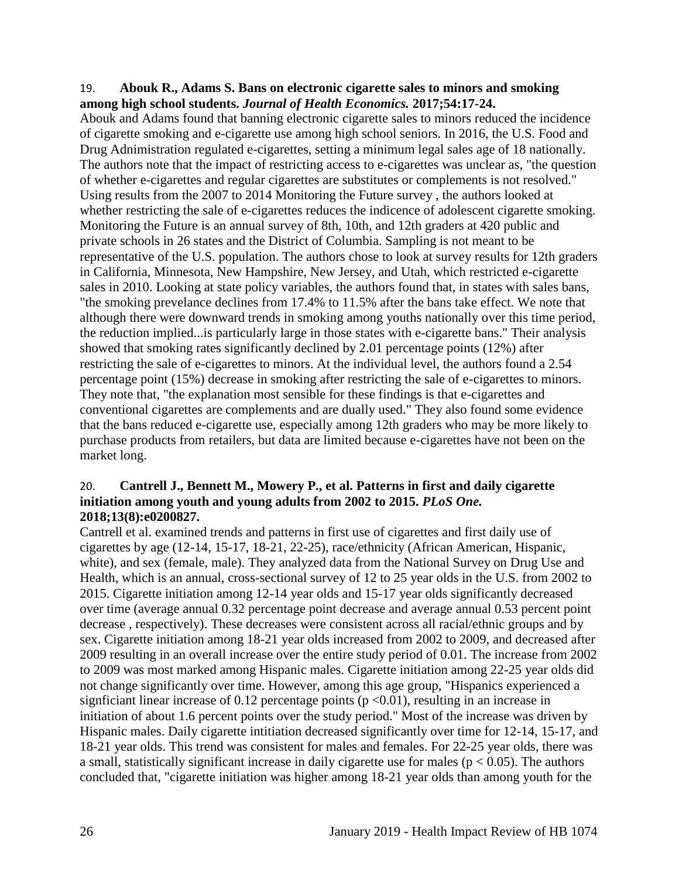19. **Abouk R., Adams S. Bans on electronic cigarette sales to minors and smoking among high school students. *Journal of Health Economics.* 2017;54:17-24.**

Abouk and Adams found that banning electronic cigarette sales to minors reduced the incidence of cigarette smoking and e-cigarette use among high school seniors. In 2016, the U.S. Food and Drug Adnimistration regulated e-cigarettes, setting a minimum legal sales age of 18 nationally. The authors note that the impact of restricting access to e-cigarettes was unclear as, "the question of whether e-cigarettes and regular cigarettes are substitutes or complements is not resolved." Using results from the 2007 to 2014 Monitoring the Future survey , the authors looked at whether restricting the sale of e-cigarettes reduces the indicence of adolescent cigarette smoking. Monitoring the Future is an annual survey of 8th, 10th, and 12th graders at 420 public and private schools in 26 states and the District of Columbia. Sampling is not meant to be representative of the U.S. population. The authors chose to look at survey results for 12th graders in California, Minnesota, New Hampshire, New Jersey, and Utah, which restricted e-cigarette sales in 2010. Looking at state policy variables, the authors found that, in states with sales bans, "the smoking prevelance declines from 17.4% to 11.5% after the bans take effect. We note that although there were downward trends in smoking among youths nationally over this time period, the reduction implied...is particularly large in those states with e-cigarette bans." Their analysis showed that smoking rates significantly declined by 2.01 percentage points (12%) after restricting the sale of e-cigarettes to minors. At the individual level, the authors found a 2.54 percentage point (15%) decrease in smoking after restricting the sale of e-cigarettes to minors. They note that, "the explanation most sensible for these findings is that e-cigarettes and conventional cigarettes are complements and are dually used." They also found some evidence that the bans reduced e-cigarette use, especially among 12th graders who may be more likely to purchase products from retailers, but data are limited because e-cigarettes have not been on the market long.

20. **Cantrell J., Bennett M., Mowery P., et al. Patterns in first and daily cigarette initiation among youth and young adults from 2002 to 2015. *PLoS One.* 2018;13(8):e0200827.**

Cantrell et al. examined trends and patterns in first use of cigarettes and first daily use of cigarettes by age (12-14, 15-17, 18-21, 22-25), race/ethnicity (African American, Hispanic, white), and sex (female, male). They analyzed data from the National Survey on Drug Use and Health, which is an annual, cross-sectional survey of 12 to 25 year olds in the U.S. from 2002 to 2015. Cigarette initiation among 12-14 year olds and 15-17 year olds significantly decreased over time (average annual 0.32 percentage point decrease and average annual 0.53 percent point decrease , respectively). These decreases were consistent across all racial/ethnic groups and by sex. Cigarette initiation among 18-21 year olds increased from 2002 to 2009, and decreased after 2009 resulting in an overall increase over the entire study period of 0.01. The increase from 2002 to 2009 was most marked among Hispanic males. Cigarette initiation among 22-25 year olds did not change significantly over time. However, among this age group, "Hispanics experienced a signficiant linear increase of 0.12 percentage points ($p < 0.01$), resulting in an increase in initiation of about 1.6 percent points over the study period." Most of the increase was driven by Hispanic males. Daily cigarette intitiation decreased significantly over time for 12-14, 15-17, and 18-21 year olds. This trend was consistent for males and females. For 22-25 year olds, there was a small, statistically significant increase in daily cigarette use for males ($p < 0.05$). The authors concluded that, "cigarette initiation was higher among 18-21 year olds than among youth for the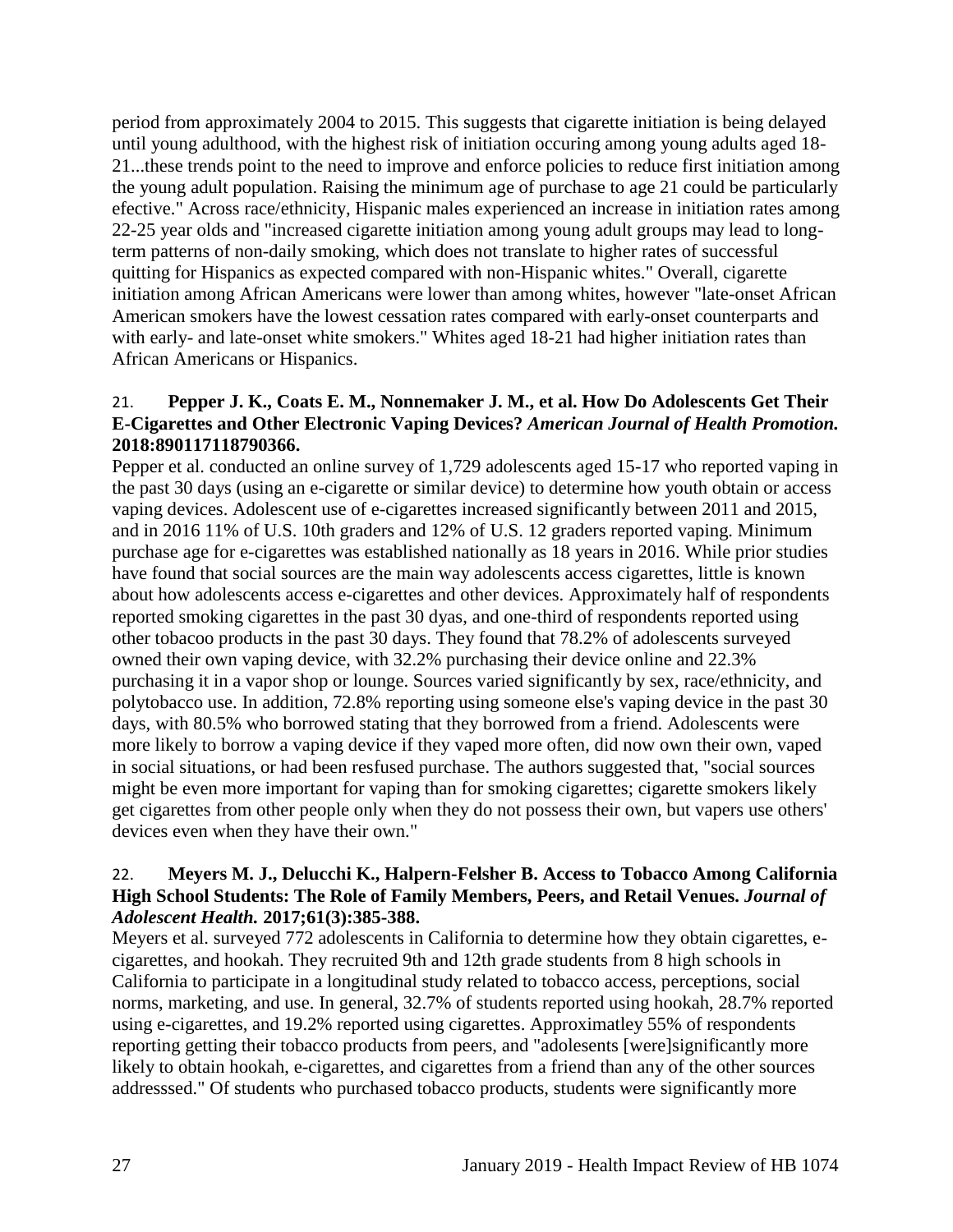period from approximately 2004 to 2015. This suggests that cigarette initiation is being delayed until young adulthood, with the highest risk of initiation occuring among young adults aged 18-21...these trends point to the need to improve and enforce policies to reduce first initiation among the young adult population. Raising the minimum age of purchase to age 21 could be particularly efective." Across race/ethnicity, Hispanic males experienced an increase in initiation rates among 22-25 year olds and "increased cigarette initiation among young adult groups may lead to long-term patterns of non-daily smoking, which does not translate to higher rates of successful quitting for Hispanics as expected compared with non-Hispanic whites." Overall, cigarette initiation among African Americans were lower than among whites, however "late-onset African American smokers have the lowest cessation rates compared with early-onset counterparts and with early- and late-onset white smokers." Whites aged 18-21 had higher initiation rates than African Americans or Hispanics.

21. **Pepper J. K., Coats E. M., Nonnemaker J. M., et al. How Do Adolescents Get Their E-Cigarettes and Other Electronic Vaping Devices?** ***American Journal of Health Promotion.*** **2018:890117118790366.**

Pepper et al. conducted an online survey of 1,729 adolescents aged 15-17 who reported vaping in the past 30 days (using an e-cigarette or similar device) to determine how youth obtain or access vaping devices. Adolescent use of e-cigarettes increased significantly between 2011 and 2015, and in 2016 11% of U.S. 10th graders and 12% of U.S. 12 graders reported vaping. Minimum purchase age for e-cigarettes was established nationally as 18 years in 2016. While prior studies have found that social sources are the main way adolescents access cigarettes, little is known about how adolescents access e-cigarettes and other devices. Approximately half of respondents reported smoking cigarettes in the past 30 dyas, and one-third of respondents reported using other tobacoo products in the past 30 days. They found that 78.2% of adolescents surveyed owned their own vaping device, with 32.2% purchasing their device online and 22.3% purchasing it in a vapor shop or lounge. Sources varied significantly by sex, race/ethnicity, and polytobacco use. In addition, 72.8% reporting using someone else's vaping device in the past 30 days, with 80.5% who borrowed stating that they borrowed from a friend. Adolescents were more likely to borrow a vaping device if they vaped more often, did now own their own, vaped in social situations, or had been resfused purchase. The authors suggested that, "social sources might be even more important for vaping than for smoking cigarettes; cigarette smokers likely get cigarettes from other people only when they do not possess their own, but vapers use others' devices even when they have their own."

22. **Meyers M. J., Delucchi K., Halpern-Felsher B. Access to Tobacco Among California High School Students: The Role of Family Members, Peers, and Retail Venues.** ***Journal of Adolescent Health.*** **2017;61(3):385-388.**

Meyers et al. surveyed 772 adolescents in California to determine how they obtain cigarettes, e-cigarettes, and hookah. They recruited 9th and 12th grade students from 8 high schools in California to participate in a longitudinal study related to tobacco access, perceptions, social norms, marketing, and use. In general, 32.7% of students reported using hookah, 28.7% reported using e-cigarettes, and 19.2% reported using cigarettes. Approximatley 55% of respondents reporting getting their tobacco products from peers, and "adolesents [were]significantly more likely to obtain hookah, e-cigarettes, and cigarettes from a friend than any of the other sources addresssed." Of students who purchased tobacco products, students were significantly more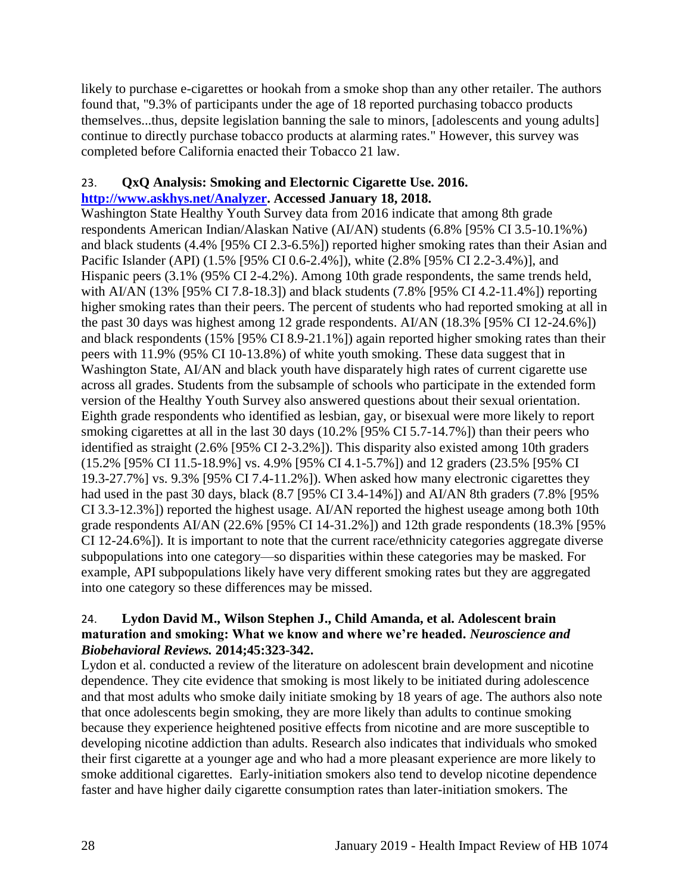likely to purchase e-cigarettes or hookah from a smoke shop than any other retailer. The authors found that, "9.3% of participants under the age of 18 reported purchasing tobacco products themselves...thus, depsite legislation banning the sale to minors, [adolescents and young adults] continue to directly purchase tobacco products at alarming rates." However, this survey was completed before California enacted their Tobacco 21 law.

23. **QxQ Analysis: Smoking and Electornic Cigarette Use. 2016. [http://www.askhys.net/Analyzer](http://www.askhys.net/Analyzer). Accessed January 18, 2018.**

Washington State Healthy Youth Survey data from 2016 indicate that among 8th grade respondents American Indian/Alaskan Native (AI/AN) students (6.8% [95% CI 3.5-10.1%%) and black students (4.4% [95% CI 2.3-6.5%]) reported higher smoking rates than their Asian and Pacific Islander (API) (1.5% [95% CI 0.6-2.4%]), white (2.8% [95% CI 2.2-3.4%)], and Hispanic peers (3.1% (95% CI 2-4.2%). Among 10th grade respondents, the same trends held, with AI/AN (13% [95% CI 7.8-18.3]) and black students (7.8% [95% CI 4.2-11.4%]) reporting higher smoking rates than their peers. The percent of students who had reported smoking at all in the past 30 days was highest among 12 grade respondents. AI/AN (18.3% [95% CI 12-24.6%]) and black respondents (15% [95% CI 8.9-21.1%]) again reported higher smoking rates than their peers with 11.9% (95% CI 10-13.8%) of white youth smoking. These data suggest that in Washington State, AI/AN and black youth have disparately high rates of current cigarette use across all grades. Students from the subsample of schools who participate in the extended form version of the Healthy Youth Survey also answered questions about their sexual orientation. Eighth grade respondents who identified as lesbian, gay, or bisexual were more likely to report smoking cigarettes at all in the last 30 days (10.2% [95% CI 5.7-14.7%]) than their peers who identified as straight (2.6% [95% CI 2-3.2%]). This disparity also existed among 10th graders (15.2% [95% CI 11.5-18.9%] vs. 4.9% [95% CI 4.1-5.7%]) and 12 graders (23.5% [95% CI 19.3-27.7%] vs. 9.3% [95% CI 7.4-11.2%]). When asked how many electronic cigarettes they had used in the past 30 days, black (8.7 [95% CI 3.4-14%]) and AI/AN 8th graders (7.8% [95% CI 3.3-12.3%]) reported the highest usage. AI/AN reported the highest useage among both 10th grade respondents AI/AN (22.6% [95% CI 14-31.2%]) and 12th grade respondents (18.3% [95% CI 12-24.6%]). It is important to note that the current race/ethnicity categories aggregate diverse subpopulations into one category—so disparities within these categories may be masked. For example, API subpopulations likely have very different smoking rates but they are aggregated into one category so these differences may be missed.

24. **Lydon David M., Wilson Stephen J., Child Amanda, et al. Adolescent brain maturation and smoking: What we know and where we're headed. *Neuroscience and Biobehavioral Reviews.* 2014;45:323-342.**

Lydon et al. conducted a review of the literature on adolescent brain development and nicotine dependence. They cite evidence that smoking is most likely to be initiated during adolescence and that most adults who smoke daily initiate smoking by 18 years of age. The authors also note that once adolescents begin smoking, they are more likely than adults to continue smoking because they experience heightened positive effects from nicotine and are more susceptible to developing nicotine addiction than adults. Research also indicates that individuals who smoked their first cigarette at a younger age and who had a more pleasant experience are more likely to smoke additional cigarettes. Early-initiation smokers also tend to develop nicotine dependence faster and have higher daily cigarette consumption rates than later-initiation smokers. The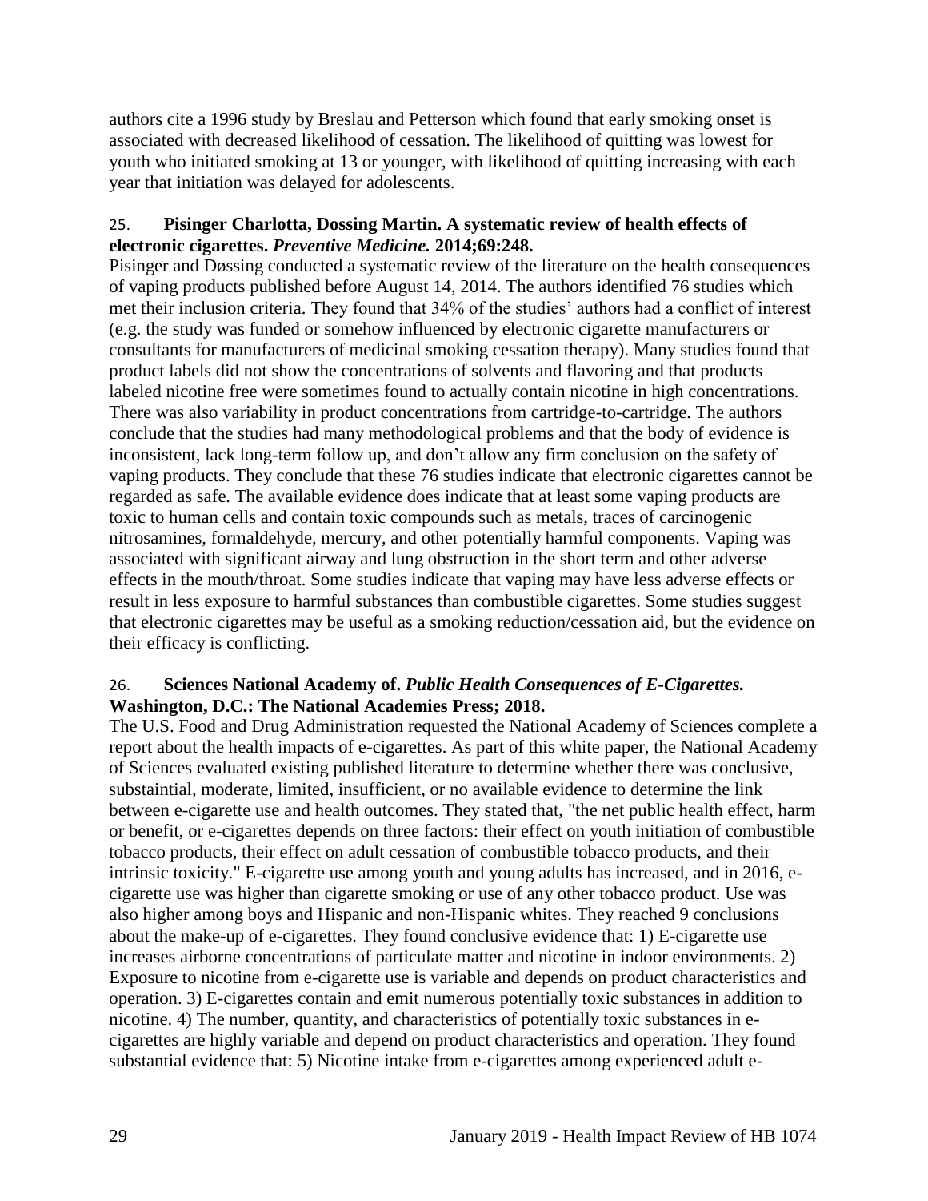authors cite a 1996 study by Breslau and Petterson which found that early smoking onset is associated with decreased likelihood of cessation. The likelihood of quitting was lowest for youth who initiated smoking at 13 or younger, with likelihood of quitting increasing with each year that initiation was delayed for adolescents.

25. **Pisinger Charlotta, Dossing Martin. A systematic review of health effects of electronic cigarettes. *Preventive Medicine.* 2014;69:248.**

Pisinger and Døssing conducted a systematic review of the literature on the health consequences of vaping products published before August 14, 2014. The authors identified 76 studies which met their inclusion criteria. They found that 34% of the studies' authors had a conflict of interest (e.g. the study was funded or somehow influenced by electronic cigarette manufacturers or consultants for manufacturers of medicinal smoking cessation therapy). Many studies found that product labels did not show the concentrations of solvents and flavoring and that products labeled nicotine free were sometimes found to actually contain nicotine in high concentrations. There was also variability in product concentrations from cartridge-to-cartridge. The authors conclude that the studies had many methodological problems and that the body of evidence is inconsistent, lack long-term follow up, and don't allow any firm conclusion on the safety of vaping products. They conclude that these 76 studies indicate that electronic cigarettes cannot be regarded as safe. The available evidence does indicate that at least some vaping products are toxic to human cells and contain toxic compounds such as metals, traces of carcinogenic nitrosamines, formaldehyde, mercury, and other potentially harmful components. Vaping was associated with significant airway and lung obstruction in the short term and other adverse effects in the mouth/throat. Some studies indicate that vaping may have less adverse effects or result in less exposure to harmful substances than combustible cigarettes. Some studies suggest that electronic cigarettes may be useful as a smoking reduction/cessation aid, but the evidence on their efficacy is conflicting.

26. **Sciences National Academy of. *Public Health Consequences of E-Cigarettes.* Washington, D.C.: The National Academies Press; 2018.**

The U.S. Food and Drug Administration requested the National Academy of Sciences complete a report about the health impacts of e-cigarettes. As part of this white paper, the National Academy of Sciences evaluated existing published literature to determine whether there was conclusive, substaintial, moderate, limited, insufficient, or no available evidence to determine the link between e-cigarette use and health outcomes. They stated that, "the net public health effect, harm or benefit, or e-cigarettes depends on three factors: their effect on youth initiation of combustible tobacco products, their effect on adult cessation of combustible tobacco products, and their intrinsic toxicity." E-cigarette use among youth and young adults has increased, and in 2016, e-cigarette use was higher than cigarette smoking or use of any other tobacco product. Use was also higher among boys and Hispanic and non-Hispanic whites. They reached 9 conclusions about the make-up of e-cigarettes. They found conclusive evidence that: 1) E-cigarette use increases airborne concentrations of particulate matter and nicotine in indoor environments. 2) Exposure to nicotine from e-cigarette use is variable and depends on product characteristics and operation. 3) E-cigarettes contain and emit numerous potentially toxic substances in addition to nicotine. 4) The number, quantity, and characteristics of potentially toxic substances in e-cigarettes are highly variable and depend on product characteristics and operation. They found substantial evidence that: 5) Nicotine intake from e-cigarettes among experienced adult e-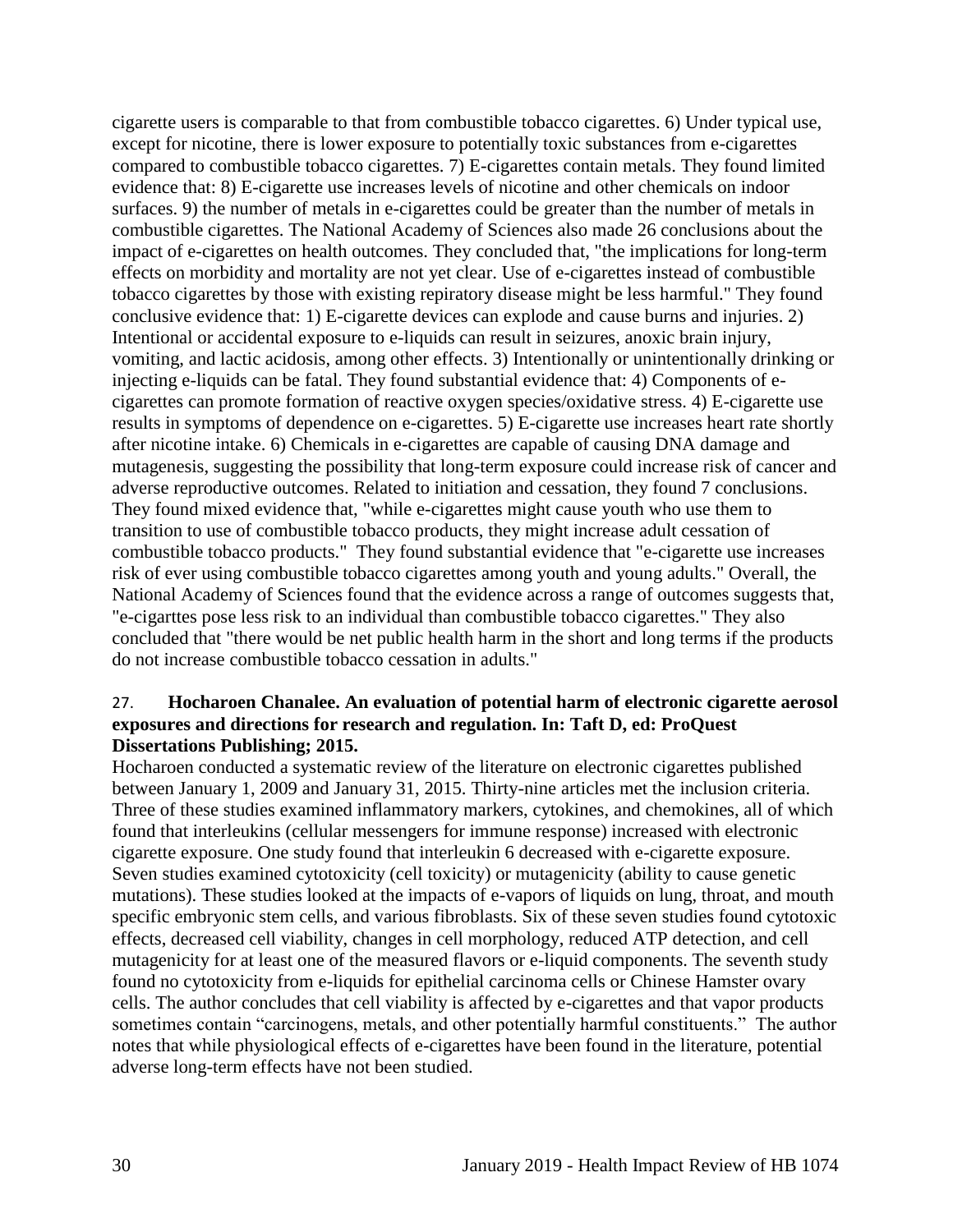cigarette users is comparable to that from combustible tobacco cigarettes. 6) Under typical use, except for nicotine, there is lower exposure to potentially toxic substances from e-cigarettes compared to combustible tobacco cigarettes. 7) E-cigarettes contain metals. They found limited evidence that: 8) E-cigarette use increases levels of nicotine and other chemicals on indoor surfaces. 9) the number of metals in e-cigarettes could be greater than the number of metals in combustible cigarettes. The National Academy of Sciences also made 26 conclusions about the impact of e-cigarettes on health outcomes. They concluded that, "the implications for long-term effects on morbidity and mortality are not yet clear. Use of e-cigarettes instead of combustible tobacco cigarettes by those with existing repiratory disease might be less harmful." They found conclusive evidence that: 1) E-cigarette devices can explode and cause burns and injuries. 2) Intentional or accidental exposure to e-liquids can result in seizures, anoxic brain injury, vomiting, and lactic acidosis, among other effects. 3) Intentionally or unintentionally drinking or injecting e-liquids can be fatal. They found substantial evidence that: 4) Components of e-cigarettes can promote formation of reactive oxygen species/oxidative stress. 4) E-cigarette use results in symptoms of dependence on e-cigarettes. 5) E-cigarette use increases heart rate shortly after nicotine intake. 6) Chemicals in e-cigarettes are capable of causing DNA damage and mutagenesis, suggesting the possibility that long-term exposure could increase risk of cancer and adverse reproductive outcomes. Related to initiation and cessation, they found 7 conclusions. They found mixed evidence that, "while e-cigarettes might cause youth who use them to transition to use of combustible tobacco products, they might increase adult cessation of combustible tobacco products." They found substantial evidence that "e-cigarette use increases risk of ever using combustible tobacco cigarettes among youth and young adults." Overall, the National Academy of Sciences found that the evidence across a range of outcomes suggests that, "e-cigarttes pose less risk to an individual than combustible tobacco cigarettes." They also concluded that "there would be net public health harm in the short and long terms if the products do not increase combustible tobacco cessation in adults."

27. **Hocharoen Chanalee. An evaluation of potential harm of electronic cigarette aerosol exposures and directions for research and regulation. In: Taft D, ed: ProQuest Dissertations Publishing; 2015.**

Hocharoen conducted a systematic review of the literature on electronic cigarettes published between January 1, 2009 and January 31, 2015. Thirty-nine articles met the inclusion criteria. Three of these studies examined inflammatory markers, cytokines, and chemokines, all of which found that interleukins (cellular messengers for immune response) increased with electronic cigarette exposure. One study found that interleukin 6 decreased with e-cigarette exposure. Seven studies examined cytotoxicity (cell toxicity) or mutagenicity (ability to cause genetic mutations). These studies looked at the impacts of e-vapors of liquids on lung, throat, and mouth specific embryonic stem cells, and various fibroblasts. Six of these seven studies found cytotoxic effects, decreased cell viability, changes in cell morphology, reduced ATP detection, and cell mutagenicity for at least one of the measured flavors or e-liquid components. The seventh study found no cytotoxicity from e-liquids for epithelial carcinoma cells or Chinese Hamster ovary cells. The author concludes that cell viability is affected by e-cigarettes and that vapor products sometimes contain "carcinogens, metals, and other potentially harmful constituents." The author notes that while physiological effects of e-cigarettes have been found in the literature, potential adverse long-term effects have not been studied.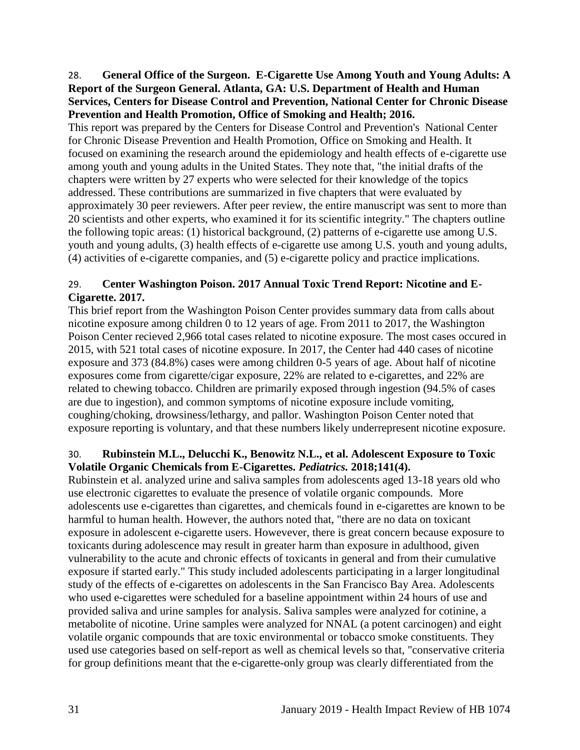28. **General Office of the Surgeon. E-Cigarette Use Among Youth and Young Adults: A Report of the Surgeon General. Atlanta, GA: U.S. Department of Health and Human Services, Centers for Disease Control and Prevention, National Center for Chronic Disease Prevention and Health Promotion, Office of Smoking and Health; 2016.**

This report was prepared by the Centers for Disease Control and Prevention's National Center for Chronic Disease Prevention and Health Promotion, Office on Smoking and Health. It focused on examining the research around the epidemiology and health effects of e-cigarette use among youth and young adults in the United States. They note that, "the initial drafts of the chapters were written by 27 experts who were selected for their knowledge of the topics addressed. These contributions are summarized in five chapters that were evaluated by approximately 30 peer reviewers. After peer review, the entire manuscript was sent to more than 20 scientists and other experts, who examined it for its scientific integrity." The chapters outline the following topic areas: (1) historical background, (2) patterns of e-cigarette use among U.S. youth and young adults, (3) health effects of e-cigarette use among U.S. youth and young adults, (4) activities of e-cigarette companies, and (5) e-cigarette policy and practice implications.

29. **Center Washington Poison. 2017 Annual Toxic Trend Report: Nicotine and E-Cigarette. 2017.**

This brief report from the Washington Poison Center provides summary data from calls about nicotine exposure among children 0 to 12 years of age. From 2011 to 2017, the Washington Poison Center recieved 2,966 total cases related to nicotine exposure. The most cases occured in 2015, with 521 total cases of nicotine exposure. In 2017, the Center had 440 cases of nicotine exposure and 373 (84.8%) cases were among children 0-5 years of age. About half of nicotine exposures come from cigarette/cigar exposure, 22% are related to e-cigarettes, and 22% are related to chewing tobacco. Children are primarily exposed through ingestion (94.5% of cases are due to ingestion), and common symptoms of nicotine exposure include vomiting, coughing/choking, drowsiness/lethargy, and pallor. Washington Poison Center noted that exposure reporting is voluntary, and that these numbers likely underrepresent nicotine exposure.

30. **Rubinstein M.L., Delucchi K., Benowitz N.L., et al. Adolescent Exposure to Toxic Volatile Organic Chemicals from E-Cigarettes. *Pediatrics.* 2018;141(4).**

Rubinstein et al. analyzed urine and saliva samples from adolescents aged 13-18 years old who use electronic cigarettes to evaluate the presence of volatile organic compounds. More adolescents use e-cigarettes than cigarettes, and chemicals found in e-cigarettes are known to be harmful to human health. However, the authors noted that, "there are no data on toxicant exposure in adolescent e-cigarette users. Howevever, there is great concern because exposure to toxicants during adolescence may result in greater harm than exposure in adulthood, given vulnerability to the acute and chronic effects of toxicants in general and from their cumulative exposure if started early." This study included adolescents participating in a larger longitudinal study of the effects of e-cigarettes on adolescents in the San Francisco Bay Area. Adolescents who used e-cigarettes were scheduled for a baseline appointment within 24 hours of use and provided saliva and urine samples for analysis. Saliva samples were analyzed for cotinine, a metabolite of nicotine. Urine samples were analyzed for NNAL (a potent carcinogen) and eight volatile organic compounds that are toxic environmental or tobacco smoke constituents. They used use categories based on self-report as well as chemical levels so that, "conservative criteria for group definitions meant that the e-cigarette-only group was clearly differentiated from the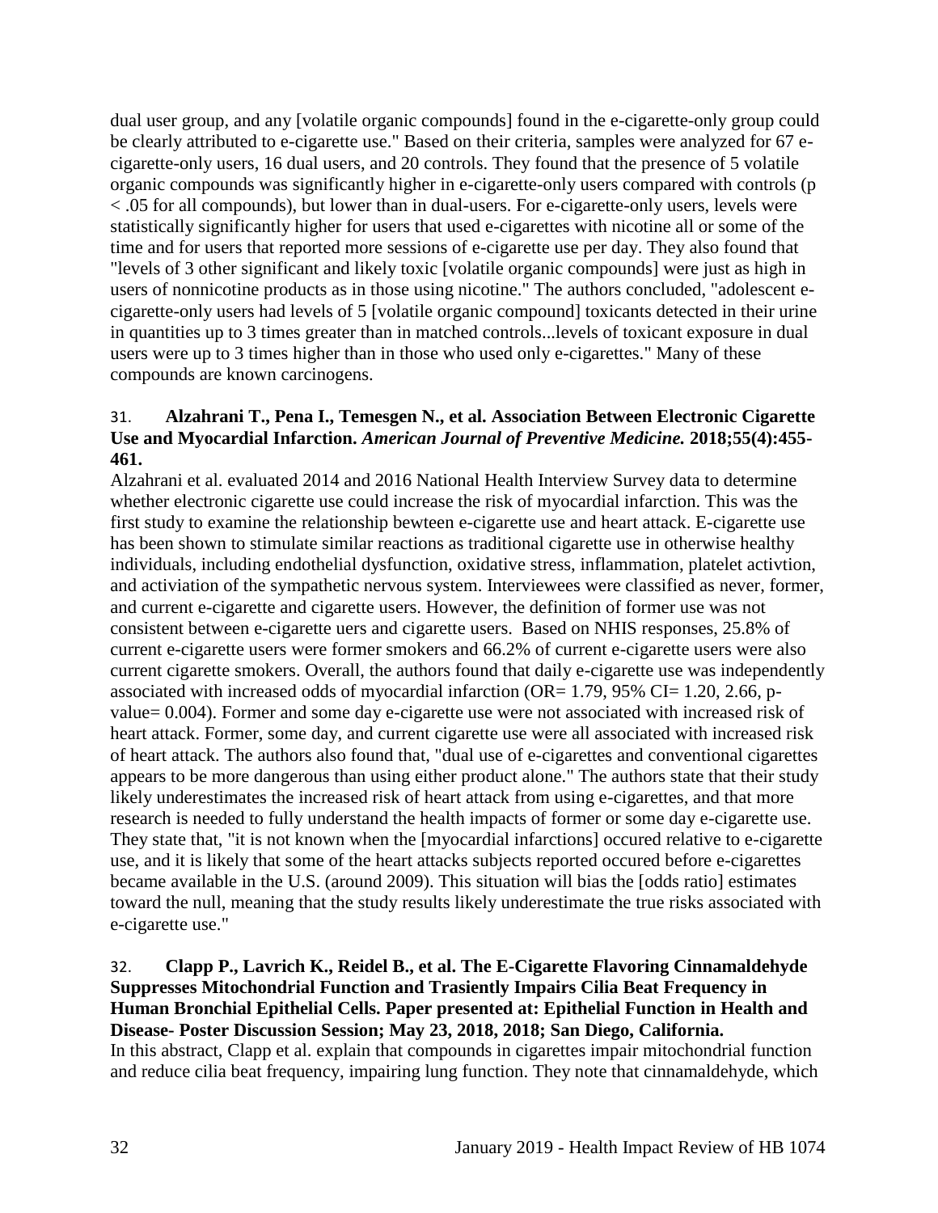dual user group, and any [volatile organic compounds] found in the e-cigarette-only group could be clearly attributed to e-cigarette use." Based on their criteria, samples were analyzed for 67 e-cigarette-only users, 16 dual users, and 20 controls. They found that the presence of 5 volatile organic compounds was significantly higher in e-cigarette-only users compared with controls ($p < .05$ for all compounds), but lower than in dual-users. For e-cigarette-only users, levels were statistically significantly higher for users that used e-cigarettes with nicotine all or some of the time and for users that reported more sessions of e-cigarette use per day. They also found that "levels of 3 other significant and likely toxic [volatile organic compounds] were just as high in users of nonnicotine products as in those using nicotine." The authors concluded, "adolescent e-cigarette-only users had levels of 5 [volatile organic compound] toxicants detected in their urine in quantities up to 3 times greater than in matched controls...levels of toxicant exposure in dual users were up to 3 times higher than in those who used only e-cigarettes." Many of these compounds are known carcinogens.

31. **Alzahrani T., Pena I., Temesgen N., et al. Association Between Electronic Cigarette Use and Myocardial Infarction. *American Journal of Preventive Medicine.* 2018;55(4):455-461.**

Alzahrani et al. evaluated 2014 and 2016 National Health Interview Survey data to determine whether electronic cigarette use could increase the risk of myocardial infarction. This was the first study to examine the relationship bewteen e-cigarette use and heart attack. E-cigarette use has been shown to stimulate similar reactions as traditional cigarette use in otherwise healthy individuals, including endothelial dysfunction, oxidative stress, inflammation, platelet activtion, and activiation of the sympathetic nervous system. Interviewees were classified as never, former, and current e-cigarette and cigarette users. However, the definition of former use was not consistent between e-cigarette uers and cigarette users. Based on NHIS responses, 25.8% of current e-cigarette users were former smokers and 66.2% of current e-cigarette users were also current cigarette smokers. Overall, the authors found that daily e-cigarette use was independently associated with increased odds of myocardial infarction (OR= 1.79, 95% CI= 1.20, 2.66, p-value= 0.004). Former and some day e-cigarette use were not associated with increased risk of heart attack. Former, some day, and current cigarette use were all associated with increased risk of heart attack. The authors also found that, "dual use of e-cigarettes and conventional cigarettes appears to be more dangerous than using either product alone." The authors state that their study likely underestimates the increased risk of heart attack from using e-cigarettes, and that more research is needed to fully understand the health impacts of former or some day e-cigarette use. They state that, "it is not known when the [myocardial infarctions] occured relative to e-cigarette use, and it is likely that some of the heart attacks subjects reported occured before e-cigarettes became available in the U.S. (around 2009). This situation will bias the [odds ratio] estimates toward the null, meaning that the study results likely underestimate the true risks associated with e-cigarette use."

32. **Clapp P., Lavrich K., Reidel B., et al. The E-Cigarette Flavoring Cinnamaldehyde Suppresses Mitochondrial Function and Trasiently Impairs Cilia Beat Frequency in Human Bronchial Epithelial Cells. Paper presented at: Epithelial Function in Health and Disease- Poster Discussion Session; May 23, 2018, 2018; San Diego, California.**

In this abstract, Clapp et al. explain that compounds in cigarettes impair mitochondrial function and reduce cilia beat frequency, impairing lung function. They note that cinnamaldehyde, which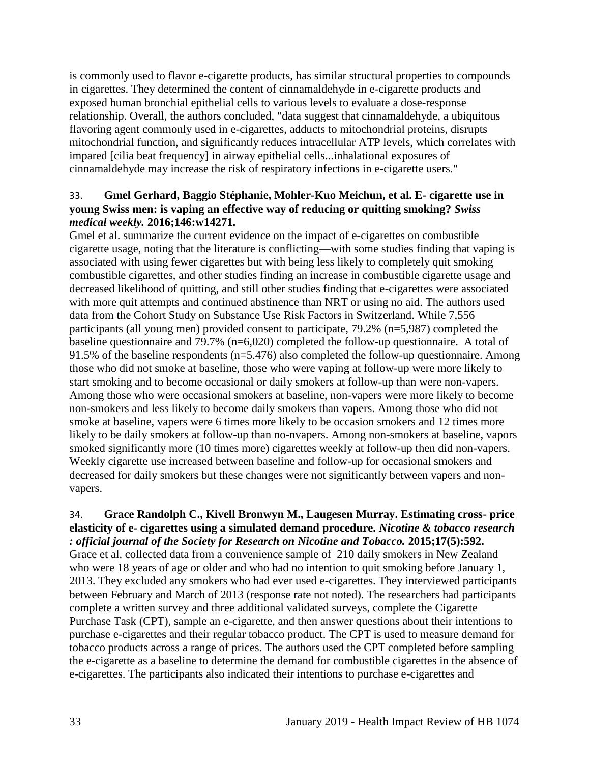is commonly used to flavor e-cigarette products, has similar structural properties to compounds in cigarettes. They determined the content of cinnamaldehyde in e-cigarette products and exposed human bronchial epithelial cells to various levels to evaluate a dose-response relationship. Overall, the authors concluded, "data suggest that cinnamaldehyde, a ubiquitous flavoring agent commonly used in e-cigarettes, adducts to mitochondrial proteins, disrupts mitochondrial function, and significantly reduces intracellular ATP levels, which correlates with impared [cilia beat frequency] in airway epithelial cells...inhalational exposures of cinnamaldehyde may increase the risk of respiratory infections in e-cigarette users."

33. **Gmel Gerhard, Baggio Stéphanie, Mohler-Kuo Meichun, et al. E- cigarette use in young Swiss men: is vaping an effective way of reducing or quitting smoking?** ***Swiss medical weekly.*** **2016;146:w14271.**

Gmel et al. summarize the current evidence on the impact of e-cigarettes on combustible cigarette usage, noting that the literature is conflicting—with some studies finding that vaping is associated with using fewer cigarettes but with being less likely to completely quit smoking combustible cigarettes, and other studies finding an increase in combustible cigarette usage and decreased likelihood of quitting, and still other studies finding that e-cigarettes were associated with more quit attempts and continued abstinence than NRT or using no aid. The authors used data from the Cohort Study on Substance Use Risk Factors in Switzerland. While 7,556 participants (all young men) provided consent to participate, 79.2% (n=5,987) completed the baseline questionnaire and 79.7% (n=6,020) completed the follow-up questionnaire. A total of 91.5% of the baseline respondents (n=5.476) also completed the follow-up questionnaire. Among those who did not smoke at baseline, those who were vaping at follow-up were more likely to start smoking and to become occasional or daily smokers at follow-up than were non-vapers. Among those who were occasional smokers at baseline, non-vapers were more likely to become non-smokers and less likely to become daily smokers than vapers. Among those who did not smoke at baseline, vapers were 6 times more likely to be occasion smokers and 12 times more likely to be daily smokers at follow-up than no-nvapers. Among non-smokers at baseline, vapors smoked significantly more (10 times more) cigarettes weekly at follow-up then did non-vapers. Weekly cigarette use increased between baseline and follow-up for occasional smokers and decreased for daily smokers but these changes were not significantly between vapers and non-vapers.

34. **Grace Randolph C., Kivell Bronwyn M., Laugesen Murray. Estimating cross- price elasticity of e- cigarettes using a simulated demand procedure.** ***Nicotine & tobacco research : official journal of the Society for Research on Nicotine and Tobacco.*** **2015;17(5):592.**

Grace et al. collected data from a convenience sample of 210 daily smokers in New Zealand who were 18 years of age or older and who had no intention to quit smoking before January 1, 2013. They excluded any smokers who had ever used e-cigarettes. They interviewed participants between February and March of 2013 (response rate not noted). The researchers had participants complete a written survey and three additional validated surveys, complete the Cigarette Purchase Task (CPT), sample an e-cigarette, and then answer questions about their intentions to purchase e-cigarettes and their regular tobacco product. The CPT is used to measure demand for tobacco products across a range of prices. The authors used the CPT completed before sampling the e-cigarette as a baseline to determine the demand for combustible cigarettes in the absence of e-cigarettes. The participants also indicated their intentions to purchase e-cigarettes and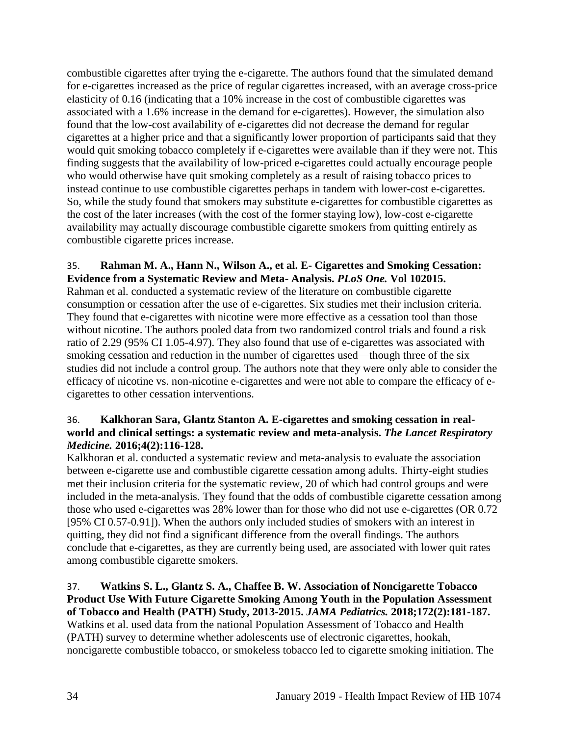combustible cigarettes after trying the e-cigarette. The authors found that the simulated demand for e-cigarettes increased as the price of regular cigarettes increased, with an average cross-price elasticity of 0.16 (indicating that a 10% increase in the cost of combustible cigarettes was associated with a 1.6% increase in the demand for e-cigarettes). However, the simulation also found that the low-cost availability of e-cigarettes did not decrease the demand for regular cigarettes at a higher price and that a significantly lower proportion of participants said that they would quit smoking tobacco completely if e-cigarettes were available than if they were not. This finding suggests that the availability of low-priced e-cigarettes could actually encourage people who would otherwise have quit smoking completely as a result of raising tobacco prices to instead continue to use combustible cigarettes perhaps in tandem with lower-cost e-cigarettes. So, while the study found that smokers may substitute e-cigarettes for combustible cigarettes as the cost of the later increases (with the cost of the former staying low), low-cost e-cigarette availability may actually discourage combustible cigarette smokers from quitting entirely as combustible cigarette prices increase.

35. **Rahman M. A., Hann N., Wilson A., et al. E- Cigarettes and Smoking Cessation: Evidence from a Systematic Review and Meta- Analysis. *PLoS One.* Vol 102015.**
Rahman et al. conducted a systematic review of the literature on combustible cigarette consumption or cessation after the use of e-cigarettes. Six studies met their inclusion criteria. They found that e-cigarettes with nicotine were more effective as a cessation tool than those without nicotine. The authors pooled data from two randomized control trials and found a risk ratio of 2.29 (95% CI 1.05-4.97). They also found that use of e-cigarettes was associated with smoking cessation and reduction in the number of cigarettes used—though three of the six studies did not include a control group. The authors note that they were only able to consider the efficacy of nicotine vs. non-nicotine e-cigarettes and were not able to compare the efficacy of e-cigarettes to other cessation interventions.

36. **Kalkhoran Sara, Glantz Stanton A. E-cigarettes and smoking cessation in real-world and clinical settings: a systematic review and meta-analysis. *The Lancet Respiratory Medicine.* 2016;4(2):116-128.**
Kalkhoran et al. conducted a systematic review and meta-analysis to evaluate the association between e-cigarette use and combustible cigarette cessation among adults. Thirty-eight studies met their inclusion criteria for the systematic review, 20 of which had control groups and were included in the meta-analysis. They found that the odds of combustible cigarette cessation among those who used e-cigarettes was 28% lower than for those who did not use e-cigarettes (OR 0.72 [95% CI 0.57-0.91]). When the authors only included studies of smokers with an interest in quitting, they did not find a significant difference from the overall findings. The authors conclude that e-cigarettes, as they are currently being used, are associated with lower quit rates among combustible cigarette smokers.

37. **Watkins S. L., Glantz S. A., Chaffee B. W. Association of Noncigarette Tobacco Product Use With Future Cigarette Smoking Among Youth in the Population Assessment of Tobacco and Health (PATH) Study, 2013-2015. *JAMA Pediatrics.* 2018;172(2):181-187.**
Watkins et al. used data from the national Population Assessment of Tobacco and Health (PATH) survey to determine whether adolescents use of electronic cigarettes, hookah, noncigarette combustible tobacco, or smokeless tobacco led to cigarette smoking initiation. The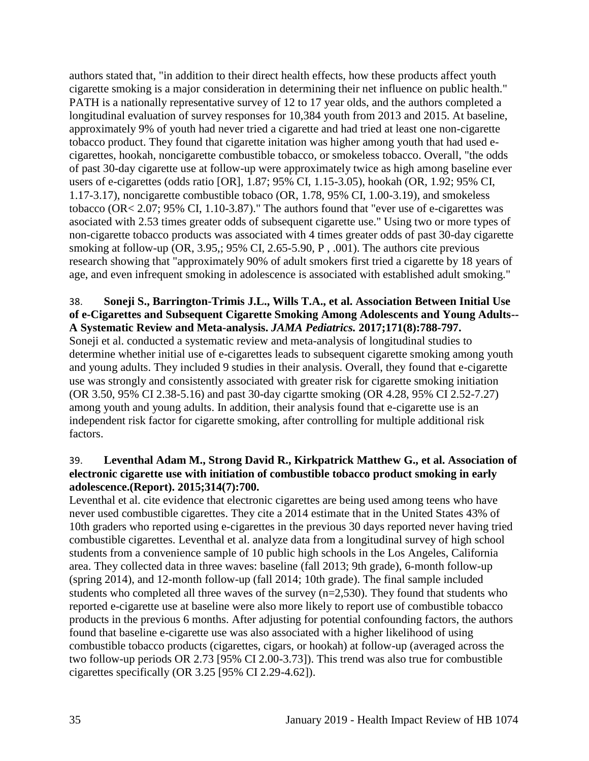authors stated that, "in addition to their direct health effects, how these products affect youth cigarette smoking is a major consideration in determining their net influence on public health." PATH is a nationally representative survey of 12 to 17 year olds, and the authors completed a longitudinal evaluation of survey responses for 10,384 youth from 2013 and 2015. At baseline, approximately 9% of youth had never tried a cigarette and had tried at least one non-cigarette tobacco product. They found that cigarette initation was higher among youth that had used e-cigarettes, hookah, noncigarette combustible tobacco, or smokeless tobacco. Overall, "the odds of past 30-day cigarette use at follow-up were approximately twice as high among baseline ever users of e-cigarettes (odds ratio [OR], 1.87; 95% CI, 1.15-3.05), hookah (OR, 1.92; 95% CI, 1.17-3.17), noncigarette combustible tobaco (OR, 1.78, 95% CI, 1.00-3.19), and smokeless tobacco (OR< 2.07; 95% CI, 1.10-3.87)." The authors found that "ever use of e-cigarettes was asociated with 2.53 times greater odds of subsequent cigarette use." Using two or more types of non-cigarette tobacco products was associated with 4 times greater odds of past 30-day cigarette smoking at follow-up (OR, 3.95,; 95% CI, 2.65-5.90, P , .001). The authors cite previous research showing that "approximately 90% of adult smokers first tried a cigarette by 18 years of age, and even infrequent smoking in adolescence is associated with established adult smoking."

38. **Soneji S., Barrington-Trimis J.L., Wills T.A., et al. Association Between Initial Use of e-Cigarettes and Subsequent Cigarette Smoking Among Adolescents and Young Adults--A Systematic Review and Meta-analysis.** ***JAMA Pediatrics.*** **2017;171(8):788-797.**
Soneji et al. conducted a systematic review and meta-analysis of longitudinal studies to determine whether initial use of e-cigarettes leads to subsequent cigarette smoking among youth and young adults. They included 9 studies in their analysis. Overall, they found that e-cigarette use was strongly and consistently associated with greater risk for cigarette smoking initiation (OR 3.50, 95% CI 2.38-5.16) and past 30-day cigartte smoking (OR 4.28, 95% CI 2.52-7.27) among youth and young adults. In addition, their analysis found that e-cigarette use is an independent risk factor for cigarette smoking, after controlling for multiple additional risk factors.

39. **Leventhal Adam M., Strong David R., Kirkpatrick Matthew G., et al. Association of electronic cigarette use with initiation of combustible tobacco product smoking in early adolescence.(Report). 2015;314(7):700.**
Leventhal et al. cite evidence that electronic cigarettes are being used among teens who have never used combustible cigarettes. They cite a 2014 estimate that in the United States 43% of 10th graders who reported using e-cigarettes in the previous 30 days reported never having tried combustible cigarettes. Leventhal et al. analyze data from a longitudinal survey of high school students from a convenience sample of 10 public high schools in the Los Angeles, California area. They collected data in three waves: baseline (fall 2013; 9th grade), 6-month follow-up (spring 2014), and 12-month follow-up (fall 2014; 10th grade). The final sample included students who completed all three waves of the survey (n=2,530). They found that students who reported e-cigarette use at baseline were also more likely to report use of combustible tobacco products in the previous 6 months. After adjusting for potential confounding factors, the authors found that baseline e-cigarette use was also associated with a higher likelihood of using combustible tobacco products (cigarettes, cigars, or hookah) at follow-up (averaged across the two follow-up periods OR 2.73 [95% CI 2.00-3.73]). This trend was also true for combustible cigarettes specifically (OR 3.25 [95% CI 2.29-4.62]).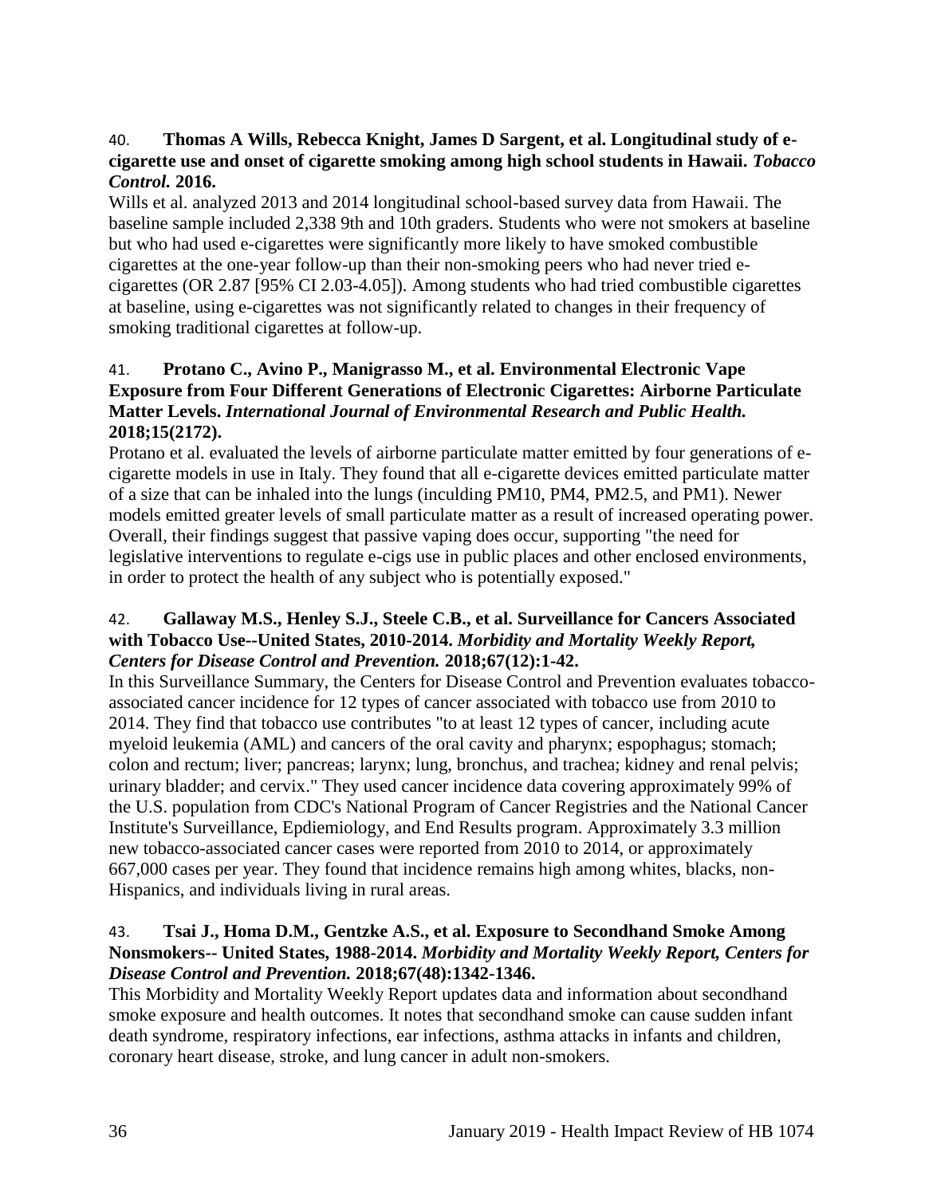40. **Thomas A Wills, Rebecca Knight, James D Sargent, et al. Longitudinal study of e-cigarette use and onset of cigarette smoking among high school students in Hawaii.** ***Tobacco Control.*** **2016.**

Wills et al. analyzed 2013 and 2014 longitudinal school-based survey data from Hawaii. The baseline sample included 2,338 9th and 10th graders. Students who were not smokers at baseline but who had used e-cigarettes were significantly more likely to have smoked combustible cigarettes at the one-year follow-up than their non-smoking peers who had never tried e-cigarettes (OR 2.87 [95% CI 2.03-4.05]). Among students who had tried combustible cigarettes at baseline, using e-cigarettes was not significantly related to changes in their frequency of smoking traditional cigarettes at follow-up.

41. **Protano C., Avino P., Manigrasso M., et al. Environmental Electronic Vape Exposure from Four Different Generations of Electronic Cigarettes: Airborne Particulate Matter Levels.** ***International Journal of Environmental Research and Public Health.*** **2018;15(2172).**

Protano et al. evaluated the levels of airborne particulate matter emitted by four generations of e-cigarette models in use in Italy. They found that all e-cigarette devices emitted particulate matter of a size that can be inhaled into the lungs (inculding PM10, PM4, PM2.5, and PM1). Newer models emitted greater levels of small particulate matter as a result of increased operating power. Overall, their findings suggest that passive vaping does occur, supporting "the need for legislative interventions to regulate e-cigs use in public places and other enclosed environments, in order to protect the health of any subject who is potentially exposed."

42. **Gallaway M.S., Henley S.J., Steele C.B., et al. Surveillance for Cancers Associated with Tobacco Use--United States, 2010-2014.** ***Morbidity and Mortality Weekly Report, Centers for Disease Control and Prevention.*** **2018;67(12):1-42.**

In this Surveillance Summary, the Centers for Disease Control and Prevention evaluates tobacco-associated cancer incidence for 12 types of cancer associated with tobacco use from 2010 to 2014. They find that tobacco use contributes "to at least 12 types of cancer, including acute myeloid leukemia (AML) and cancers of the oral cavity and pharynx; espophagus; stomach; colon and rectum; liver; pancreas; larynx; lung, bronchus, and trachea; kidney and renal pelvis; urinary bladder; and cervix." They used cancer incidence data covering approximately 99% of the U.S. population from CDC's National Program of Cancer Registries and the National Cancer Institute's Surveillance, Epdiemiology, and End Results program. Approximately 3.3 million new tobacco-associated cancer cases were reported from 2010 to 2014, or approximately 667,000 cases per year. They found that incidence remains high among whites, blacks, non-Hispanics, and individuals living in rural areas.

43. **Tsai J., Homa D.M., Gentzke A.S., et al. Exposure to Secondhand Smoke Among Nonsmokers-- United States, 1988-2014.** ***Morbidity and Mortality Weekly Report, Centers for Disease Control and Prevention.*** **2018;67(48):1342-1346.**

This Morbidity and Mortality Weekly Report updates data and information about secondhand smoke exposure and health outcomes. It notes that secondhand smoke can cause sudden infant death syndrome, respiratory infections, ear infections, asthma attacks in infants and children, coronary heart disease, stroke, and lung cancer in adult non-smokers.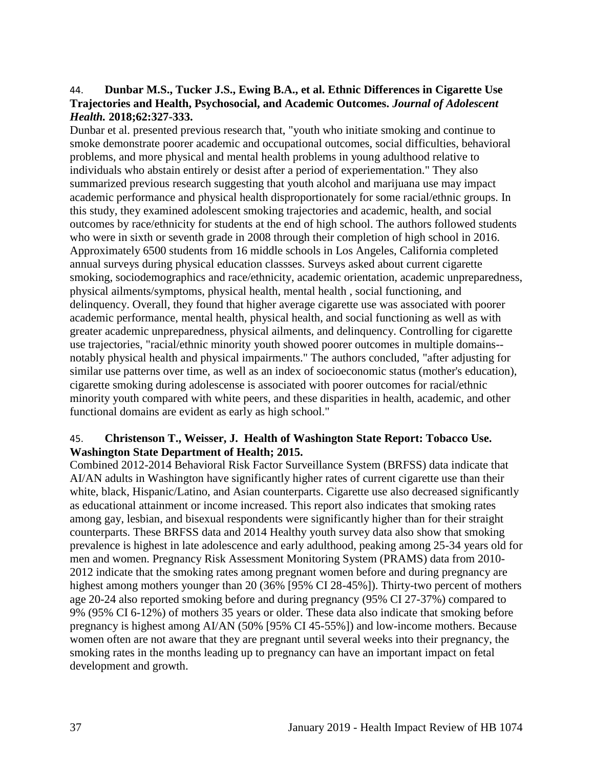44. **Dunbar M.S., Tucker J.S., Ewing B.A., et al. Ethnic Differences in Cigarette Use Trajectories and Health, Psychosocial, and Academic Outcomes.** ***Journal of Adolescent Health.*** **2018;62:327-333.**

Dunbar et al. presented previous research that, "youth who initiate smoking and continue to smoke demonstrate poorer academic and occupational outcomes, social difficulties, behavioral problems, and more physical and mental health problems in young adulthood relative to individuals who abstain entirely or desist after a period of experiementation." They also summarized previous research suggesting that youth alcohol and marijuana use may impact academic performance and physical health disproportionately for some racial/ethnic groups. In this study, they examined adolescent smoking trajectories and academic, health, and social outcomes by race/ethnicity for students at the end of high school. The authors followed students who were in sixth or seventh grade in 2008 through their completion of high school in 2016. Approximately 6500 students from 16 middle schools in Los Angeles, California completed annual surveys during physical education classses. Surveys asked about current cigarette smoking, sociodemographics and race/ethnicity, academic orientation, academic unpreparedness, physical ailments/symptoms, physical health, mental health , social functioning, and delinquency. Overall, they found that higher average cigarette use was associated with poorer academic performance, mental health, physical health, and social functioning as well as with greater academic unpreparedness, physical ailments, and delinquency. Controlling for cigarette use trajectories, "racial/ethnic minority youth showed poorer outcomes in multiple domains--notably physical health and physical impairments." The authors concluded, "after adjusting for similar use patterns over time, as well as an index of socioeconomic status (mother's education), cigarette smoking during adolescense is associated with poorer outcomes for racial/ethnic minority youth compared with white peers, and these disparities in health, academic, and other functional domains are evident as early as high school."

45. **Christenson T., Weisser, J. Health of Washington State Report: Tobacco Use. Washington State Department of Health; 2015.**

Combined 2012-2014 Behavioral Risk Factor Surveillance System (BRFSS) data indicate that AI/AN adults in Washington have significantly higher rates of current cigarette use than their white, black, Hispanic/Latino, and Asian counterparts. Cigarette use also decreased significantly as educational attainment or income increased. This report also indicates that smoking rates among gay, lesbian, and bisexual respondents were significantly higher than for their straight counterparts. These BRFSS data and 2014 Healthy youth survey data also show that smoking prevalence is highest in late adolescence and early adulthood, peaking among 25-34 years old for men and women. Pregnancy Risk Assessment Monitoring System (PRAMS) data from 2010-2012 indicate that the smoking rates among pregnant women before and during pregnancy are highest among mothers younger than 20 (36% [95% CI 28-45%]). Thirty-two percent of mothers age 20-24 also reported smoking before and during pregnancy (95% CI 27-37%) compared to 9% (95% CI 6-12%) of mothers 35 years or older. These data also indicate that smoking before pregnancy is highest among AI/AN (50% [95% CI 45-55%]) and low-income mothers. Because women often are not aware that they are pregnant until several weeks into their pregnancy, the smoking rates in the months leading up to pregnancy can have an important impact on fetal development and growth.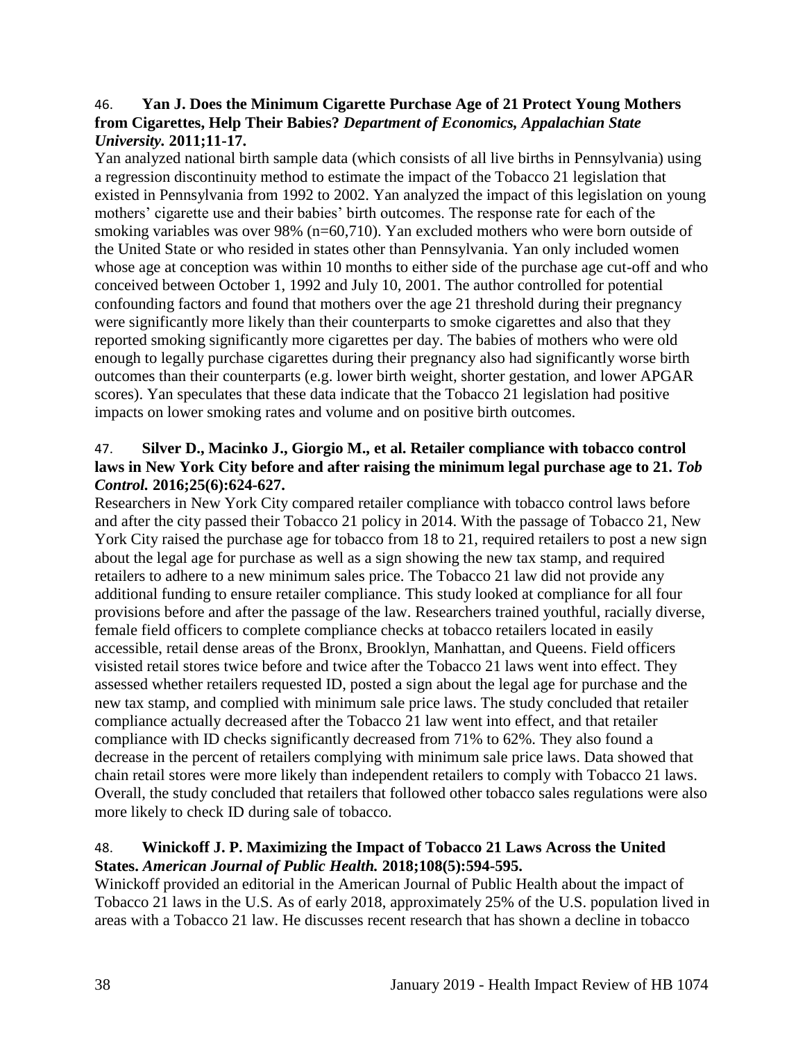46. **Yan J. Does the Minimum Cigarette Purchase Age of 21 Protect Young Mothers from Cigarettes, Help Their Babies?** ***Department of Economics, Appalachian State University.*** **2011;11-17.**

Yan analyzed national birth sample data (which consists of all live births in Pennsylvania) using a regression discontinuity method to estimate the impact of the Tobacco 21 legislation that existed in Pennsylvania from 1992 to 2002. Yan analyzed the impact of this legislation on young mothers' cigarette use and their babies' birth outcomes. The response rate for each of the smoking variables was over 98% (n=60,710). Yan excluded mothers who were born outside of the United State or who resided in states other than Pennsylvania. Yan only included women whose age at conception was within 10 months to either side of the purchase age cut-off and who conceived between October 1, 1992 and July 10, 2001. The author controlled for potential confounding factors and found that mothers over the age 21 threshold during their pregnancy were significantly more likely than their counterparts to smoke cigarettes and also that they reported smoking significantly more cigarettes per day. The babies of mothers who were old enough to legally purchase cigarettes during their pregnancy also had significantly worse birth outcomes than their counterparts (e.g. lower birth weight, shorter gestation, and lower APGAR scores). Yan speculates that these data indicate that the Tobacco 21 legislation had positive impacts on lower smoking rates and volume and on positive birth outcomes.

47. **Silver D., Macinko J., Giorgio M., et al. Retailer compliance with tobacco control laws in New York City before and after raising the minimum legal purchase age to 21.** ***Tob Control.*** **2016;25(6):624-627.**

Researchers in New York City compared retailer compliance with tobacco control laws before and after the city passed their Tobacco 21 policy in 2014. With the passage of Tobacco 21, New York City raised the purchase age for tobacco from 18 to 21, required retailers to post a new sign about the legal age for purchase as well as a sign showing the new tax stamp, and required retailers to adhere to a new minimum sales price. The Tobacco 21 law did not provide any additional funding to ensure retailer compliance. This study looked at compliance for all four provisions before and after the passage of the law. Researchers trained youthful, racially diverse, female field officers to complete compliance checks at tobacco retailers located in easily accessible, retail dense areas of the Bronx, Brooklyn, Manhattan, and Queens. Field officers visisted retail stores twice before and twice after the Tobacco 21 laws went into effect. They assessed whether retailers requested ID, posted a sign about the legal age for purchase and the new tax stamp, and complied with minimum sale price laws. The study concluded that retailer compliance actually decreased after the Tobacco 21 law went into effect, and that retailer compliance with ID checks significantly decreased from 71% to 62%. They also found a decrease in the percent of retailers complying with minimum sale price laws. Data showed that chain retail stores were more likely than independent retailers to comply with Tobacco 21 laws. Overall, the study concluded that retailers that followed other tobacco sales regulations were also more likely to check ID during sale of tobacco.

48. **Winickoff J. P. Maximizing the Impact of Tobacco 21 Laws Across the United States.** ***American Journal of Public Health.*** **2018;108(5):594-595.**

Winickoff provided an editorial in the American Journal of Public Health about the impact of Tobacco 21 laws in the U.S. As of early 2018, approximately 25% of the U.S. population lived in areas with a Tobacco 21 law. He discusses recent research that has shown a decline in tobacco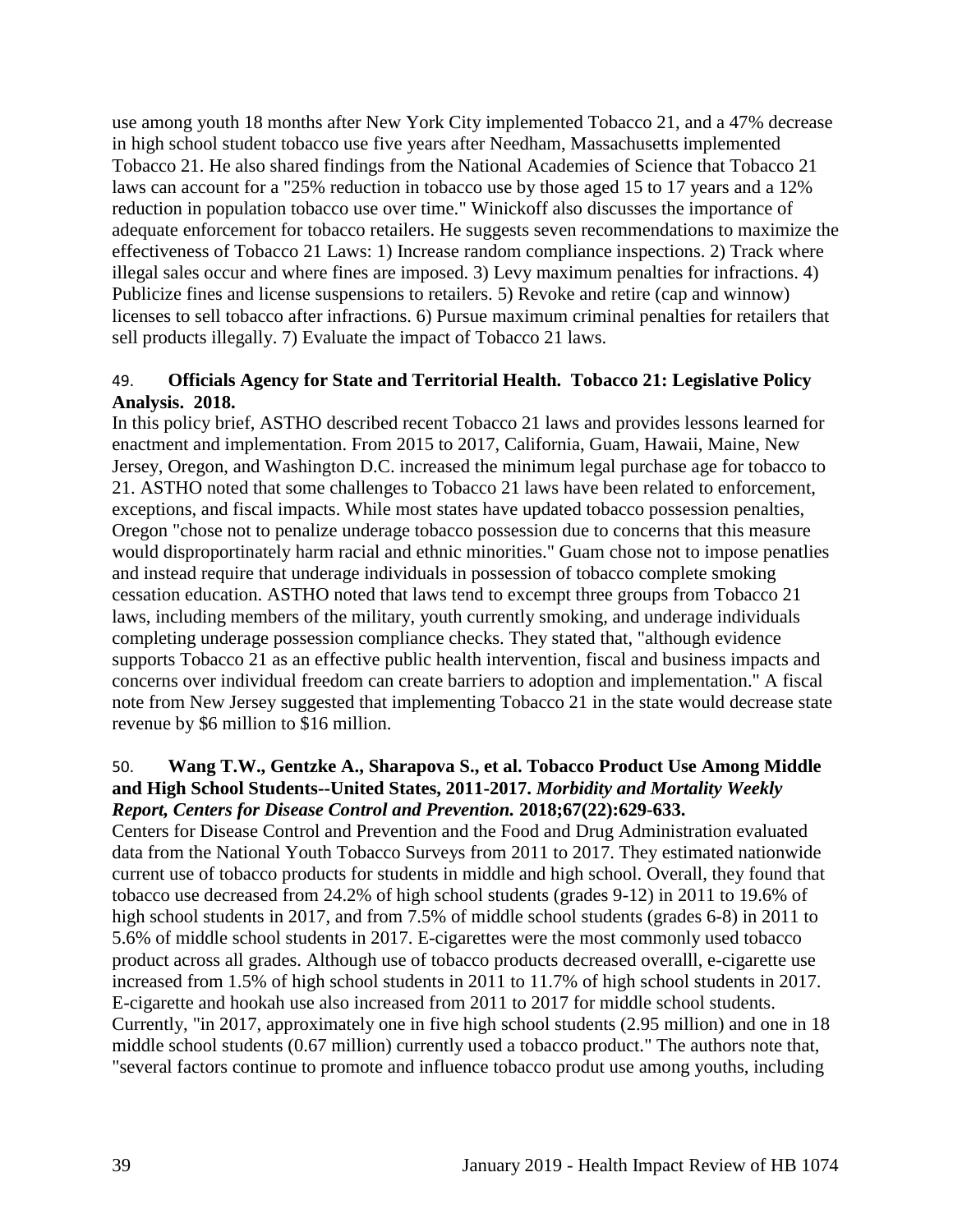use among youth 18 months after New York City implemented Tobacco 21, and a 47% decrease in high school student tobacco use five years after Needham, Massachusetts implemented Tobacco 21. He also shared findings from the National Academies of Science that Tobacco 21 laws can account for a "25% reduction in tobacco use by those aged 15 to 17 years and a 12% reduction in population tobacco use over time." Winickoff also discusses the importance of adequate enforcement for tobacco retailers. He suggests seven recommendations to maximize the effectiveness of Tobacco 21 Laws: 1) Increase random compliance inspections. 2) Track where illegal sales occur and where fines are imposed. 3) Levy maximum penalties for infractions. 4) Publicize fines and license suspensions to retailers. 5) Revoke and retire (cap and winnow) licenses to sell tobacco after infractions. 6) Pursue maximum criminal penalties for retailers that sell products illegally. 7) Evaluate the impact of Tobacco 21 laws.

49. **Officials Agency for State and Territorial Health. Tobacco 21: Legislative Policy Analysis. 2018.**

In this policy brief, ASTHO described recent Tobacco 21 laws and provides lessons learned for enactment and implementation. From 2015 to 2017, California, Guam, Hawaii, Maine, New Jersey, Oregon, and Washington D.C. increased the minimum legal purchase age for tobacco to 21. ASTHO noted that some challenges to Tobacco 21 laws have been related to enforcement, exceptions, and fiscal impacts. While most states have updated tobacco possession penalties, Oregon "chose not to penalize underage tobacco possession due to concerns that this measure would disproportinately harm racial and ethnic minorities." Guam chose not to impose penatlies and instead require that underage individuals in possession of tobacco complete smoking cessation education. ASTHO noted that laws tend to excempt three groups from Tobacco 21 laws, including members of the military, youth currently smoking, and underage individuals completing underage possession compliance checks. They stated that, "although evidence supports Tobacco 21 as an effective public health intervention, fiscal and business impacts and concerns over individual freedom can create barriers to adoption and implementation." A fiscal note from New Jersey suggested that implementing Tobacco 21 in the state would decrease state revenue by $6 million to $16 million.

50. **Wang T.W., Gentzke A., Sharapova S., et al. Tobacco Product Use Among Middle and High School Students--United States, 2011-2017. *Morbidity and Mortality Weekly Report, Centers for Disease Control and Prevention.* 2018;67(22):629-633.**

Centers for Disease Control and Prevention and the Food and Drug Administration evaluated data from the National Youth Tobacco Surveys from 2011 to 2017. They estimated nationwide current use of tobacco products for students in middle and high school. Overall, they found that tobacco use decreased from 24.2% of high school students (grades 9-12) in 2011 to 19.6% of high school students in 2017, and from 7.5% of middle school students (grades 6-8) in 2011 to 5.6% of middle school students in 2017. E-cigarettes were the most commonly used tobacco product across all grades. Although use of tobacco products decreased overalll, e-cigarette use increased from 1.5% of high school students in 2011 to 11.7% of high school students in 2017. E-cigarette and hookah use also increased from 2011 to 2017 for middle school students. Currently, "in 2017, approximately one in five high school students (2.95 million) and one in 18 middle school students (0.67 million) currently used a tobacco product." The authors note that, "several factors continue to promote and influence tobacco produt use among youths, including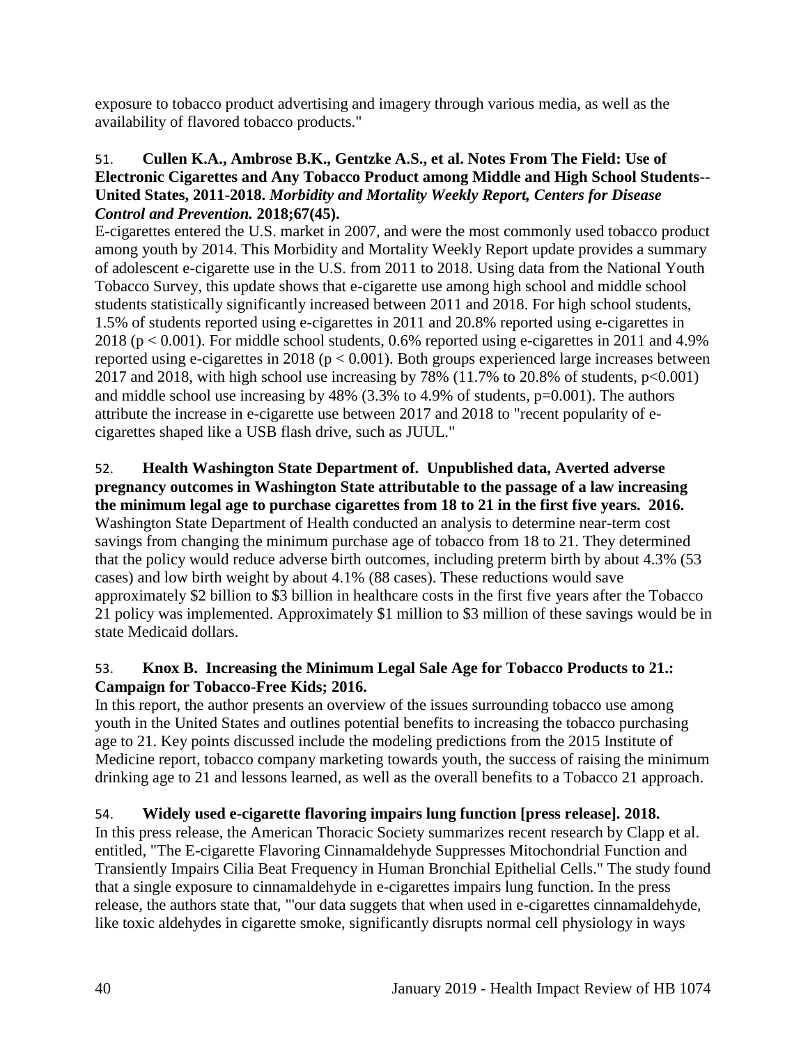exposure to tobacco product advertising and imagery through various media, as well as the availability of flavored tobacco products."

51. **Cullen K.A., Ambrose B.K., Gentzke A.S., et al. Notes From The Field: Use of Electronic Cigarettes and Any Tobacco Product among Middle and High School Students--United States, 2011-2018.** ***Morbidity and Mortality Weekly Report, Centers for Disease Control and Prevention.*** **2018;67(45).**
E-cigarettes entered the U.S. market in 2007, and were the most commonly used tobacco product among youth by 2014. This Morbidity and Mortality Weekly Report update provides a summary of adolescent e-cigarette use in the U.S. from 2011 to 2018. Using data from the National Youth Tobacco Survey, this update shows that e-cigarette use among high school and middle school students statistically significantly increased between 2011 and 2018. For high school students, 1.5% of students reported using e-cigarettes in 2011 and 20.8% reported using e-cigarettes in 2018 ($p < 0.001$). For middle school students, 0.6% reported using e-cigarettes in 2011 and 4.9% reported using e-cigarettes in 2018 ($p < 0.001$). Both groups experienced large increases between 2017 and 2018, with high school use increasing by 78% (11.7% to 20.8% of students, $p<0.001$) and middle school use increasing by 48% (3.3% to 4.9% of students, $p=0.001$). The authors attribute the increase in e-cigarette use between 2017 and 2018 to "recent popularity of e-cigarettes shaped like a USB flash drive, such as JUUL."

52. **Health Washington State Department of. Unpublished data, Averted adverse pregnancy outcomes in Washington State attributable to the passage of a law increasing the minimum legal age to purchase cigarettes from 18 to 21 in the first five years. 2016.**
Washington State Department of Health conducted an analysis to determine near-term cost savings from changing the minimum purchase age of tobacco from 18 to 21. They determined that the policy would reduce adverse birth outcomes, including preterm birth by about 4.3% (53 cases) and low birth weight by about 4.1% (88 cases). These reductions would save approximately $2 billion to $3 billion in healthcare costs in the first five years after the Tobacco 21 policy was implemented. Approximately $1 million to $3 million of these savings would be in state Medicaid dollars.

53. **Knox B. Increasing the Minimum Legal Sale Age for Tobacco Products to 21.: Campaign for Tobacco-Free Kids; 2016.**
In this report, the author presents an overview of the issues surrounding tobacco use among youth in the United States and outlines potential benefits to increasing the tobacco purchasing age to 21. Key points discussed include the modeling predictions from the 2015 Institute of Medicine report, tobacco company marketing towards youth, the success of raising the minimum drinking age to 21 and lessons learned, as well as the overall benefits to a Tobacco 21 approach.

54. **Widely used e-cigarette flavoring impairs lung function [press release]. 2018.**
In this press release, the American Thoracic Society summarizes recent research by Clapp et al. entitled, "The E-cigarette Flavoring Cinnamaldehyde Suppresses Mitochondrial Function and Transiently Impairs Cilia Beat Frequency in Human Bronchial Epithelial Cells." The study found that a single exposure to cinnamaldehyde in e-cigarettes impairs lung function. In the press release, the authors state that, "'our data suggets that when used in e-cigarettes cinnamaldehyde, like toxic aldehydes in cigarette smoke, significantly disrupts normal cell physiology in ways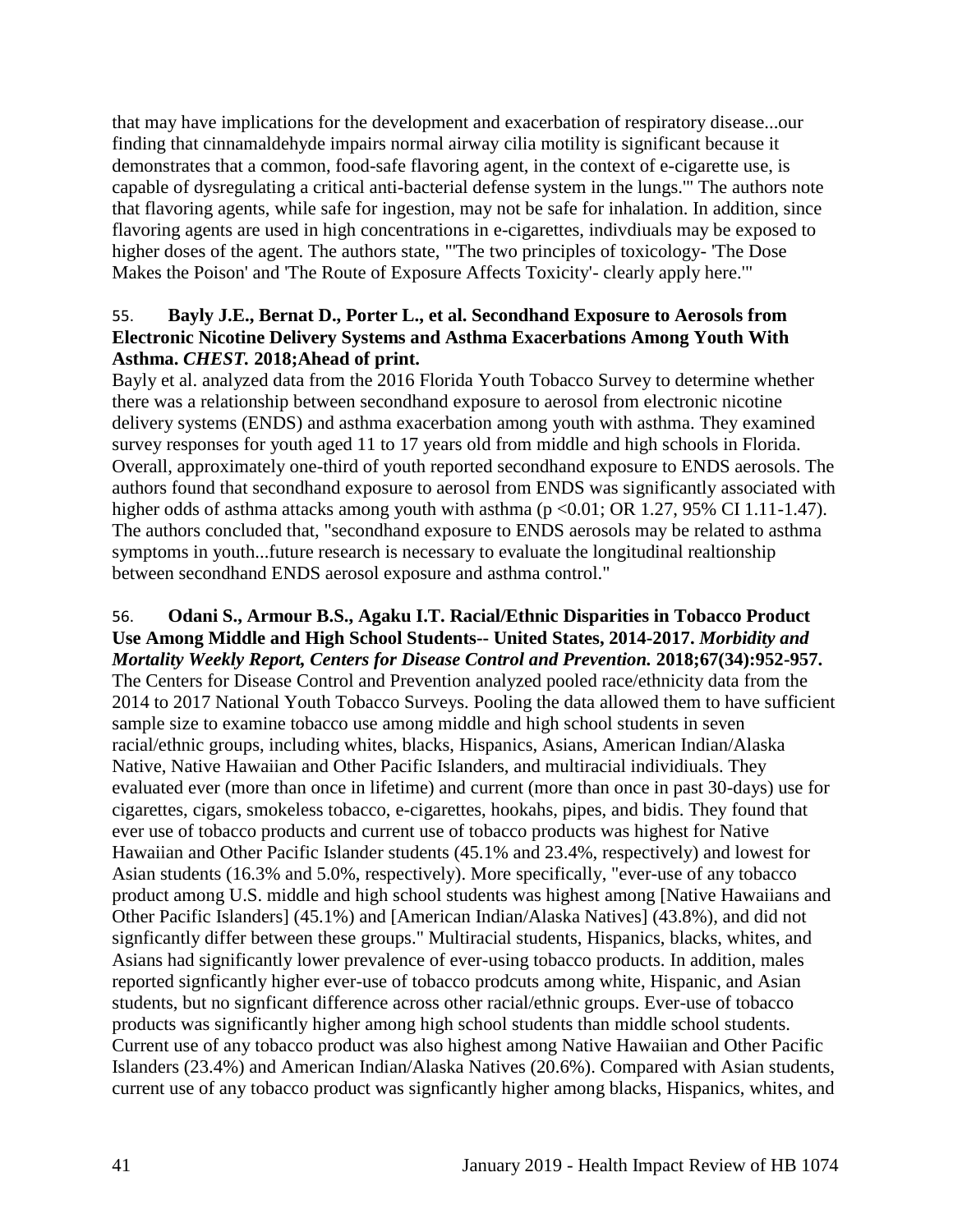that may have implications for the development and exacerbation of respiratory disease...our finding that cinnamaldehyde impairs normal airway cilia motility is significant because it demonstrates that a common, food-safe flavoring agent, in the context of e-cigarette use, is capable of dysregulating a critical anti-bacterial defense system in the lungs.'" The authors note that flavoring agents, while safe for ingestion, may not be safe for inhalation. In addition, since flavoring agents are used in high concentrations in e-cigarettes, indivdiuals may be exposed to higher doses of the agent. The authors state, "'The two principles of toxicology- 'The Dose Makes the Poison' and 'The Route of Exposure Affects Toxicity'- clearly apply here.'"

55. **Bayly J.E., Bernat D., Porter L., et al. Secondhand Exposure to Aerosols from Electronic Nicotine Delivery Systems and Asthma Exacerbations Among Youth With Asthma. *CHEST.* 2018;Ahead of print.**

Bayly et al. analyzed data from the 2016 Florida Youth Tobacco Survey to determine whether there was a relationship between secondhand exposure to aerosol from electronic nicotine delivery systems (ENDS) and asthma exacerbation among youth with asthma. They examined survey responses for youth aged 11 to 17 years old from middle and high schools in Florida. Overall, approximately one-third of youth reported secondhand exposure to ENDS aerosols. The authors found that secondhand exposure to aerosol from ENDS was significantly associated with higher odds of asthma attacks among youth with asthma ($p < 0.01$; OR 1.27, 95% CI 1.11-1.47). The authors concluded that, "secondhand exposure to ENDS aerosols may be related to asthma symptoms in youth...future research is necessary to evaluate the longitudinal realtionship between secondhand ENDS aerosol exposure and asthma control."

56. **Odani S., Armour B.S., Agaku I.T. Racial/Ethnic Disparities in Tobacco Product Use Among Middle and High School Students-- United States, 2014-2017. *Morbidity and Mortality Weekly Report, Centers for Disease Control and Prevention.* 2018;67(34):952-957.**

The Centers for Disease Control and Prevention analyzed pooled race/ethnicity data from the 2014 to 2017 National Youth Tobacco Surveys. Pooling the data allowed them to have sufficient sample size to examine tobacco use among middle and high school students in seven racial/ethnic groups, including whites, blacks, Hispanics, Asians, American Indian/Alaska Native, Native Hawaiian and Other Pacific Islanders, and multiracial individiuals. They evaluated ever (more than once in lifetime) and current (more than once in past 30-days) use for cigarettes, cigars, smokeless tobacco, e-cigarettes, hookahs, pipes, and bidis. They found that ever use of tobacco products and current use of tobacco products was highest for Native Hawaiian and Other Pacific Islander students (45.1% and 23.4%, respectively) and lowest for Asian students (16.3% and 5.0%, respectively). More specifically, "ever-use of any tobacco product among U.S. middle and high school students was highest among [Native Hawaiians and Other Pacific Islanders] (45.1%) and [American Indian/Alaska Natives] (43.8%), and did not signficantly differ between these groups." Multiracial students, Hispanics, blacks, whites, and Asians had significantly lower prevalence of ever-using tobacco products. In addition, males reported signficantly higher ever-use of tobacco prodcuts among white, Hispanic, and Asian students, but no signficant difference across other racial/ethnic groups. Ever-use of tobacco products was significantly higher among high school students than middle school students. Current use of any tobacco product was also highest among Native Hawaiian and Other Pacific Islanders (23.4%) and American Indian/Alaska Natives (20.6%). Compared with Asian students, current use of any tobacco product was signficantly higher among blacks, Hispanics, whites, and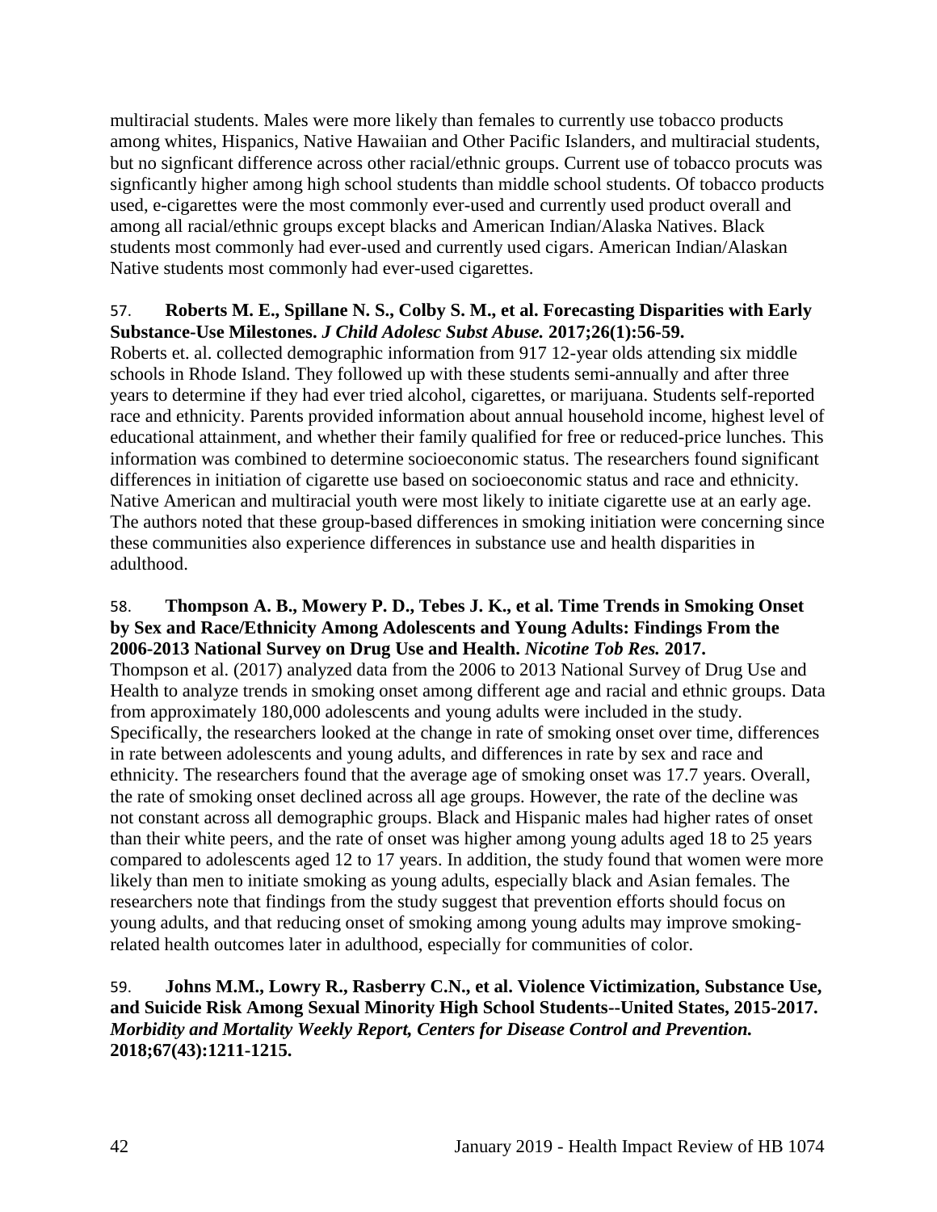multiracial students. Males were more likely than females to currently use tobacco products among whites, Hispanics, Native Hawaiian and Other Pacific Islanders, and multiracial students, but no signficant difference across other racial/ethnic groups. Current use of tobacco procuts was signficantly higher among high school students than middle school students. Of tobacco products used, e-cigarettes were the most commonly ever-used and currently used product overall and among all racial/ethnic groups except blacks and American Indian/Alaska Natives. Black students most commonly had ever-used and currently used cigars. American Indian/Alaskan Native students most commonly had ever-used cigarettes.

57. **Roberts M. E., Spillane N. S., Colby S. M., et al. Forecasting Disparities with Early Substance-Use Milestones.** ***J Child Adolesc Subst Abuse.*** **2017;26(1):56-59.**
Roberts et. al. collected demographic information from 917 12-year olds attending six middle schools in Rhode Island. They followed up with these students semi-annually and after three years to determine if they had ever tried alcohol, cigarettes, or marijuana. Students self-reported race and ethnicity. Parents provided information about annual household income, highest level of educational attainment, and whether their family qualified for free or reduced-price lunches. This information was combined to determine socioeconomic status. The researchers found significant differences in initiation of cigarette use based on socioeconomic status and race and ethnicity. Native American and multiracial youth were most likely to initiate cigarette use at an early age. The authors noted that these group-based differences in smoking initiation were concerning since these communities also experience differences in substance use and health disparities in adulthood.

58. **Thompson A. B., Mowery P. D., Tebes J. K., et al. Time Trends in Smoking Onset by Sex and Race/Ethnicity Among Adolescents and Young Adults: Findings From the 2006-2013 National Survey on Drug Use and Health.** ***Nicotine Tob Res.*** **2017.**
Thompson et al. (2017) analyzed data from the 2006 to 2013 National Survey of Drug Use and Health to analyze trends in smoking onset among different age and racial and ethnic groups. Data from approximately 180,000 adolescents and young adults were included in the study. Specifically, the researchers looked at the change in rate of smoking onset over time, differences in rate between adolescents and young adults, and differences in rate by sex and race and ethnicity. The researchers found that the average age of smoking onset was 17.7 years. Overall, the rate of smoking onset declined across all age groups. However, the rate of the decline was not constant across all demographic groups. Black and Hispanic males had higher rates of onset than their white peers, and the rate of onset was higher among young adults aged 18 to 25 years compared to adolescents aged 12 to 17 years. In addition, the study found that women were more likely than men to initiate smoking as young adults, especially black and Asian females. The researchers note that findings from the study suggest that prevention efforts should focus on young adults, and that reducing onset of smoking among young adults may improve smoking-related health outcomes later in adulthood, especially for communities of color.

59. **Johns M.M., Lowry R., Rasberry C.N., et al. Violence Victimization, Substance Use, and Suicide Risk Among Sexual Minority High School Students--United States, 2015-2017.** ***Morbidity and Mortality Weekly Report, Centers for Disease Control and Prevention.*** **2018;67(43):1211-1215.**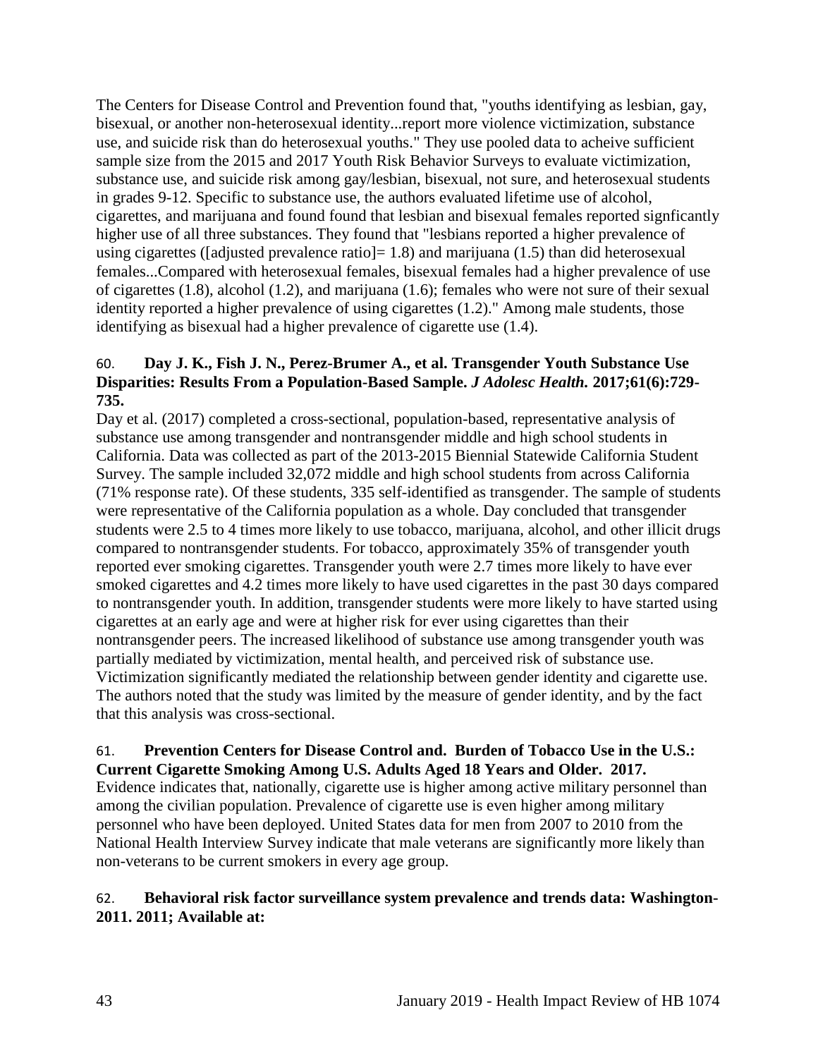The Centers for Disease Control and Prevention found that, "youths identifying as lesbian, gay, bisexual, or another non-heterosexual identity...report more violence victimization, substance use, and suicide risk than do heterosexual youths." They use pooled data to acheive sufficient sample size from the 2015 and 2017 Youth Risk Behavior Surveys to evaluate victimization, substance use, and suicide risk among gay/lesbian, bisexual, not sure, and heterosexual students in grades 9-12. Specific to substance use, the authors evaluated lifetime use of alcohol, cigarettes, and marijuana and found found that lesbian and bisexual females reported signficantly higher use of all three substances. They found that "lesbians reported a higher prevalence of using cigarettes ([adjusted prevalence ratio]= 1.8) and marijuana (1.5) than did heterosexual females...Compared with heterosexual females, bisexual females had a higher prevalence of use of cigarettes (1.8), alcohol (1.2), and marijuana (1.6); females who were not sure of their sexual identity reported a higher prevalence of using cigarettes (1.2)." Among male students, those identifying as bisexual had a higher prevalence of cigarette use (1.4).

60. **Day J. K., Fish J. N., Perez-Brumer A., et al. Transgender Youth Substance Use Disparities: Results From a Population-Based Sample. *J Adolesc Health.* 2017;61(6):729-735.**

Day et al. (2017) completed a cross-sectional, population-based, representative analysis of substance use among transgender and nontransgender middle and high school students in California. Data was collected as part of the 2013-2015 Biennial Statewide California Student Survey. The sample included 32,072 middle and high school students from across California (71% response rate). Of these students, 335 self-identified as transgender. The sample of students were representative of the California population as a whole. Day concluded that transgender students were 2.5 to 4 times more likely to use tobacco, marijuana, alcohol, and other illicit drugs compared to nontransgender students. For tobacco, approximately 35% of transgender youth reported ever smoking cigarettes. Transgender youth were 2.7 times more likely to have ever smoked cigarettes and 4.2 times more likely to have used cigarettes in the past 30 days compared to nontransgender youth. In addition, transgender students were more likely to have started using cigarettes at an early age and were at higher risk for ever using cigarettes than their nontransgender peers. The increased likelihood of substance use among transgender youth was partially mediated by victimization, mental health, and perceived risk of substance use. Victimization significantly mediated the relationship between gender identity and cigarette use. The authors noted that the study was limited by the measure of gender identity, and by the fact that this analysis was cross-sectional.

61. **Prevention Centers for Disease Control and. Burden of Tobacco Use in the U.S.: Current Cigarette Smoking Among U.S. Adults Aged 18 Years and Older. 2017.**

Evidence indicates that, nationally, cigarette use is higher among active military personnel than among the civilian population. Prevalence of cigarette use is even higher among military personnel who have been deployed. United States data for men from 2007 to 2010 from the National Health Interview Survey indicate that male veterans are significantly more likely than non-veterans to be current smokers in every age group.

62. **Behavioral risk factor surveillance system prevalence and trends data: Washington-2011. 2011; Available at:**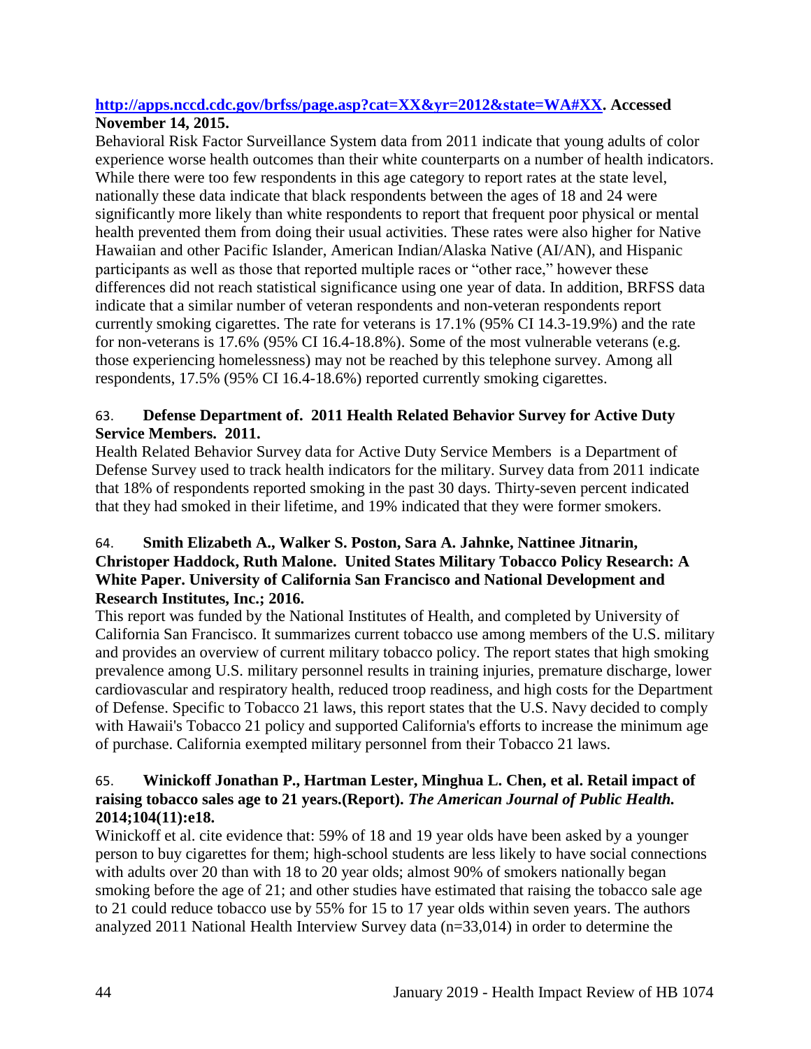**http://apps.nccd.cdc.gov/brfss/page.asp?cat=XX&yr=2012&state=WA#XX. Accessed November 14, 2015.**

Behavioral Risk Factor Surveillance System data from 2011 indicate that young adults of color experience worse health outcomes than their white counterparts on a number of health indicators. While there were too few respondents in this age category to report rates at the state level, nationally these data indicate that black respondents between the ages of 18 and 24 were significantly more likely than white respondents to report that frequent poor physical or mental health prevented them from doing their usual activities. These rates were also higher for Native Hawaiian and other Pacific Islander, American Indian/Alaska Native (AI/AN), and Hispanic participants as well as those that reported multiple races or "other race," however these differences did not reach statistical significance using one year of data. In addition, BRFSS data indicate that a similar number of veteran respondents and non-veteran respondents report currently smoking cigarettes. The rate for veterans is 17.1% (95% CI 14.3-19.9%) and the rate for non-veterans is 17.6% (95% CI 16.4-18.8%). Some of the most vulnerable veterans (e.g. those experiencing homelessness) may not be reached by this telephone survey. Among all respondents, 17.5% (95% CI 16.4-18.6%) reported currently smoking cigarettes.

63. **Defense Department of. 2011 Health Related Behavior Survey for Active Duty Service Members. 2011.**

Health Related Behavior Survey data for Active Duty Service Members is a Department of Defense Survey used to track health indicators for the military. Survey data from 2011 indicate that 18% of respondents reported smoking in the past 30 days. Thirty-seven percent indicated that they had smoked in their lifetime, and 19% indicated that they were former smokers.

64. **Smith Elizabeth A., Walker S. Poston, Sara A. Jahnke, Nattinee Jitnarin, Christoper Haddock, Ruth Malone. United States Military Tobacco Policy Research: A White Paper. University of California San Francisco and National Development and Research Institutes, Inc.; 2016.**

This report was funded by the National Institutes of Health, and completed by University of California San Francisco. It summarizes current tobacco use among members of the U.S. military and provides an overview of current military tobacco policy. The report states that high smoking prevalence among U.S. military personnel results in training injuries, premature discharge, lower cardiovascular and respiratory health, reduced troop readiness, and high costs for the Department of Defense. Specific to Tobacco 21 laws, this report states that the U.S. Navy decided to comply with Hawaii's Tobacco 21 policy and supported California's efforts to increase the minimum age of purchase. California exempted military personnel from their Tobacco 21 laws.

65. **Winickoff Jonathan P., Hartman Lester, Minghua L. Chen, et al. Retail impact of raising tobacco sales age to 21 years.(Report).** ***The American Journal of Public Health.*** **2014;104(11):e18.**

Winickoff et al. cite evidence that: 59% of 18 and 19 year olds have been asked by a younger person to buy cigarettes for them; high-school students are less likely to have social connections with adults over 20 than with 18 to 20 year olds; almost 90% of smokers nationally began smoking before the age of 21; and other studies have estimated that raising the tobacco sale age to 21 could reduce tobacco use by 55% for 15 to 17 year olds within seven years. The authors analyzed 2011 National Health Interview Survey data (n=33,014) in order to determine the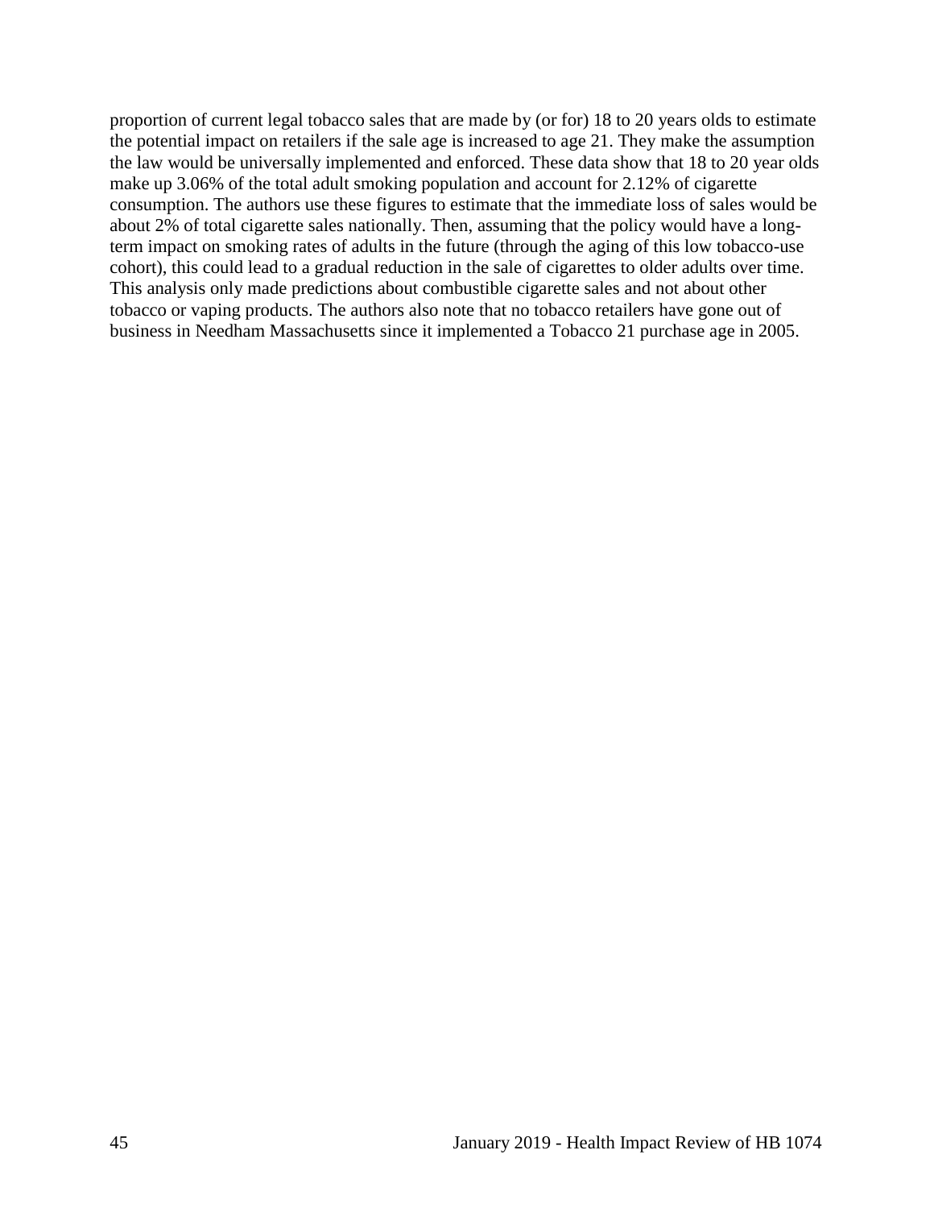proportion of current legal tobacco sales that are made by (or for) 18 to 20 years olds to estimate the potential impact on retailers if the sale age is increased to age 21. They make the assumption the law would be universally implemented and enforced. These data show that 18 to 20 year olds make up 3.06% of the total adult smoking population and account for 2.12% of cigarette consumption. The authors use these figures to estimate that the immediate loss of sales would be about 2% of total cigarette sales nationally. Then, assuming that the policy would have a long-term impact on smoking rates of adults in the future (through the aging of this low tobacco-use cohort), this could lead to a gradual reduction in the sale of cigarettes to older adults over time. This analysis only made predictions about combustible cigarette sales and not about other tobacco or vaping products. The authors also note that no tobacco retailers have gone out of business in Needham Massachusetts since it implemented a Tobacco 21 purchase age in 2005.